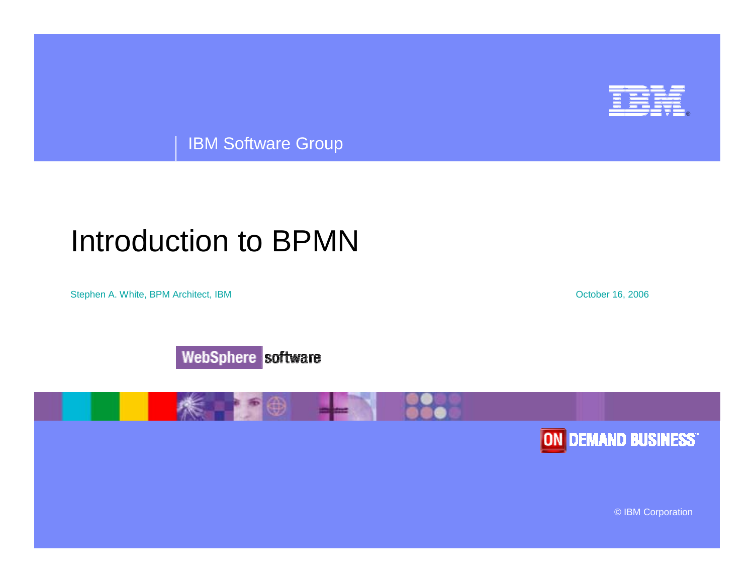IBM Software Group

# Introduction to BPMN

Stephen A. White, BPM Architect, IBM

October 16, 2006

WebSphere software

ON DEMAND BUSINESS

© IBM Corporation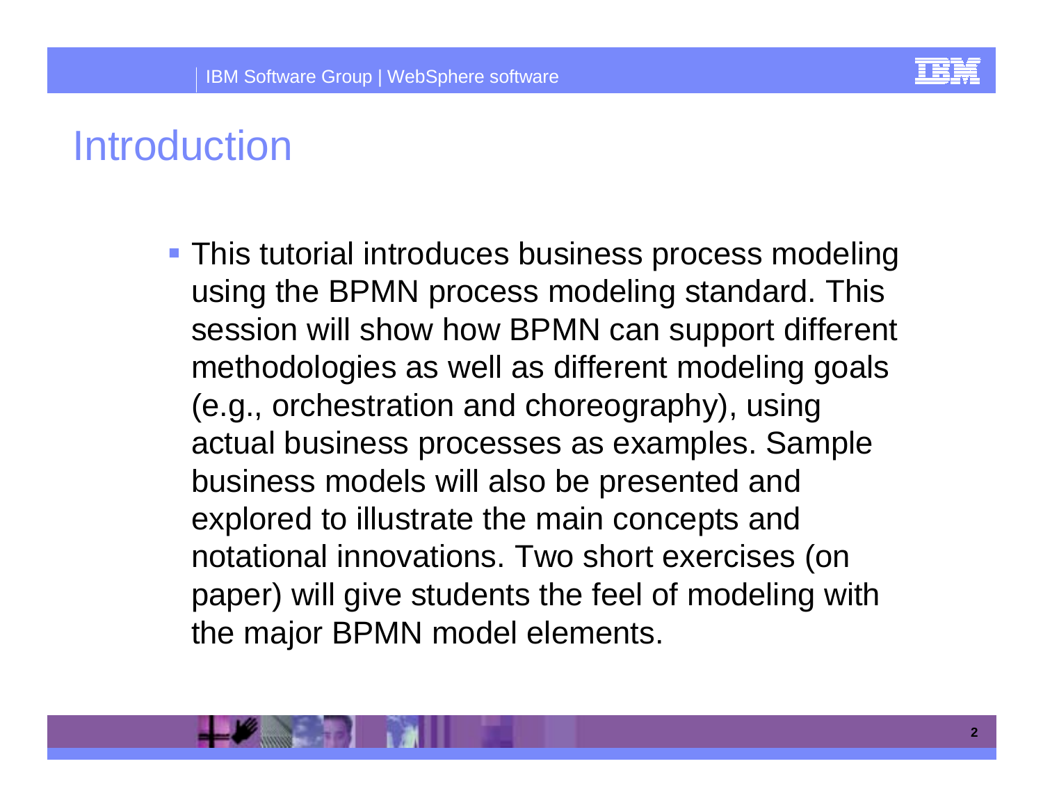# Introduction

- This tutorial introduces business process modeling using the BPMN process modeling standard. This session will show how BPMN can support different methodologies as well as different modeling goals (e.g., orchestration and choreography), using actual business processes as examples. Sample business models will also be presented and explored to illustrate the main concepts and notational innovations. Two short exercises (on paper) will give students the feel of modeling with the major BPMN model elements.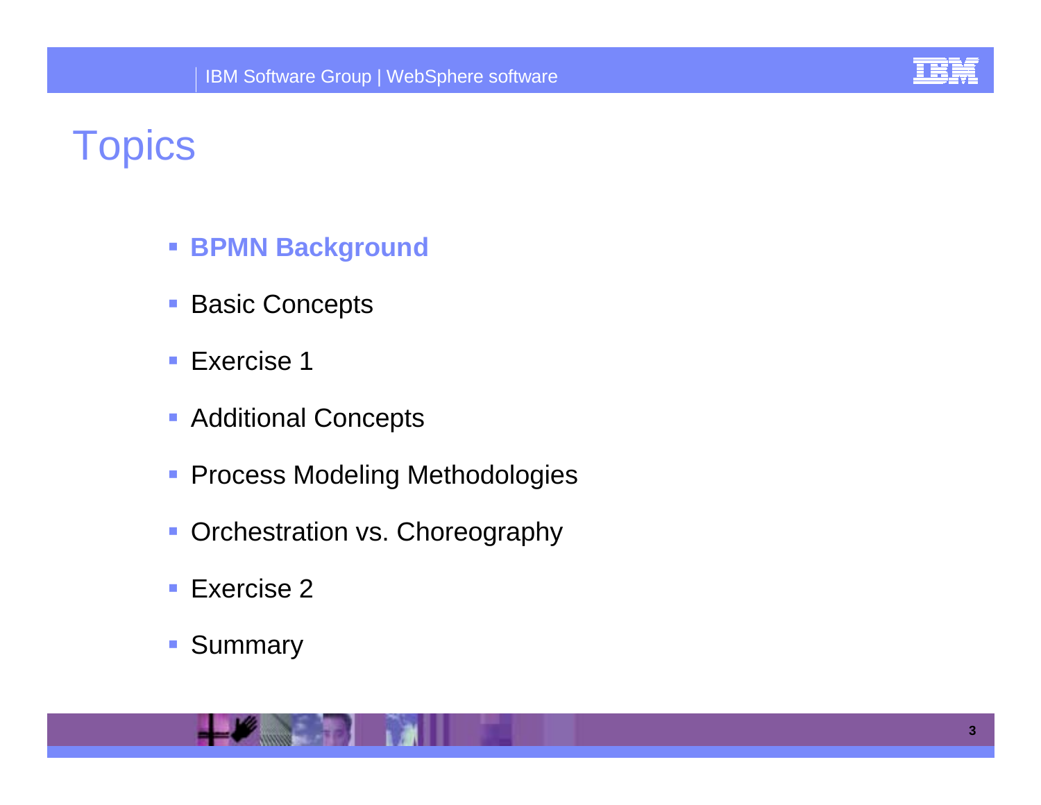# Topics

- **BPMN Background**
- Basic Concepts
- Exercise 1
- Additional Concepts
- Process Modeling Methodologies
- Orchestration vs. Choreography
- Exercise 2
- Summary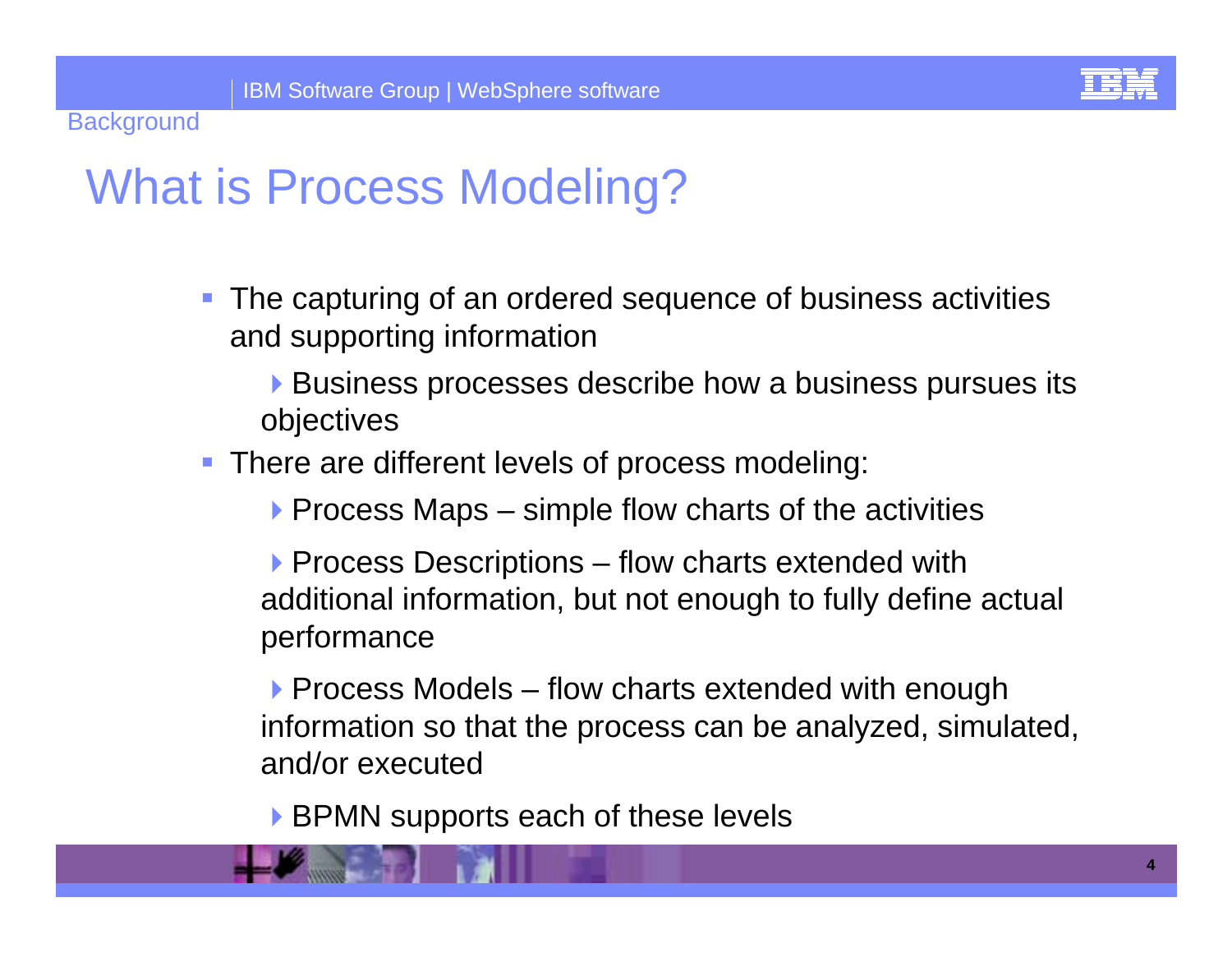# What is Process Modeling?

- The capturing of an ordered sequence of business activities and supporting information
  - Business processes describe how a business pursues its objectives
- There are different levels of process modeling:
  - Process Maps – simple flow charts of the activities
  - Process Descriptions – flow charts extended with additional information, but not enough to fully define actual performance
  - Process Models – flow charts extended with enough information so that the process can be analyzed, simulated, and/or executed
  - BPMN supports each of these levels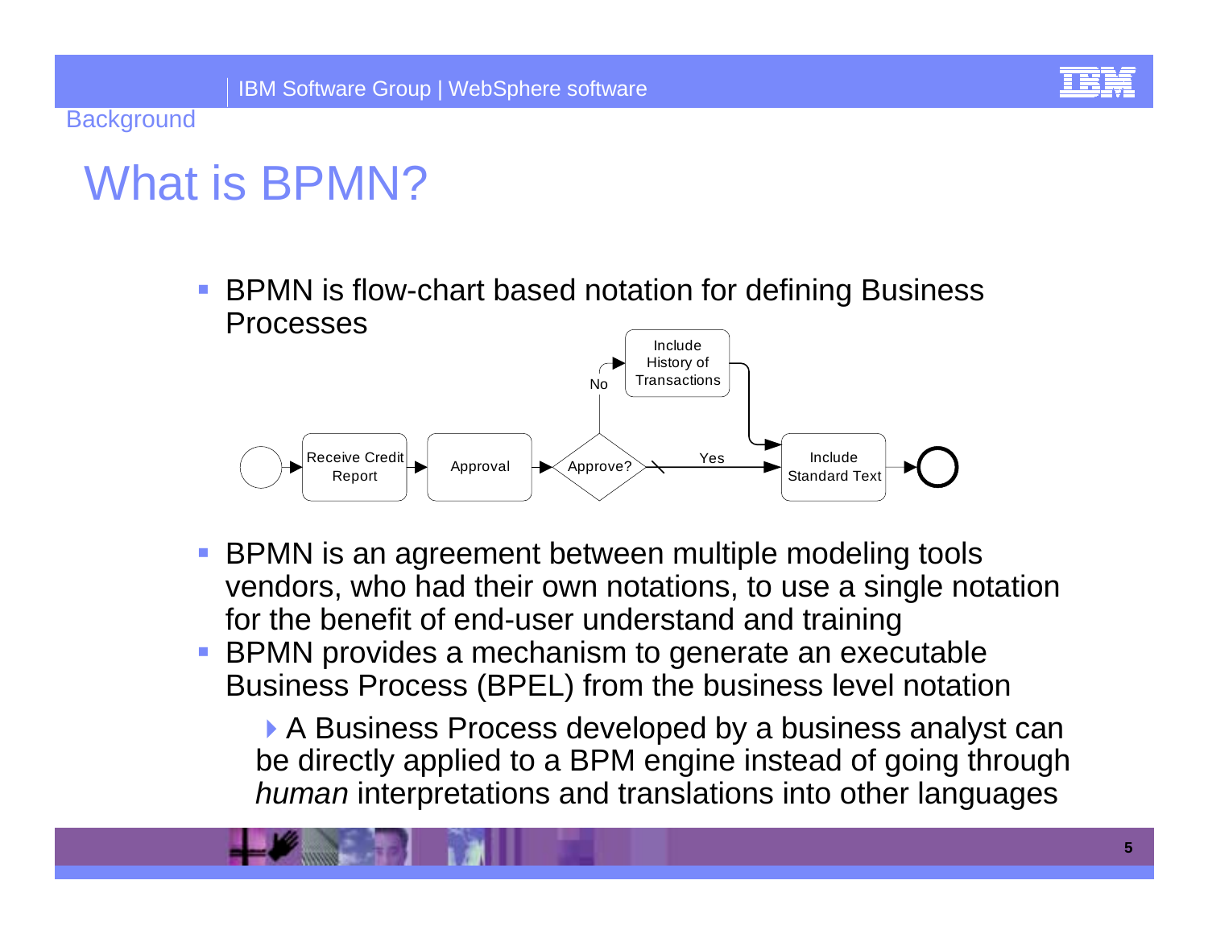Background

# What is BPMN?

- BPMN is flow-chart based notation for defining Business Processes

Receive Credit Report → Approval → Approve? — No → Include History of Transactions → Include Standard Text; Approve? — Yes → Include Standard Text →

- BPMN is an agreement between multiple modeling tools vendors, who had their own notations, to use a single notation for the benefit of end-user understand and training
- BPMN provides a mechanism to generate an executable Business Process (BPEL) from the business level notation
  - A Business Process developed by a business analyst can be directly applied to a BPM engine instead of going through *human* interpretations and translations into other languages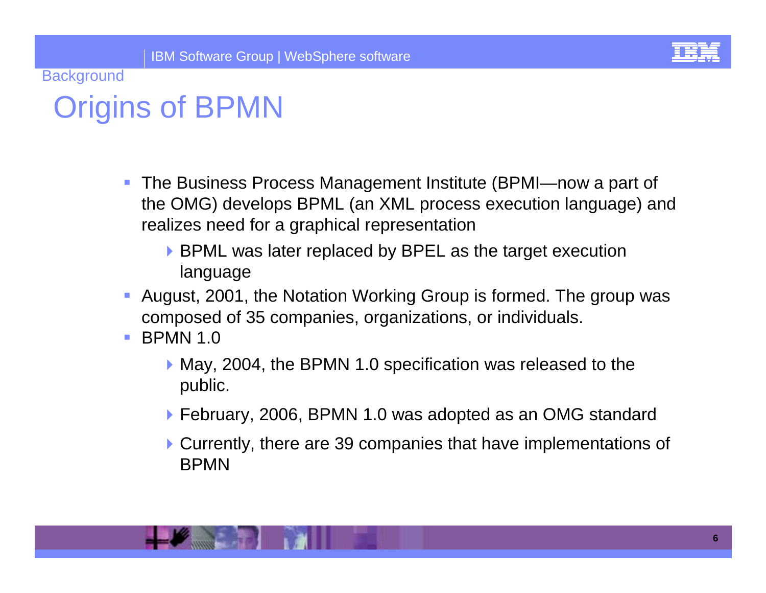Background

# Origins of BPMN

- The Business Process Management Institute (BPMI—now a part of the OMG) develops BPML (an XML process execution language) and realizes need for a graphical representation
  - BPML was later replaced by BPEL as the target execution language
- August, 2001, the Notation Working Group is formed. The group was composed of 35 companies, organizations, or individuals.
- BPMN 1.0
  - May, 2004, the BPMN 1.0 specification was released to the public.
  - February, 2006, BPMN 1.0 was adopted as an OMG standard
  - Currently, there are 39 companies that have implementations of BPMN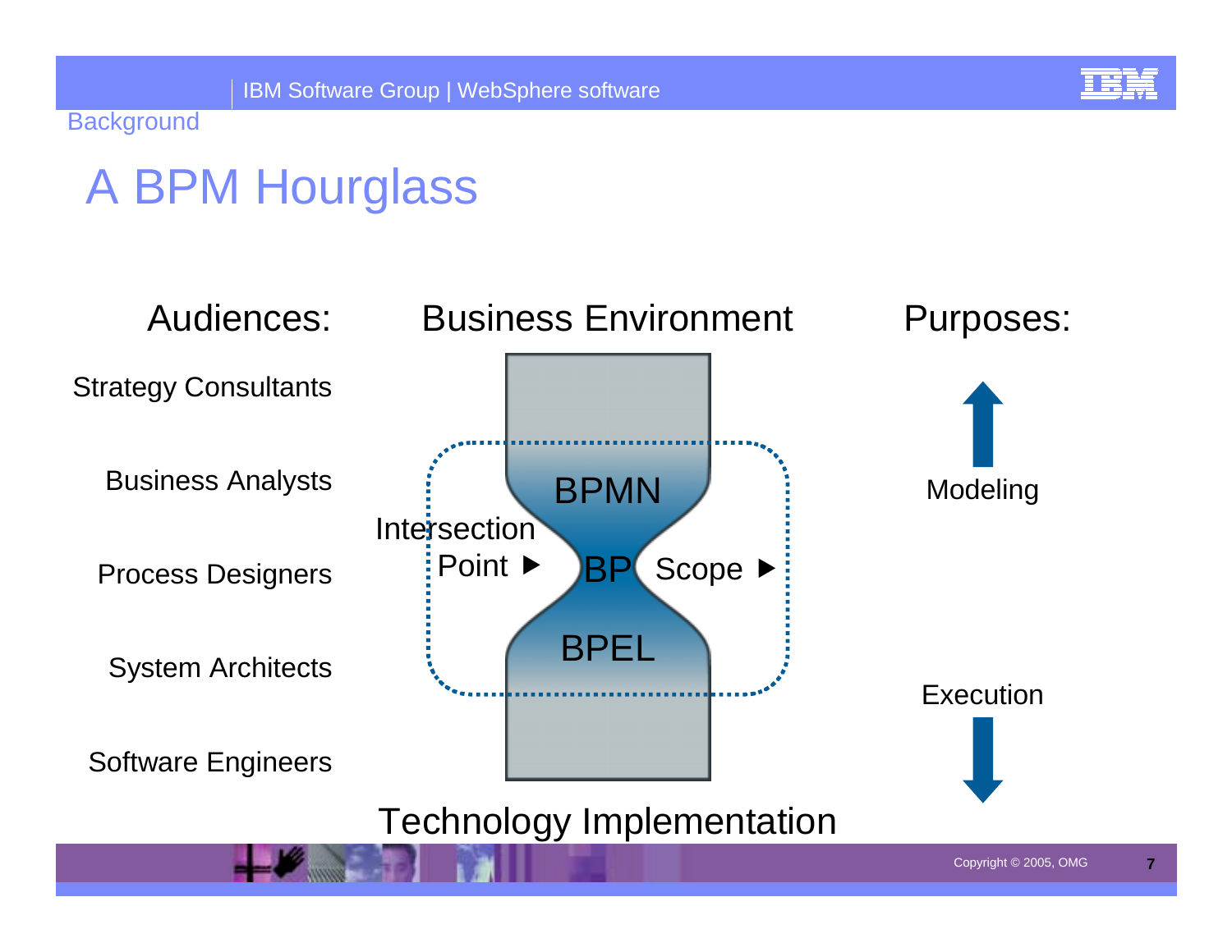Background

# A BPM Hourglass

**Audiences:**

- Strategy Consultants
- Business Analysts
- Process Designers
- System Architects
- Software Engineers

**Business Environment**

BPMN

Intersection Point ▶ BP Scope ▶

BPEL

**Technology Implementation**

**Purposes:**

- Modeling
- Execution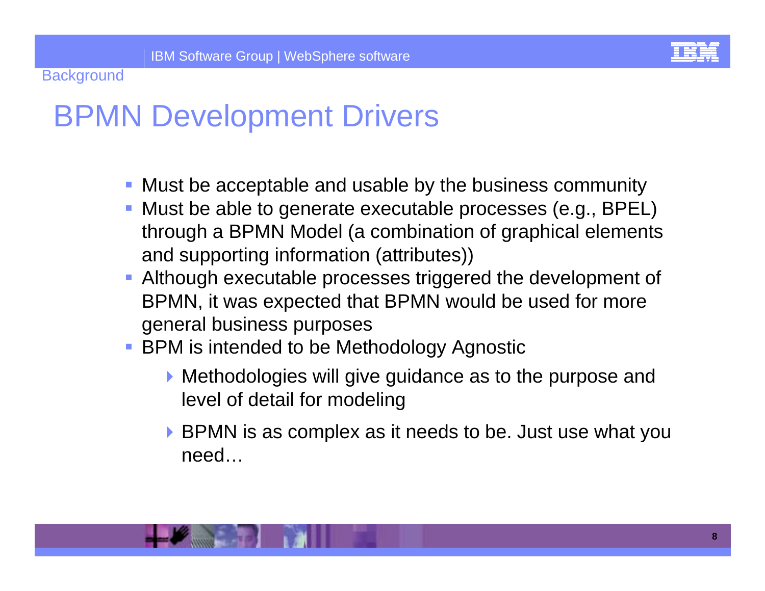Background

# BPMN Development Drivers

- Must be acceptable and usable by the business community
- Must be able to generate executable processes (e.g., BPEL) through a BPMN Model (a combination of graphical elements and supporting information (attributes))
- Although executable processes triggered the development of BPMN, it was expected that BPMN would be used for more general business purposes
- BPM is intended to be Methodology Agnostic
  - Methodologies will give guidance as to the purpose and level of detail for modeling
  - BPMN is as complex as it needs to be. Just use what you need…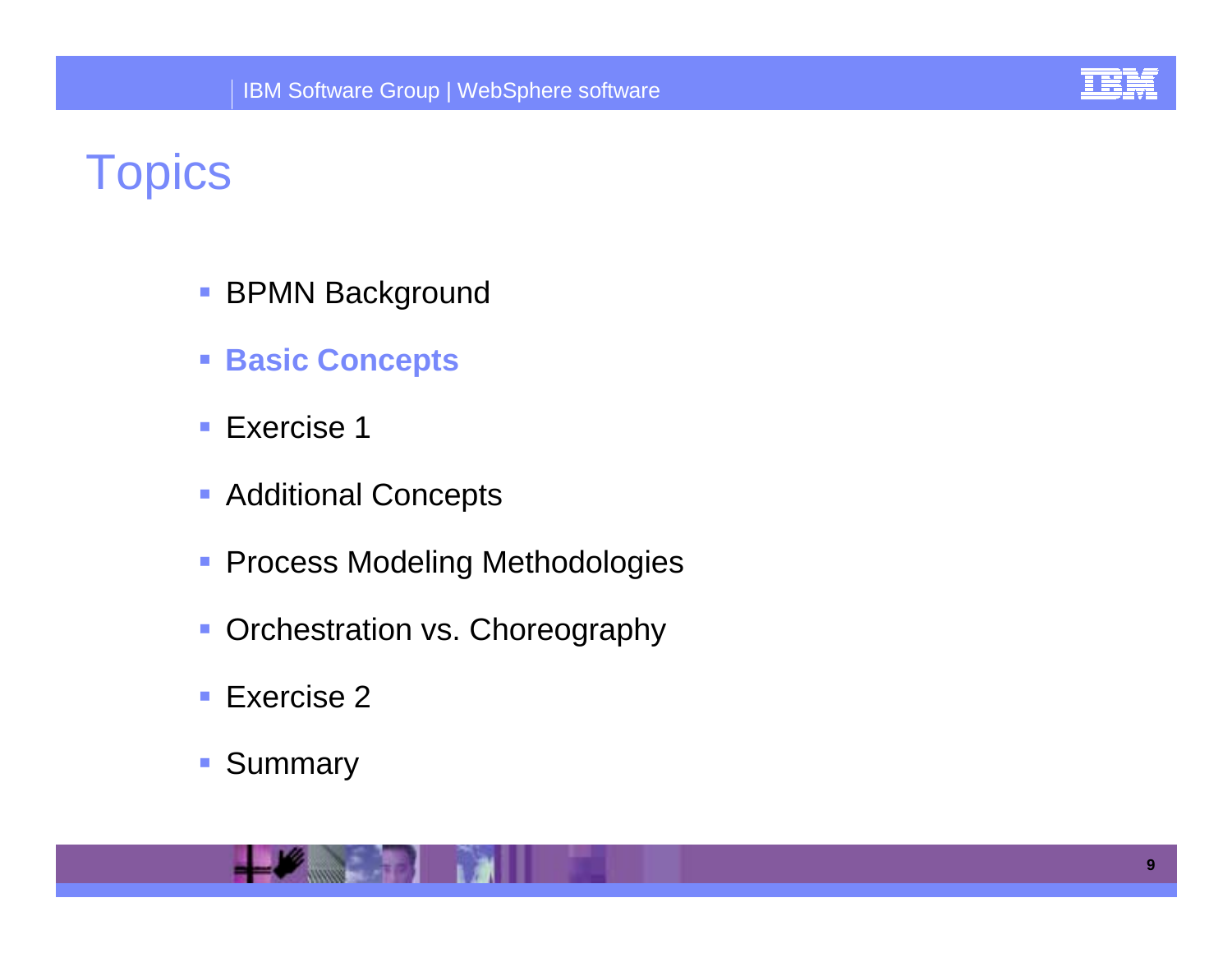# Topics

- BPMN Background
- **Basic Concepts**
- Exercise 1
- Additional Concepts
- Process Modeling Methodologies
- Orchestration vs. Choreography
- Exercise 2
- Summary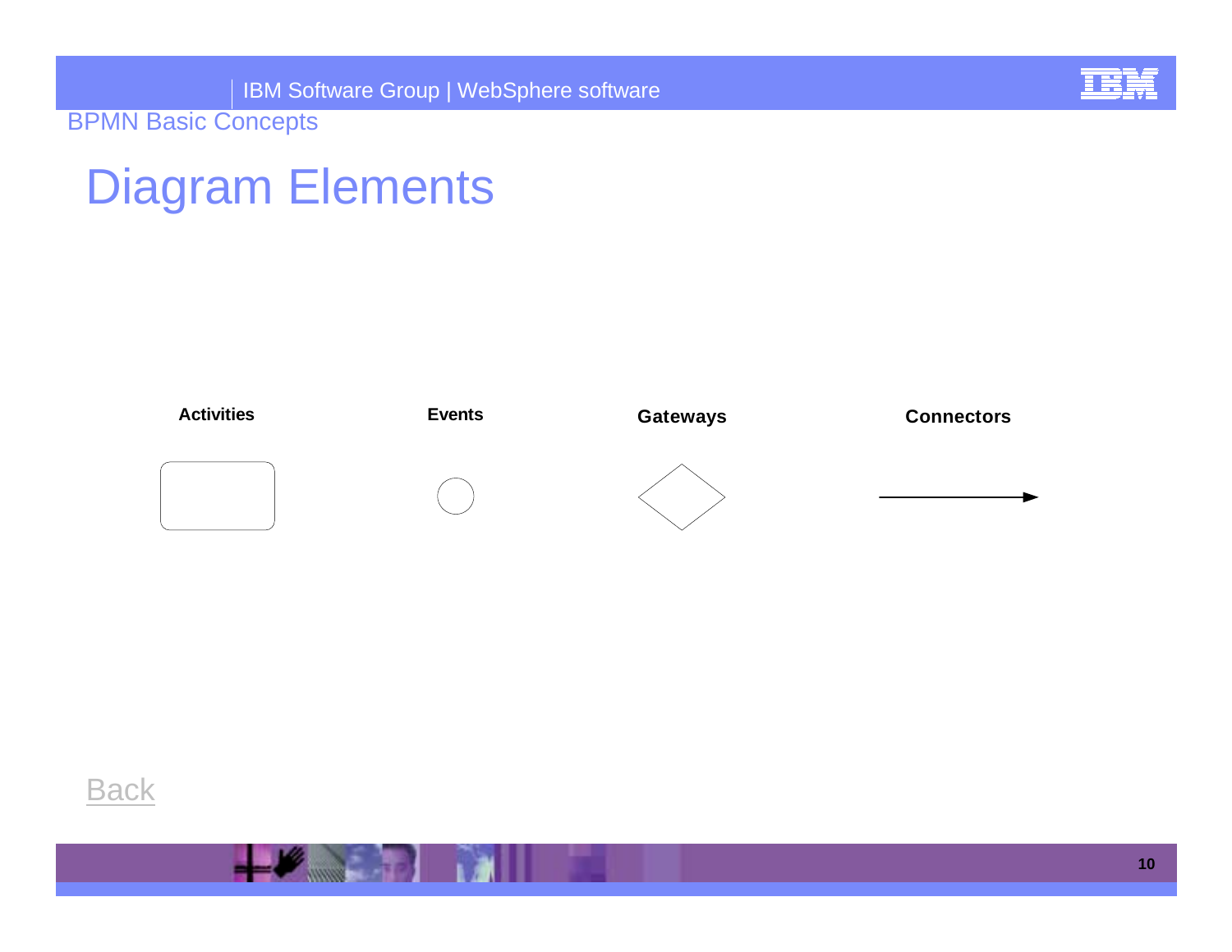# Diagram Elements

| Activities | Events | Gateways | Connectors |
| --- | --- | --- | --- |

Back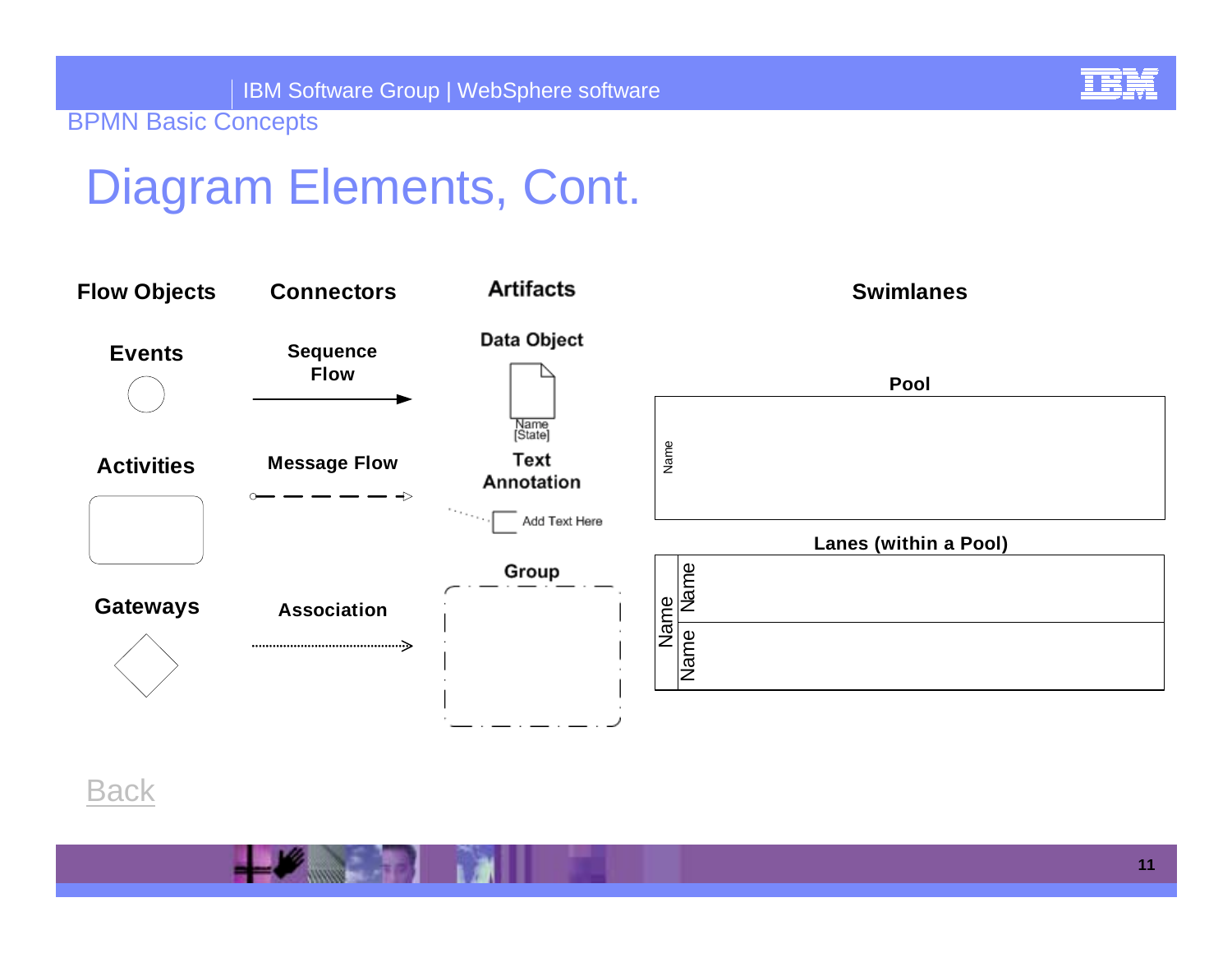BPMN Basic Concepts

# Diagram Elements, Cont.

## Flow Objects

### Events

### Activities

### Gateways

## Connectors

### Sequence Flow

### Message Flow

### Association

## Artifacts

### Data Object

Name
[State]

### Text Annotation

Add Text Here

### Group

## Swimlanes

### Pool

Name

### Lanes (within a Pool)

Name

Name

Name

Back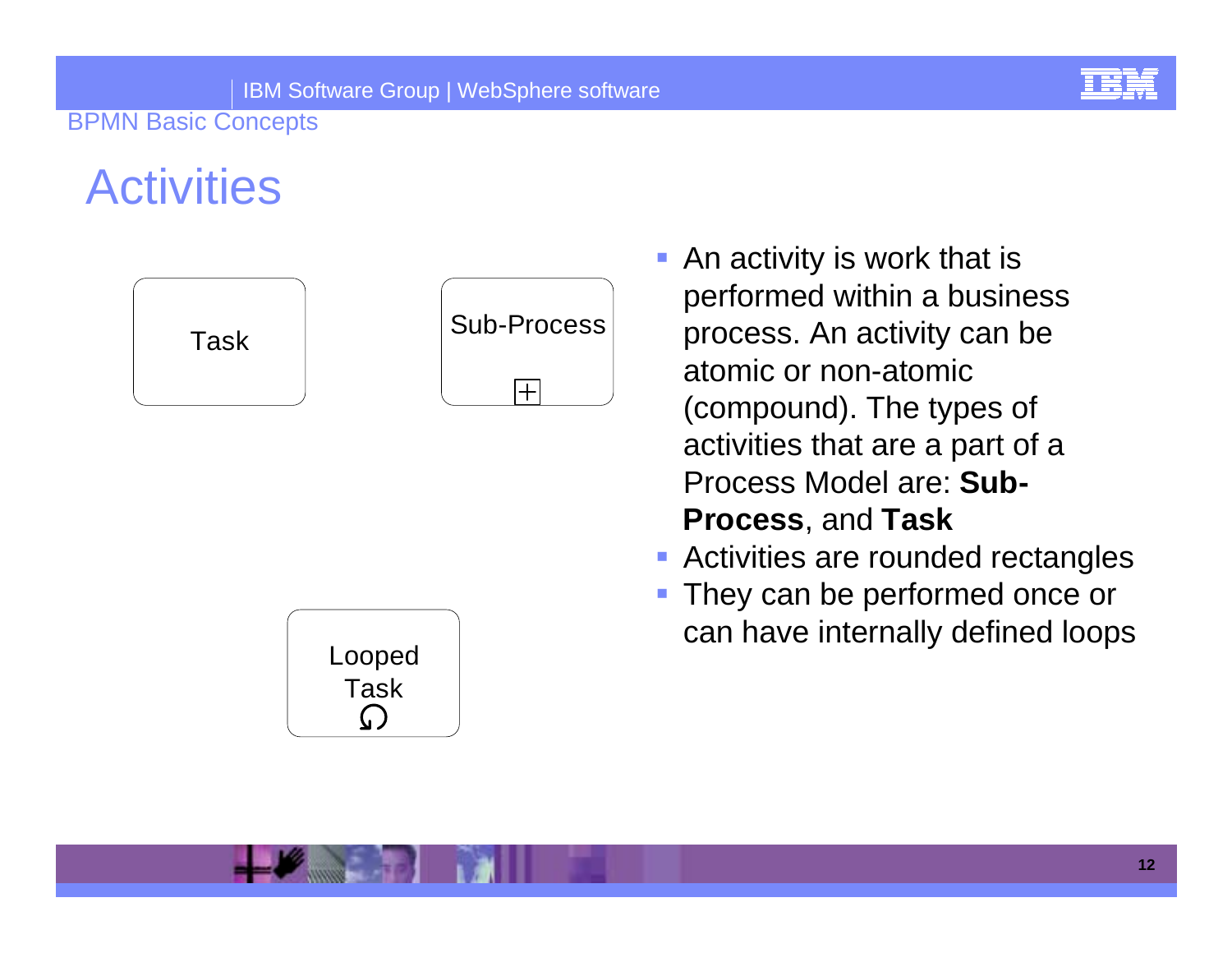# Activities

Task

Sub-Process

Looped Task

- An activity is work that is performed within a business process. An activity can be atomic or non-atomic (compound). The types of activities that are a part of a Process Model are: **Sub-Process**, and **Task**
- Activities are rounded rectangles
- They can be performed once or can have internally defined loops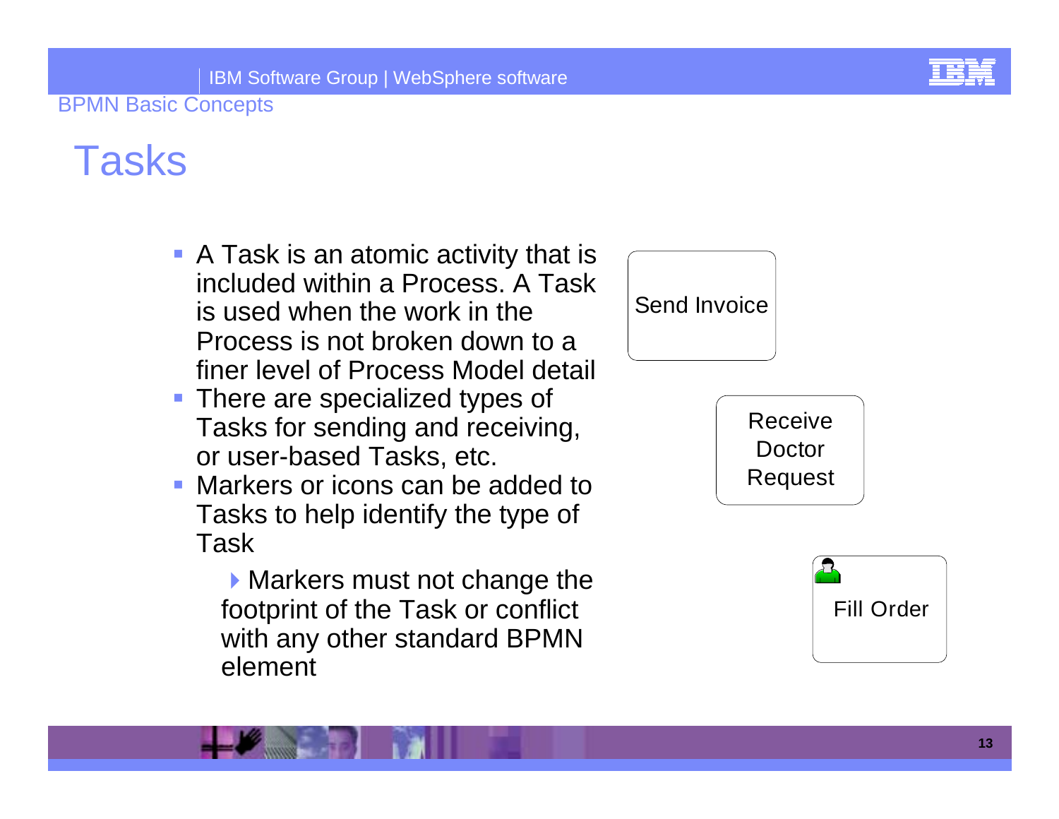# Tasks

- A Task is an atomic activity that is included within a Process. A Task is used when the work in the Process is not broken down to a finer level of Process Model detail
- There are specialized types of Tasks for sending and receiving, or user-based Tasks, etc.
- Markers or icons can be added to Tasks to help identify the type of Task
  - Markers must not change the footprint of the Task or conflict with any other standard BPMN element

Send Invoice

Receive Doctor Request

Fill Order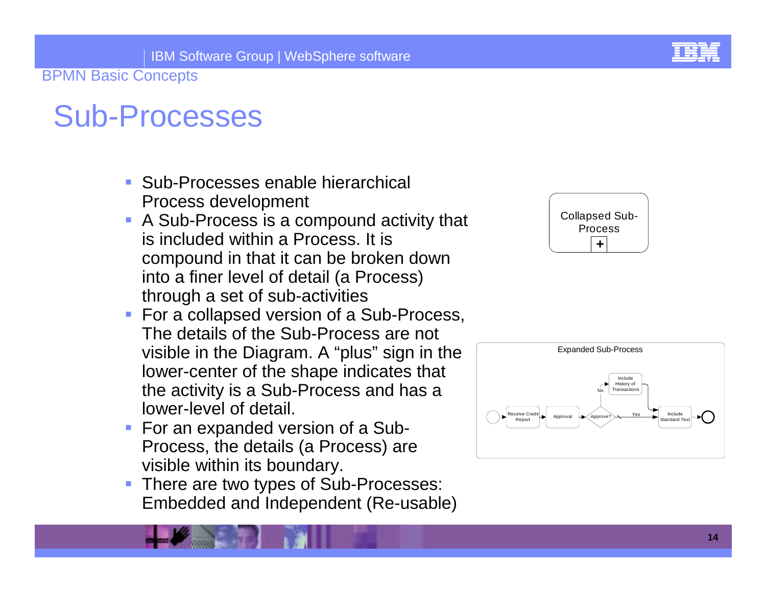# Sub-Processes

- Sub-Processes enable hierarchical Process development
- A Sub-Process is a compound activity that is included within a Process. It is compound in that it can be broken down into a finer level of detail (a Process) through a set of sub-activities
- For a collapsed version of a Sub-Process, The details of the Sub-Process are not visible in the Diagram. A "plus" sign in the lower-center of the shape indicates that the activity is a Sub-Process and has a lower-level of detail.
- For an expanded version of a Sub-Process, the details (a Process) are visible within its boundary.
- There are two types of Sub-Processes: Embedded and Independent (Re-usable)

Collapsed Sub-Process

Expanded Sub-Process

Receive Credit Report → Approval → Approve? — Yes → Include Standard Text; No → Include History of Transactions → Include Standard Text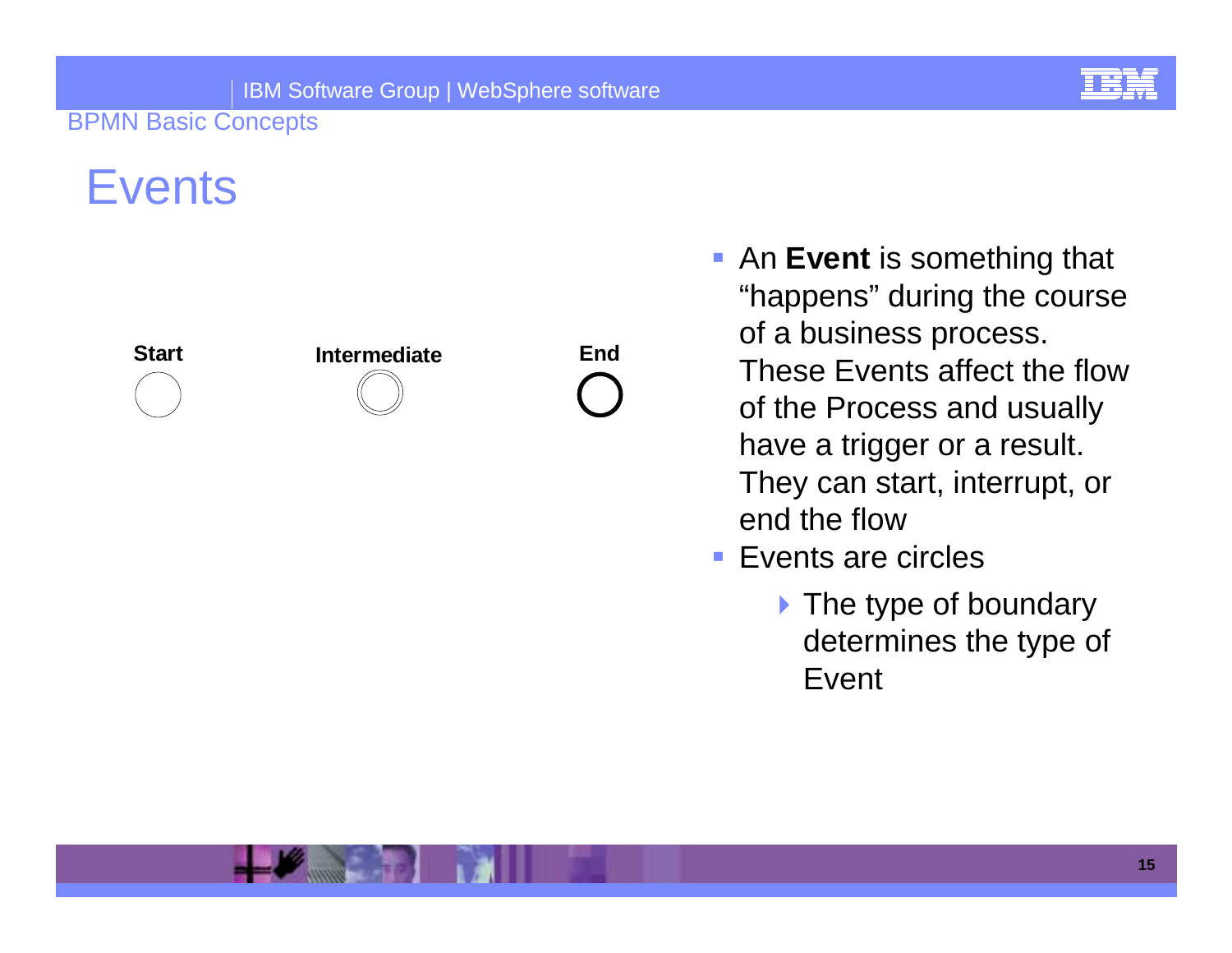# Events

**Start** **Intermediate** **End**

- An **Event** is something that "happens" during the course of a business process. These Events affect the flow of the Process and usually have a trigger or a result. They can start, interrupt, or end the flow
- Events are circles
  - The type of boundary determines the type of Event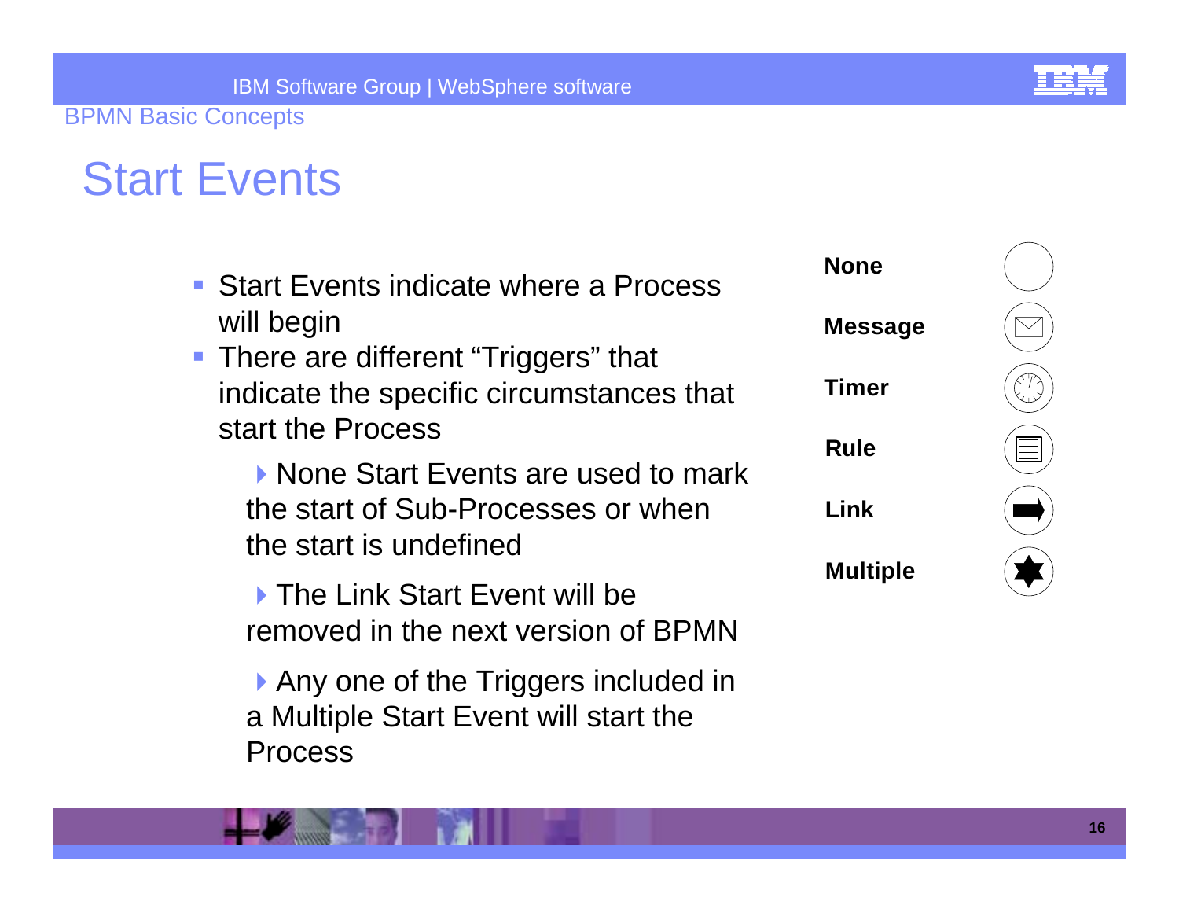# Start Events

- Start Events indicate where a Process will begin
- There are different "Triggers" that indicate the specific circumstances that start the Process
  - None Start Events are used to mark the start of Sub-Processes or when the start is undefined
  - The Link Start Event will be removed in the next version of BPMN
  - Any one of the Triggers included in a Multiple Start Event will start the Process

**None**

**Message**

**Timer**

**Rule**

**Link**

**Multiple**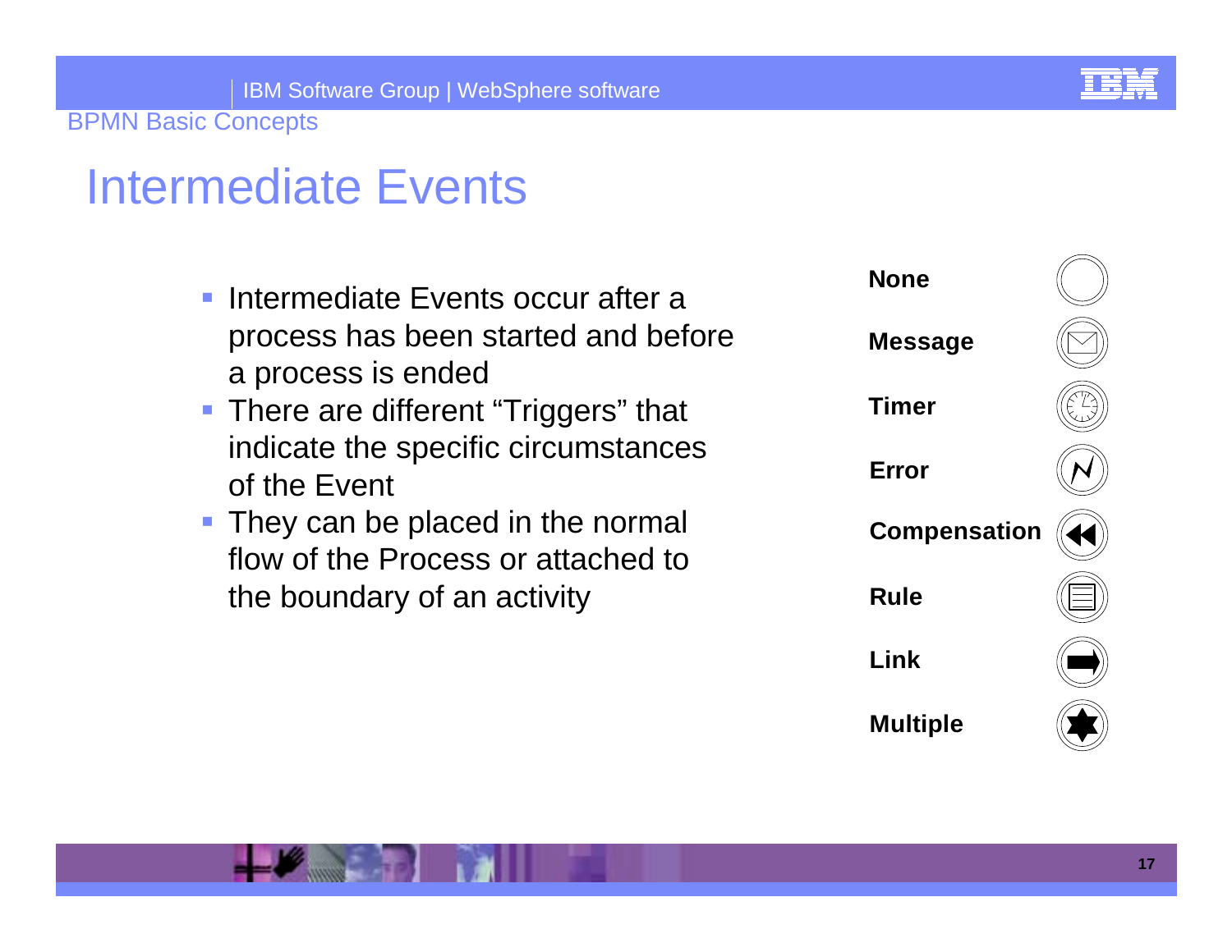# Intermediate Events

- Intermediate Events occur after a process has been started and before a process is ended
- There are different "Triggers" that indicate the specific circumstances of the Event
- They can be placed in the normal flow of the Process or attached to the boundary of an activity

**None**

**Message**

**Timer**

**Error**

**Compensation**

**Rule**

**Link**

**Multiple**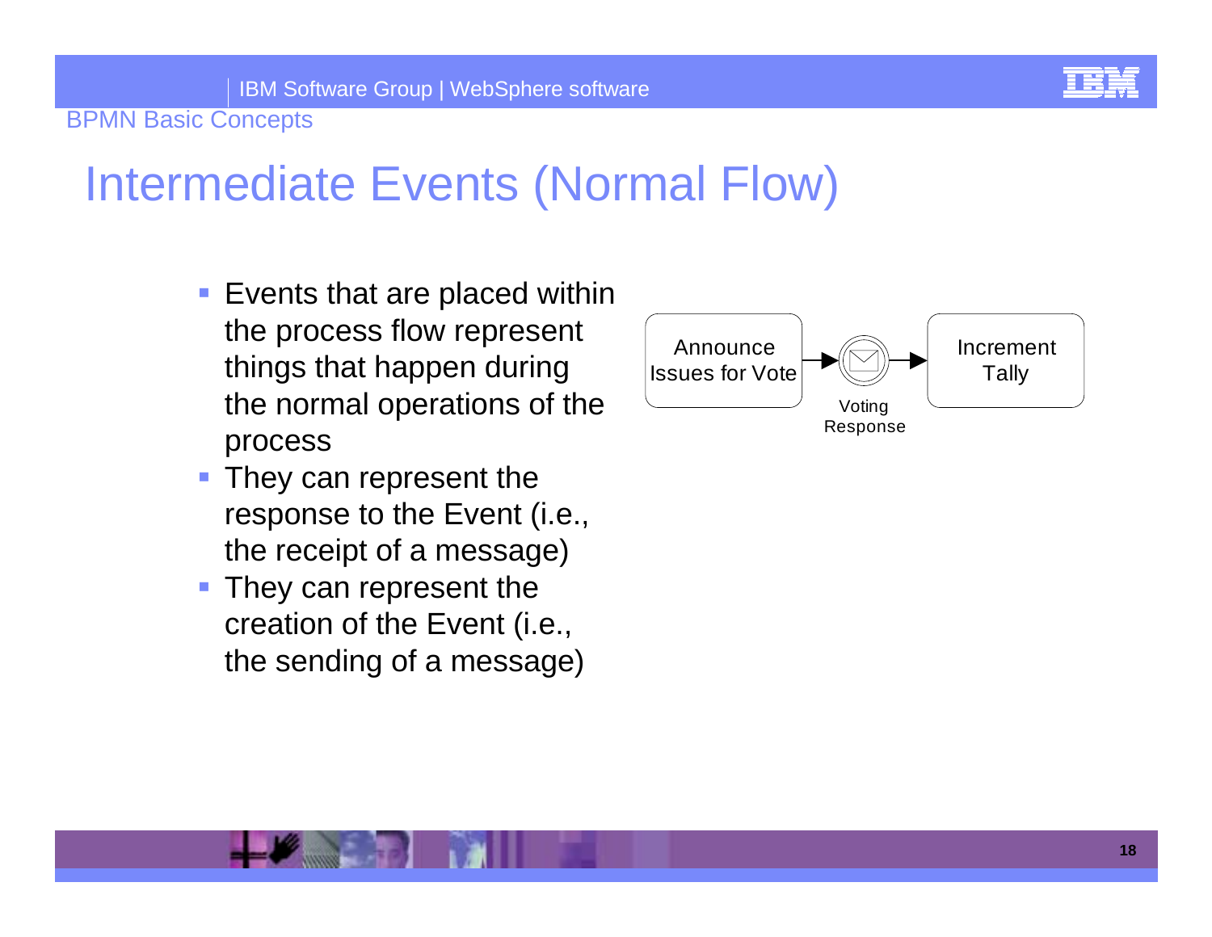# Intermediate Events (Normal Flow)

- Events that are placed within the process flow represent things that happen during the normal operations of the process
- They can represent the response to the Event (i.e., the receipt of a message)
- They can represent the creation of the Event (i.e., the sending of a message)

Announce Issues for Vote → Voting Response → Increment Tally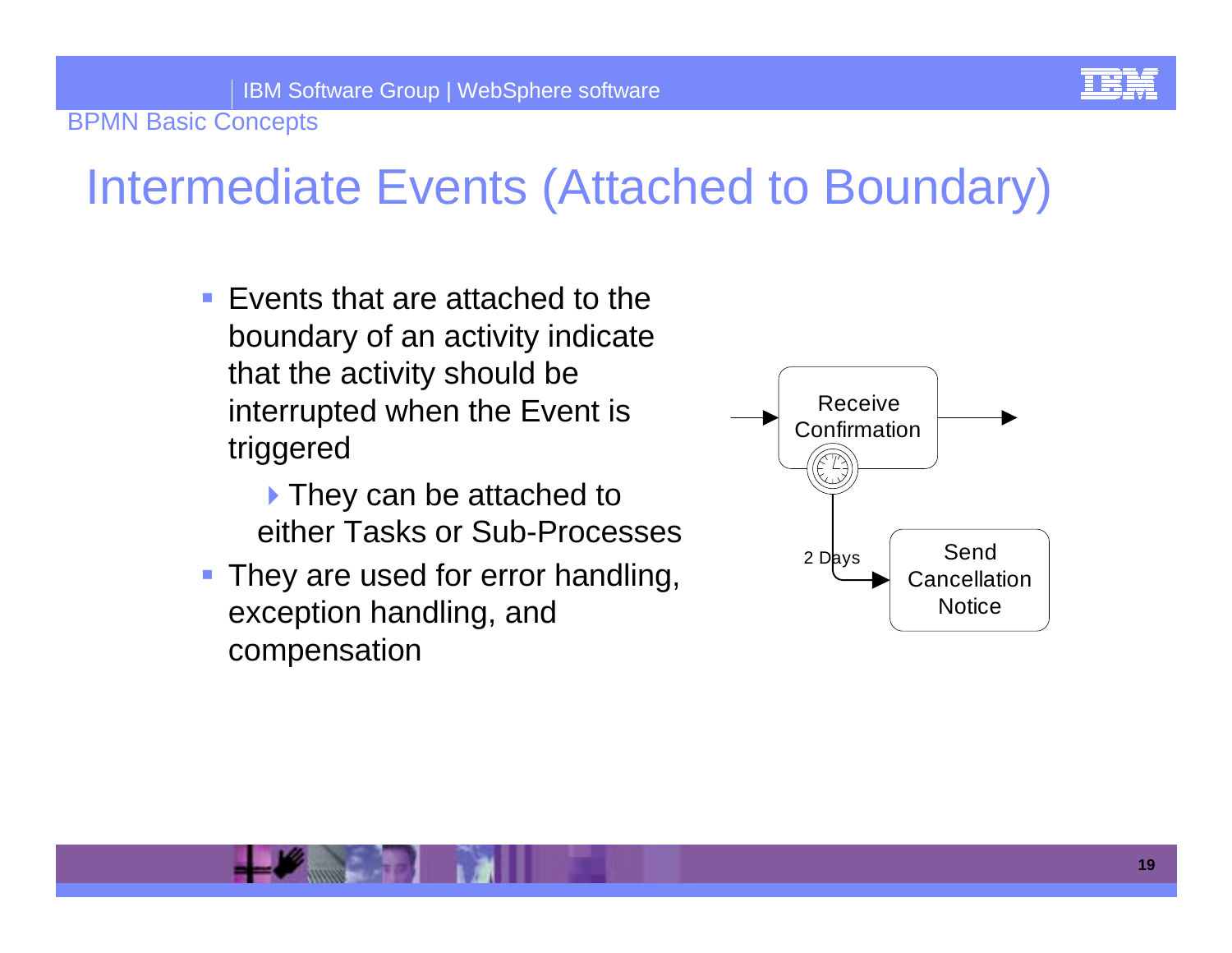# Intermediate Events (Attached to Boundary)

- Events that are attached to the boundary of an activity indicate that the activity should be interrupted when the Event is triggered
  - They can be attached to either Tasks or Sub-Processes
- They are used for error handling, exception handling, and compensation

Receive Confirmation

2 Days

Send Cancellation Notice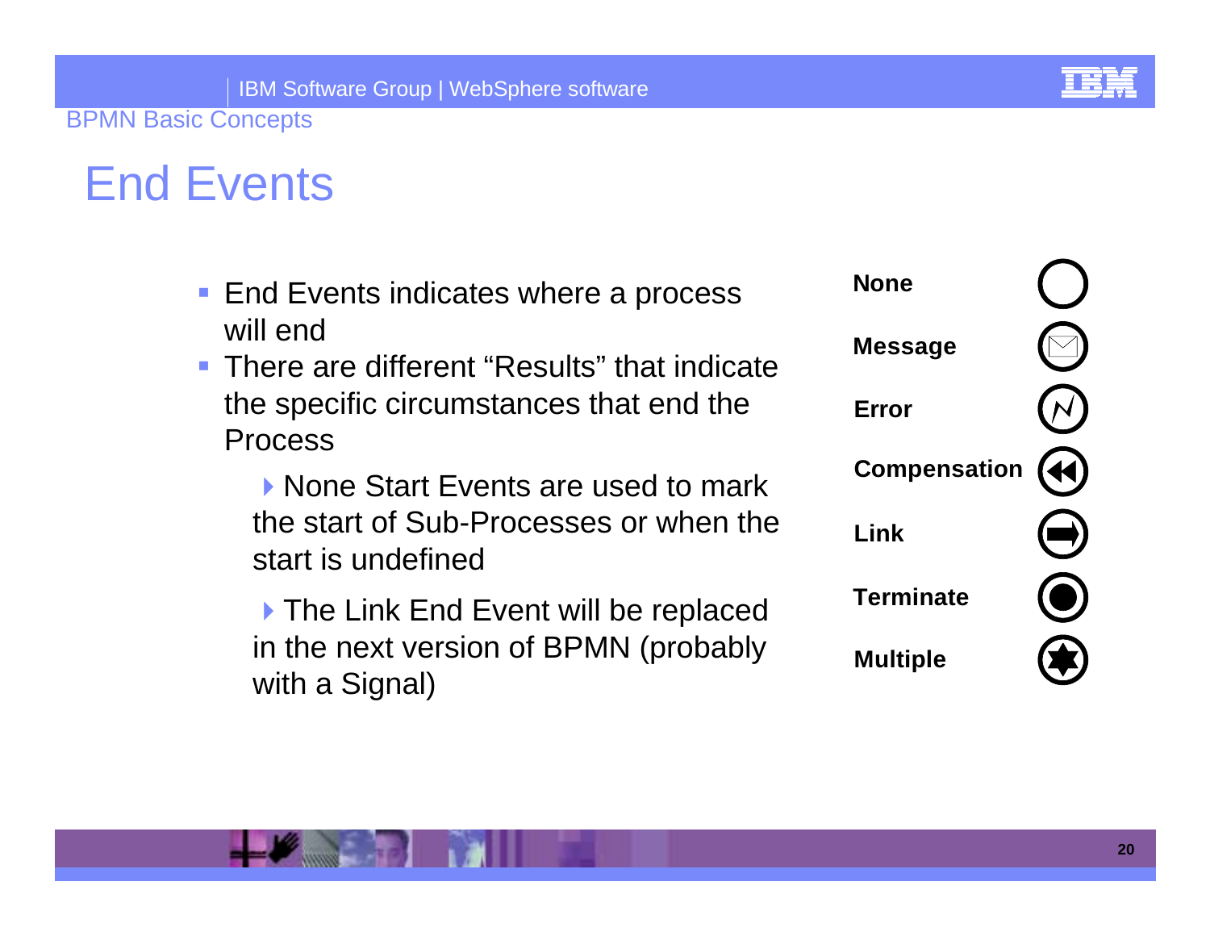# End Events

- End Events indicates where a process will end
- There are different "Results" that indicate the specific circumstances that end the Process
  - None Start Events are used to mark the start of Sub-Processes or when the start is undefined
  - The Link End Event will be replaced in the next version of BPMN (probably with a Signal)

**None**

**Message**

**Error**

**Compensation**

**Link**

**Terminate**

**Multiple**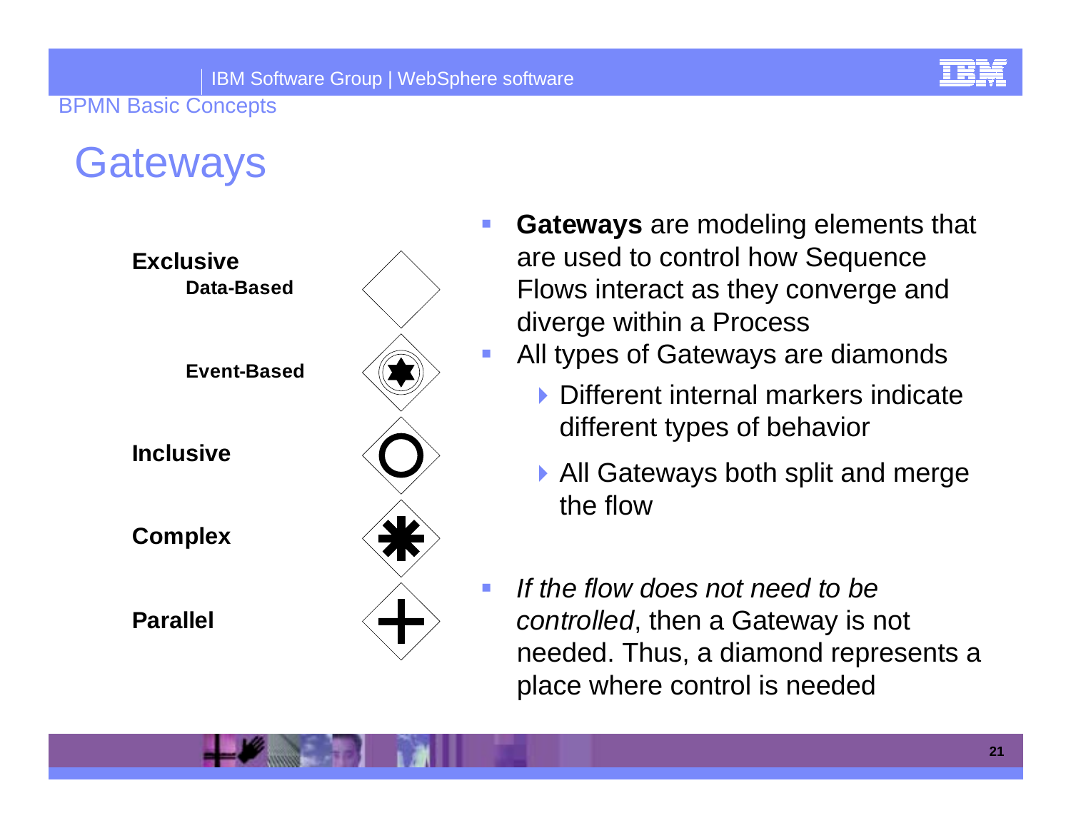# Gateways

**Exclusive**

- Data-Based
- Event-Based

**Inclusive**

**Complex**

**Parallel**

- **Gateways** are modeling elements that are used to control how Sequence Flows interact as they converge and diverge within a Process
- All types of Gateways are diamonds
  - Different internal markers indicate different types of behavior
  - All Gateways both split and merge the flow
- *If the flow does not need to be controlled*, then a Gateway is not needed. Thus, a diamond represents a place where control is needed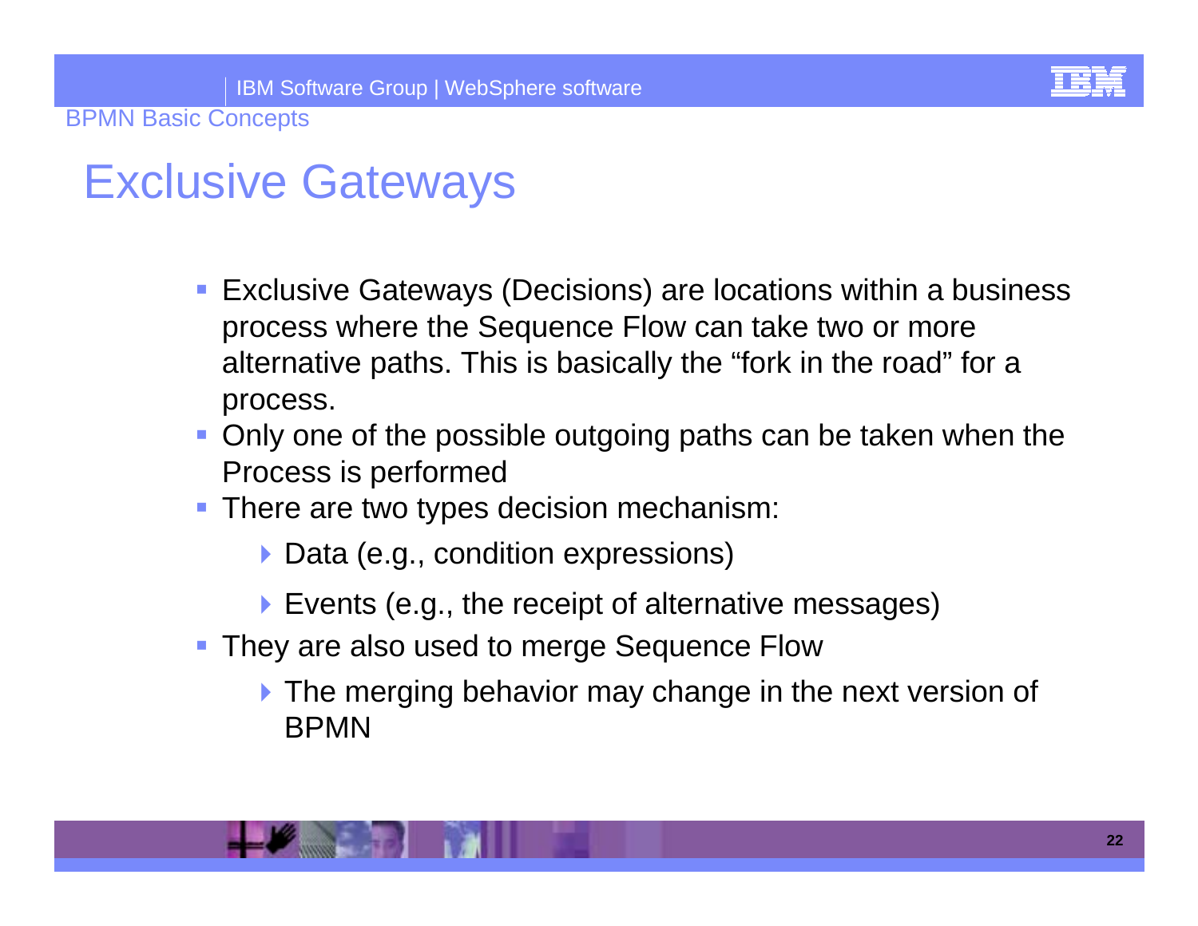# Exclusive Gateways

- Exclusive Gateways (Decisions) are locations within a business process where the Sequence Flow can take two or more alternative paths. This is basically the “fork in the road” for a process.
- Only one of the possible outgoing paths can be taken when the Process is performed
- There are two types decision mechanism:
  - Data (e.g., condition expressions)
  - Events (e.g., the receipt of alternative messages)
- They are also used to merge Sequence Flow
  - The merging behavior may change in the next version of BPMN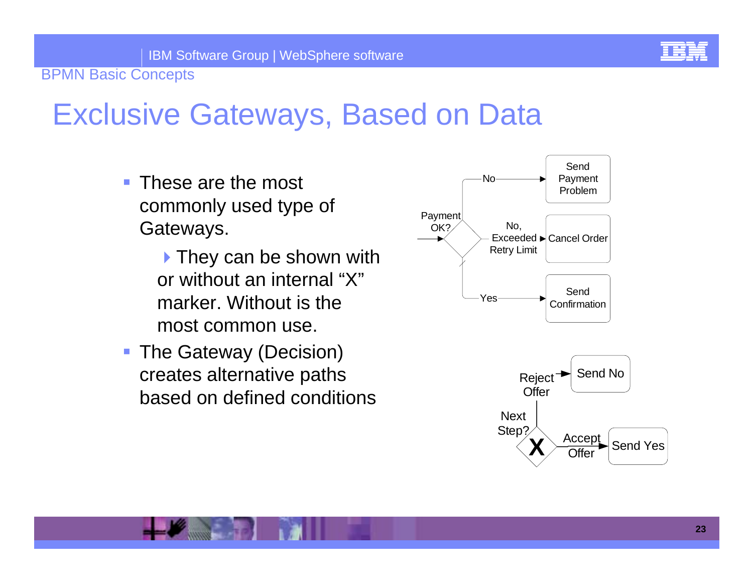# Exclusive Gateways, Based on Data

- These are the most commonly used type of Gateways.
  - They can be shown with or without an internal “X” marker. Without is the most common use.
- The Gateway (Decision) creates alternative paths based on defined conditions

Payment OK?

No → Send Payment Problem

No, Exceeded Retry Limit → Cancel Order

Yes → Send Confirmation

Next Step?

Reject Offer → Send No

Accept Offer → Send Yes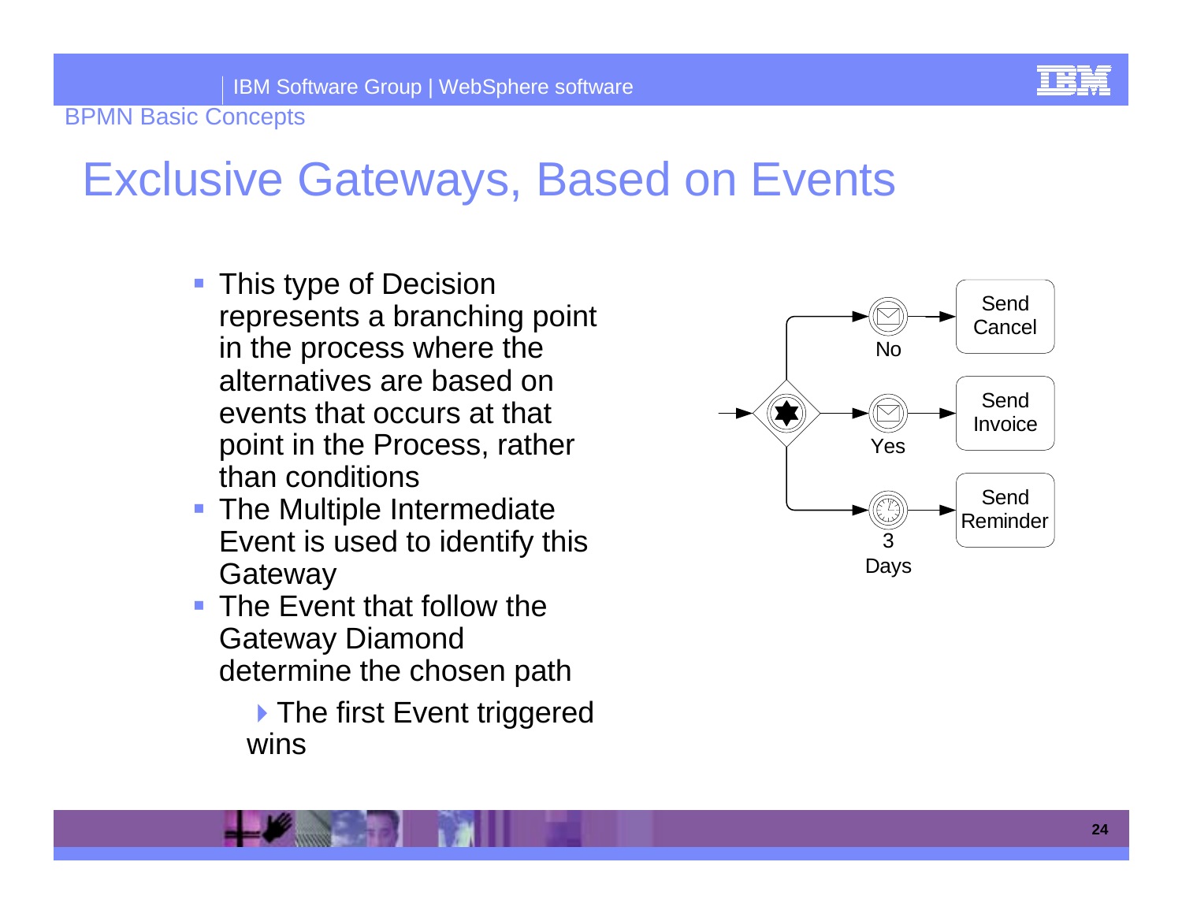# Exclusive Gateways, Based on Events

- This type of Decision represents a branching point in the process where the alternatives are based on events that occurs at that point in the Process, rather than conditions
- The Multiple Intermediate Event is used to identify this Gateway
- The Event that follow the Gateway Diamond determine the chosen path
  - The first Event triggered wins

No — Send Cancel

Yes — Send Invoice

3 Days — Send Reminder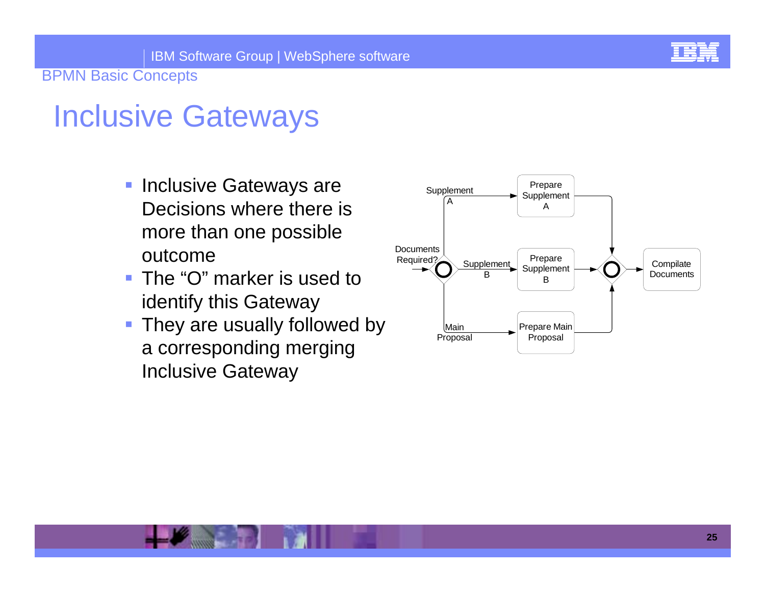# Inclusive Gateways

- Inclusive Gateways are Decisions where there is more than one possible outcome
- The "O" marker is used to identify this Gateway
- They are usually followed by a corresponding merging Inclusive Gateway

Documents Required?

Supplement A

Supplement B

Main Proposal

Prepare Supplement A

Prepare Supplement B

Prepare Main Proposal

Compilate Documents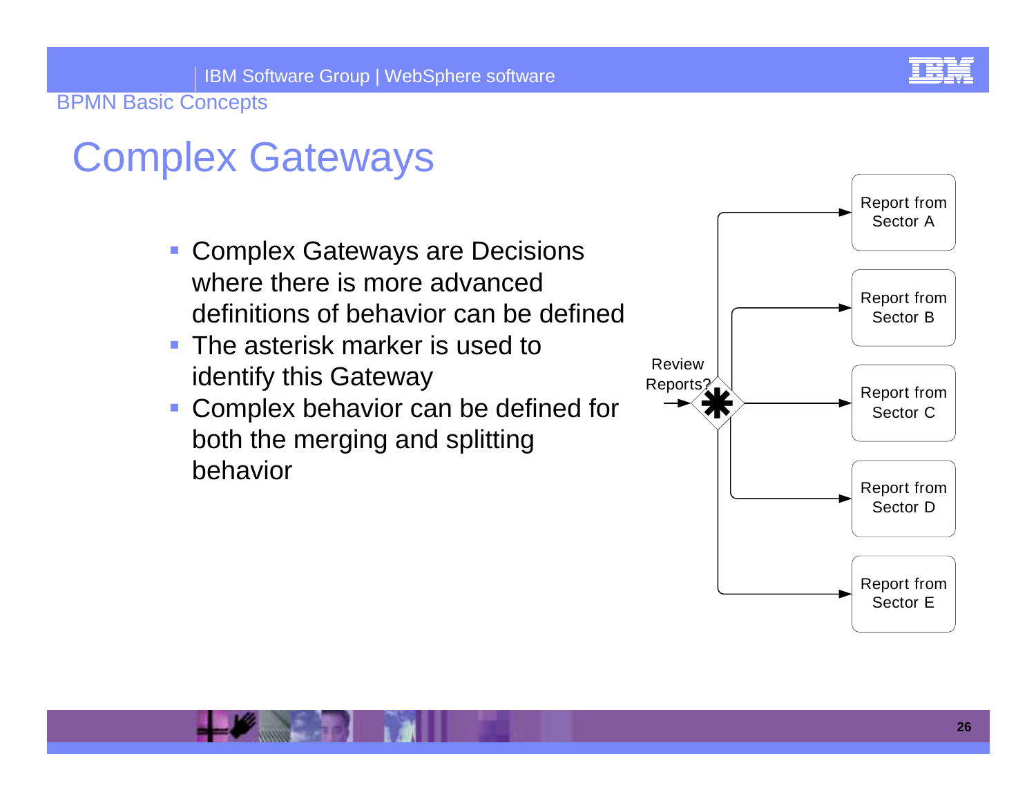# Complex Gateways

- Complex Gateways are Decisions where there is more advanced definitions of behavior can be defined
- The asterisk marker is used to identify this Gateway
- Complex behavior can be defined for both the merging and splitting behavior

Review Reports?

Report from Sector A

Report from Sector B

Report from Sector C

Report from Sector D

Report from Sector E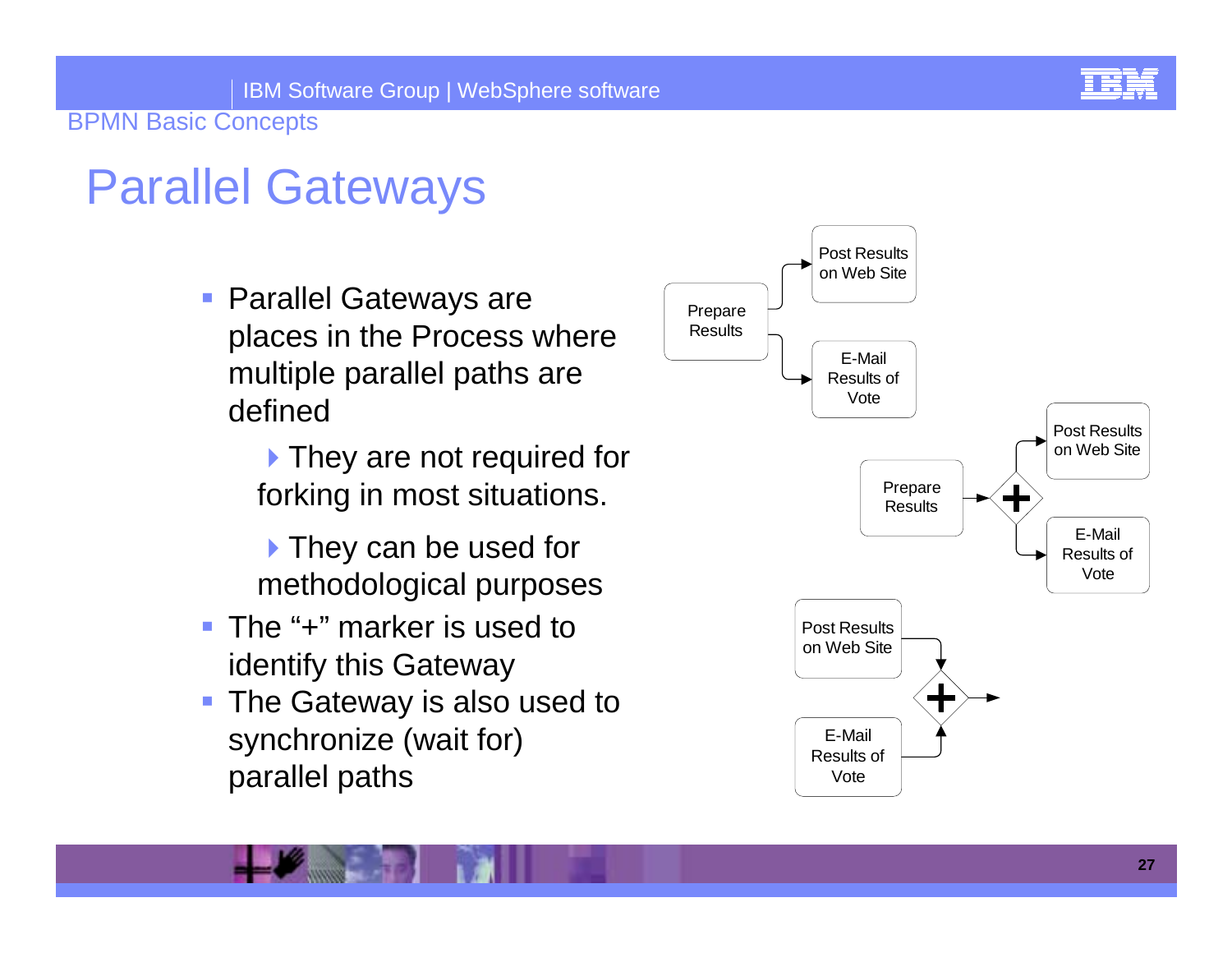# Parallel Gateways

- Parallel Gateways are places in the Process where multiple parallel paths are defined
  - They are not required for forking in most situations.
  - They can be used for methodological purposes
- The "+" marker is used to identify this Gateway
- The Gateway is also used to synchronize (wait for) parallel paths

Prepare Results → Post Results on Web Site; E-Mail Results of Vote

Prepare Results → + → Post Results on Web Site; E-Mail Results of Vote

Post Results on Web Site; E-Mail Results of Vote → + →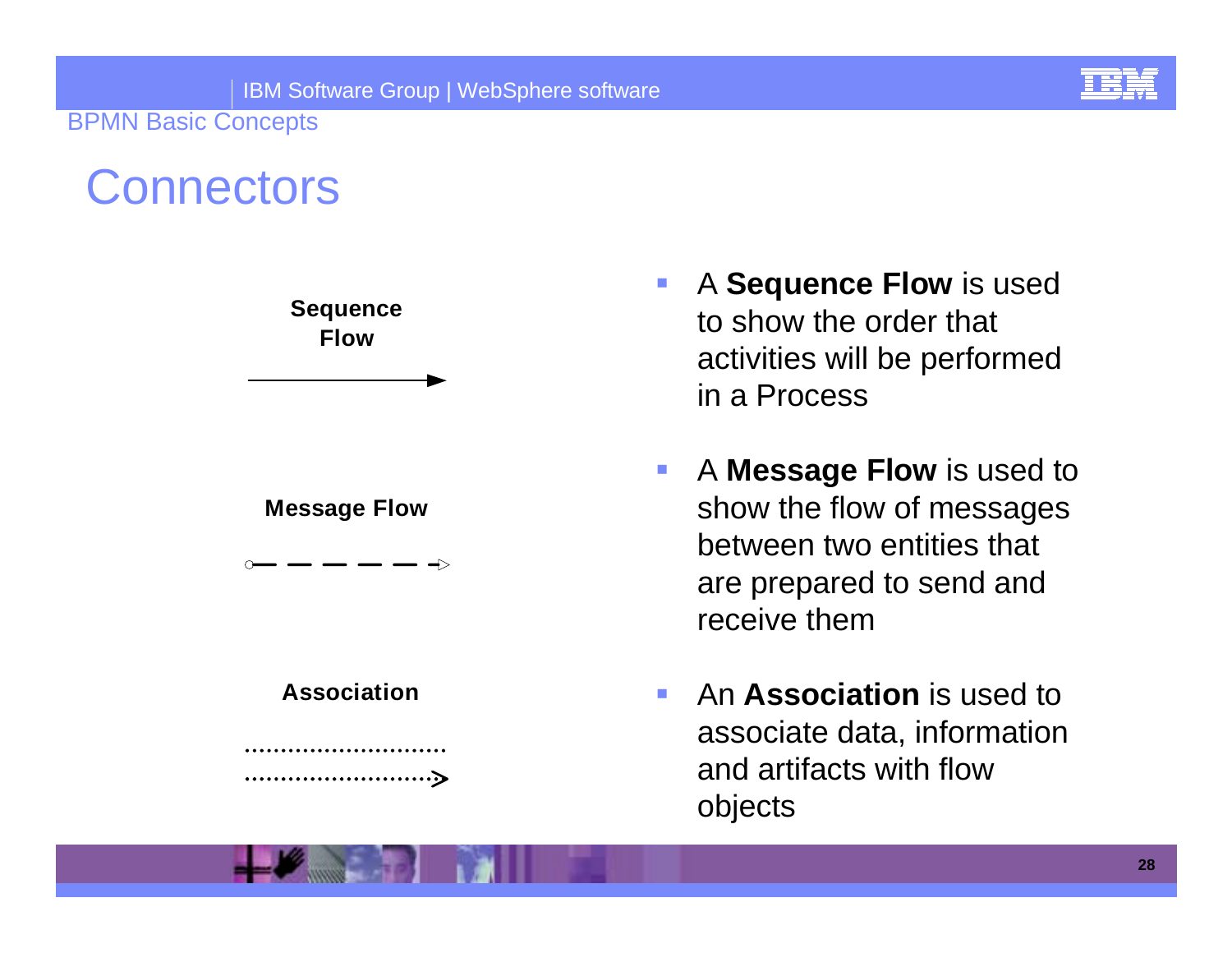# Connectors

**Sequence Flow**

**Message Flow**

**Association**

- A **Sequence Flow** is used to show the order that activities will be performed in a Process
- A **Message Flow** is used to show the flow of messages between two entities that are prepared to send and receive them
- An **Association** is used to associate data, information and artifacts with flow objects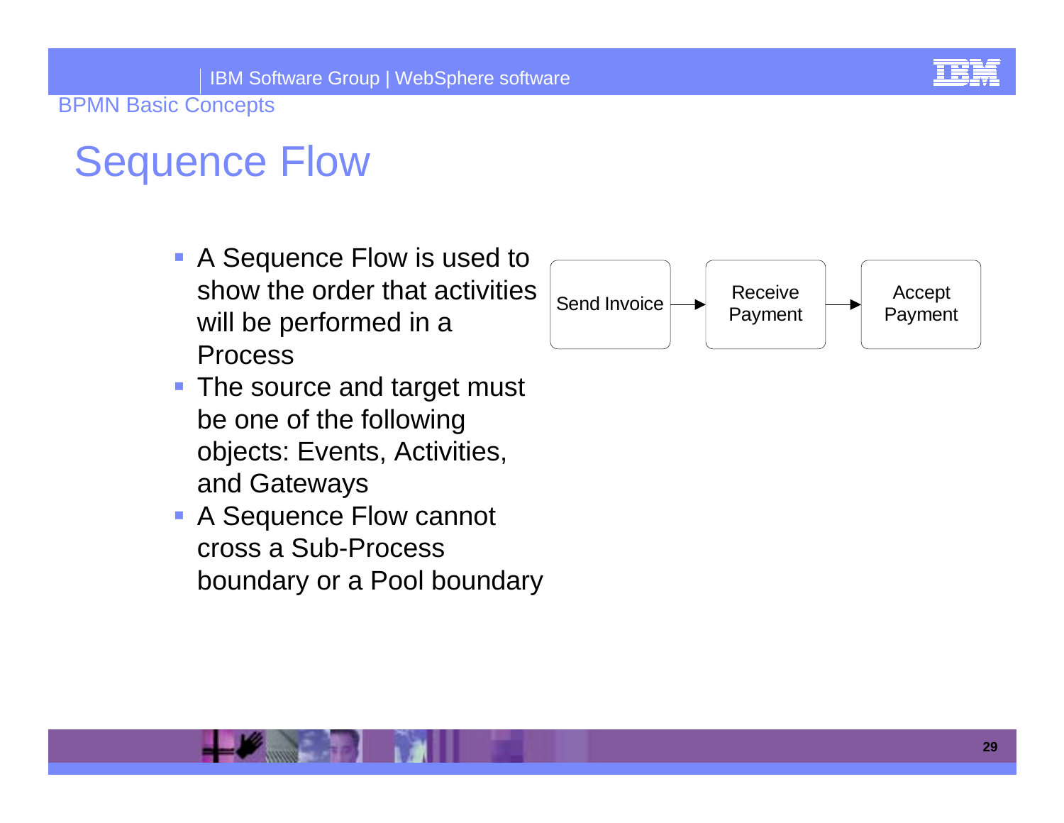# Sequence Flow

- A Sequence Flow is used to show the order that activities will be performed in a Process
- The source and target must be one of the following objects: Events, Activities, and Gateways
- A Sequence Flow cannot cross a Sub-Process boundary or a Pool boundary

Send Invoice → Receive Payment → Accept Payment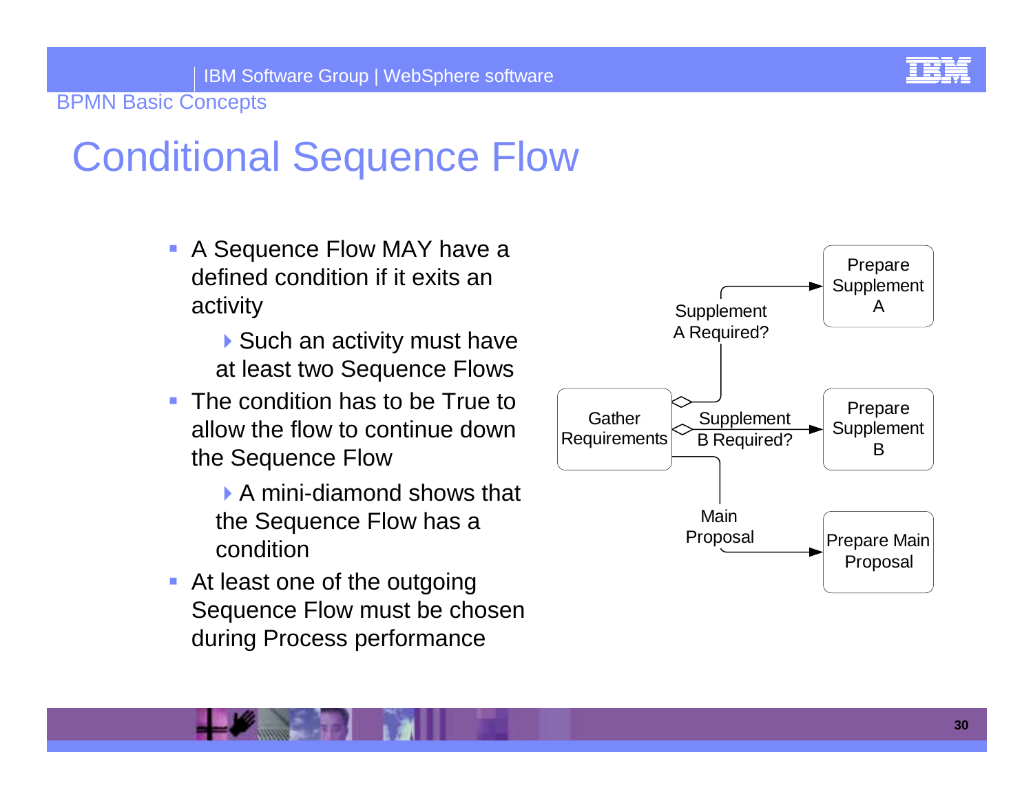# Conditional Sequence Flow

- A Sequence Flow MAY have a defined condition if it exits an activity
  - Such an activity must have at least two Sequence Flows
- The condition has to be True to allow the flow to continue down the Sequence Flow
  - A mini-diamond shows that the Sequence Flow has a condition
- At least one of the outgoing Sequence Flow must be chosen during Process performance

Gather Requirements

Supplement A Required?

Prepare Supplement A

Supplement B Required?

Prepare Supplement B

Main Proposal

Prepare Main Proposal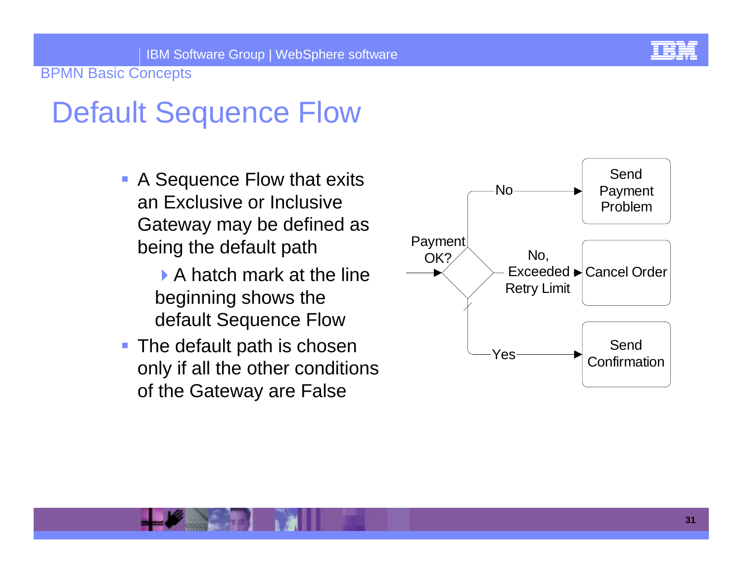# Default Sequence Flow

- A Sequence Flow that exits an Exclusive or Inclusive Gateway may be defined as being the default path
  - A hatch mark at the line beginning shows the default Sequence Flow
- The default path is chosen only if all the other conditions of the Gateway are False

Payment OK?

No → Send Payment Problem

No, Exceeded Retry Limit → Cancel Order

Yes → Send Confirmation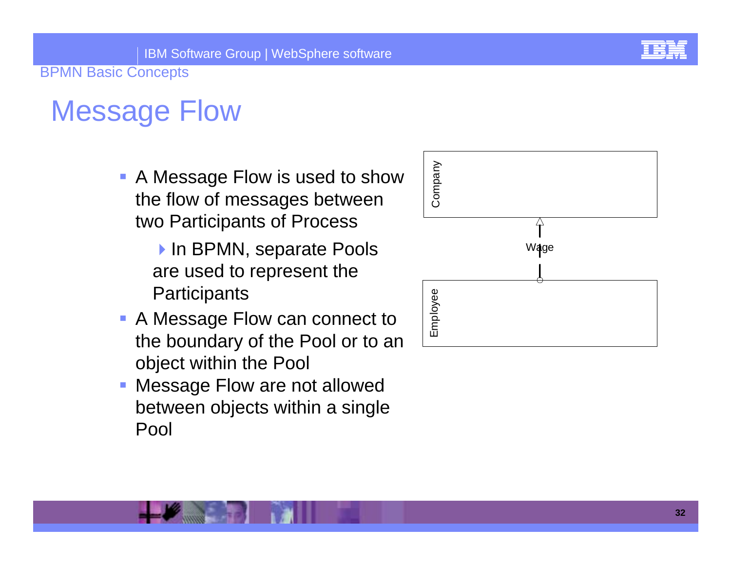# Message Flow

- A Message Flow is used to show the flow of messages between two Participants of Process
  - In BPMN, separate Pools are used to represent the Participants
- A Message Flow can connect to the boundary of the Pool or to an object within the Pool
- Message Flow are not allowed between objects within a single Pool

Company

Wage

Employee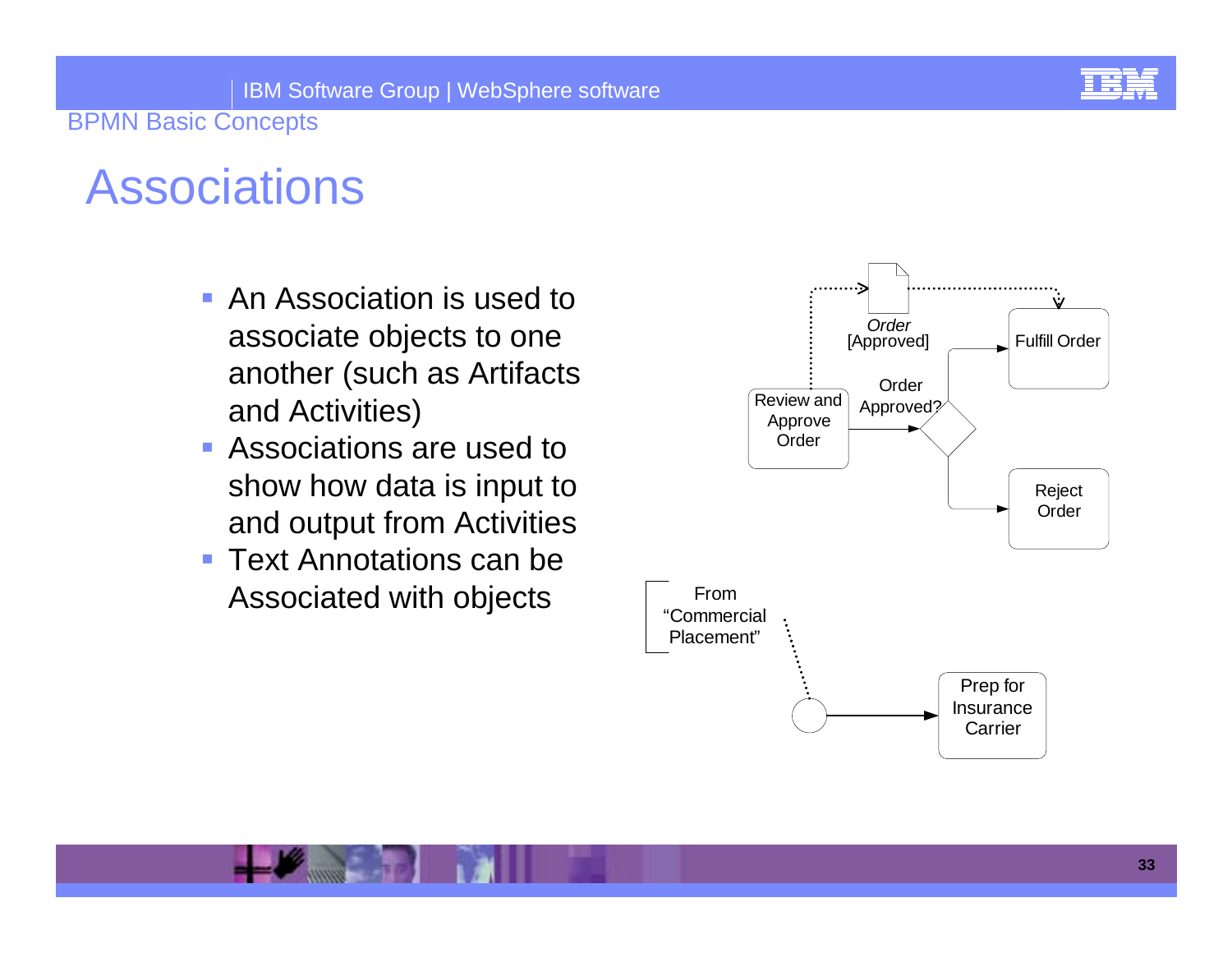## Associations

- An Association is used to associate objects to one another (such as Artifacts and Activities)
- Associations are used to show how data is input to and output from Activities
- Text Annotations can be Associated with objects

*Order*
[Approved]

Fulfill Order

Order Approved?

Review and Approve Order

Reject Order

From "Commercial Placement"

Prep for Insurance Carrier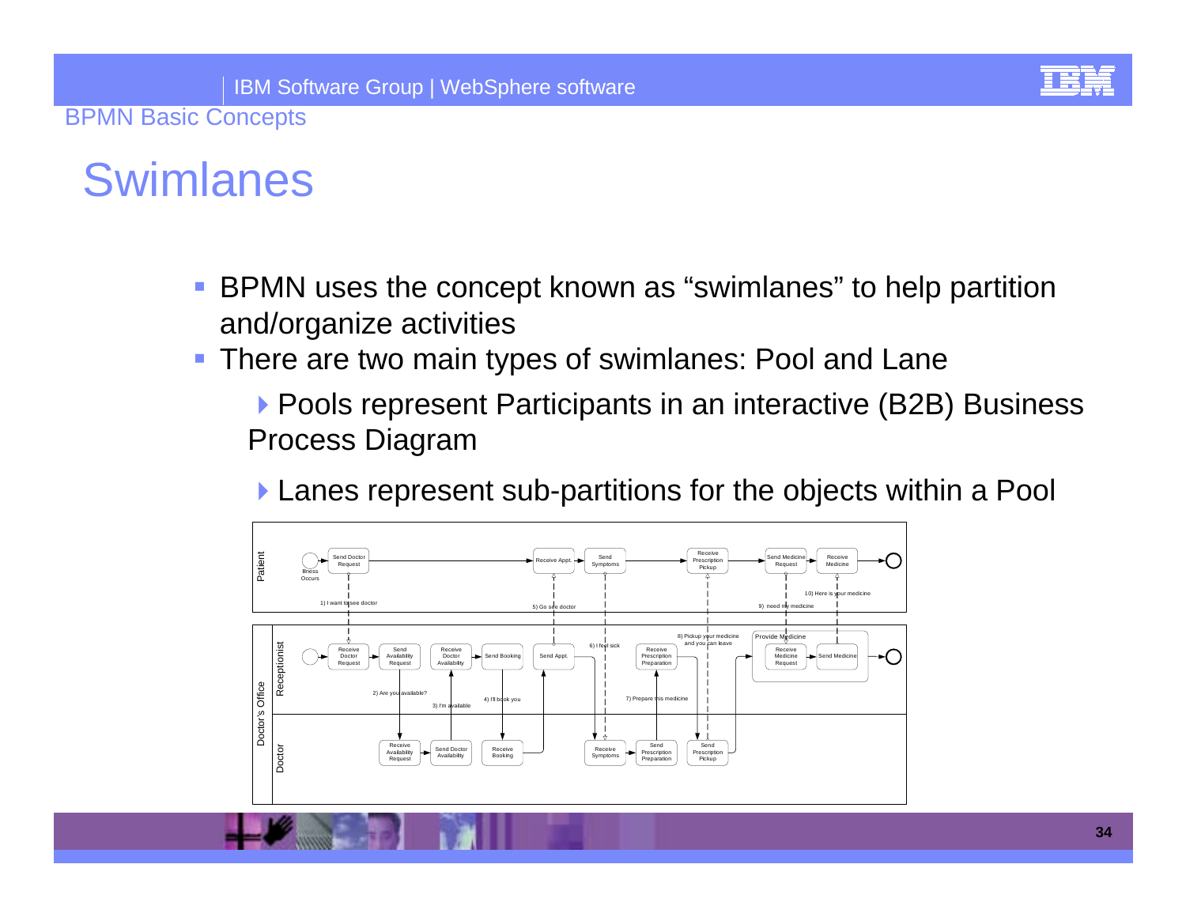# Swimlanes

- BPMN uses the concept known as “swimlanes” to help partition and/organize activities
- There are two main types of swimlanes: Pool and Lane
  - Pools represent Participants in an interactive (B2B) Business Process Diagram
  - Lanes represent sub-partitions for the objects within a Pool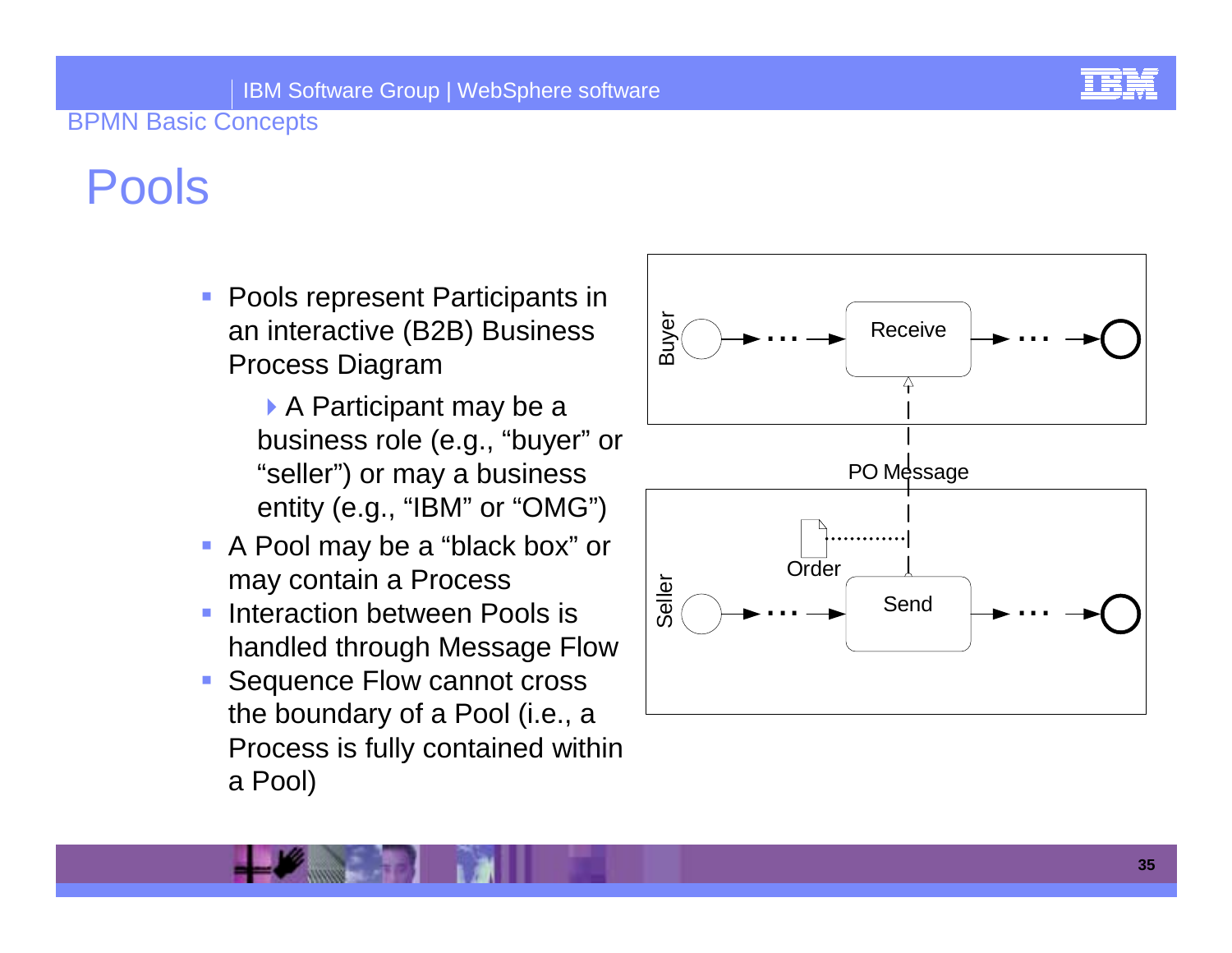# Pools

- Pools represent Participants in an interactive (B2B) Business Process Diagram
  - A Participant may be a business role (e.g., "buyer" or "seller") or may a business entity (e.g., "IBM" or "OMG")
- A Pool may be a "black box" or may contain a Process
- Interaction between Pools is handled through Message Flow
- Sequence Flow cannot cross the boundary of a Pool (i.e., a Process is fully contained within a Pool)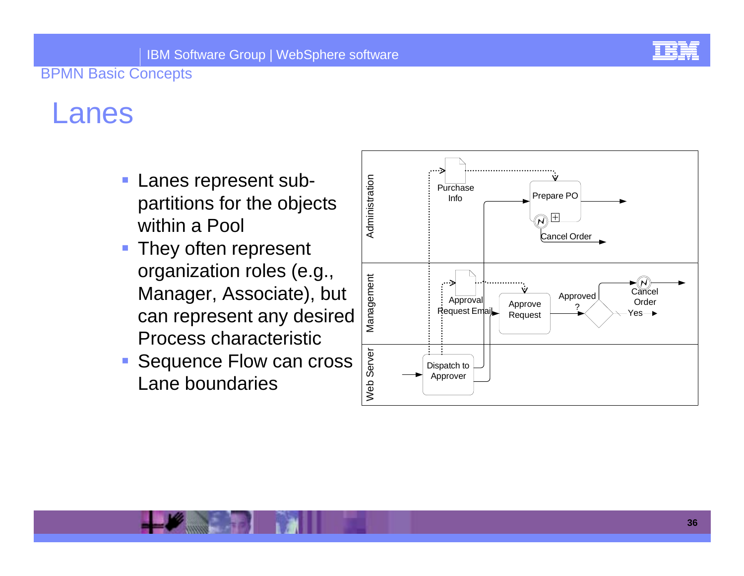# Lanes

- Lanes represent sub-partitions for the objects within a Pool
- They often represent organization roles (e.g., Manager, Associate), but can represent any desired Process characteristic
- Sequence Flow can cross Lane boundaries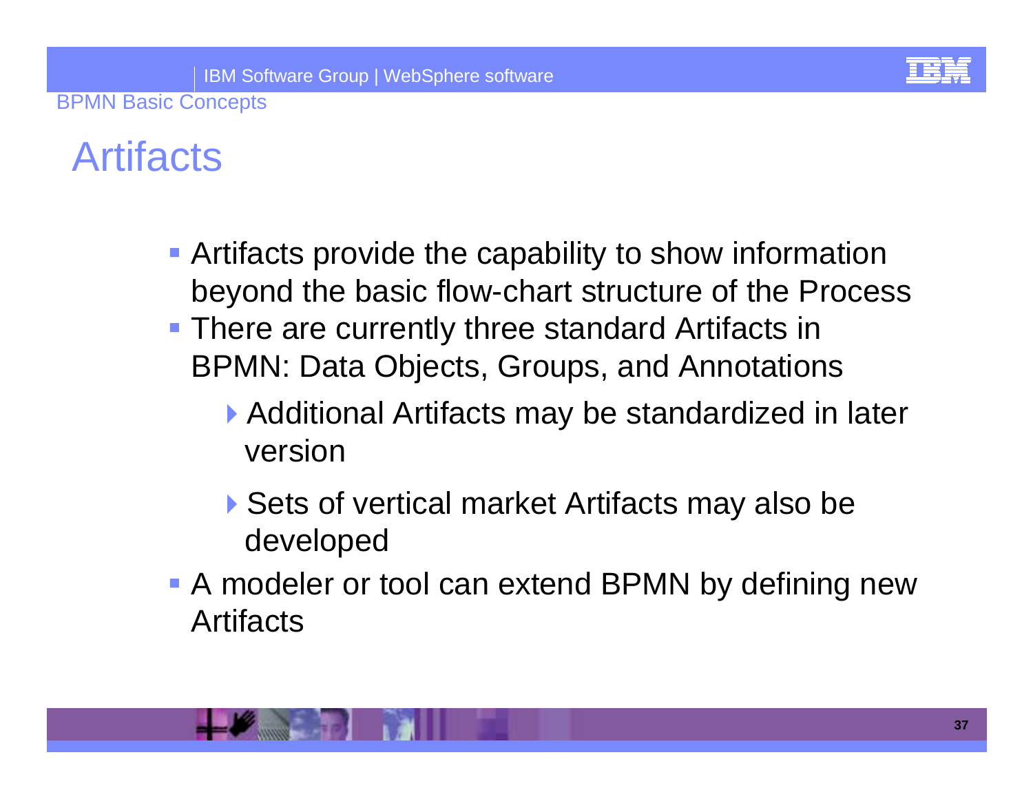# Artifacts

- Artifacts provide the capability to show information beyond the basic flow-chart structure of the Process
- There are currently three standard Artifacts in BPMN: Data Objects, Groups, and Annotations
  - Additional Artifacts may be standardized in later version
  - Sets of vertical market Artifacts may also be developed
- A modeler or tool can extend BPMN by defining new Artifacts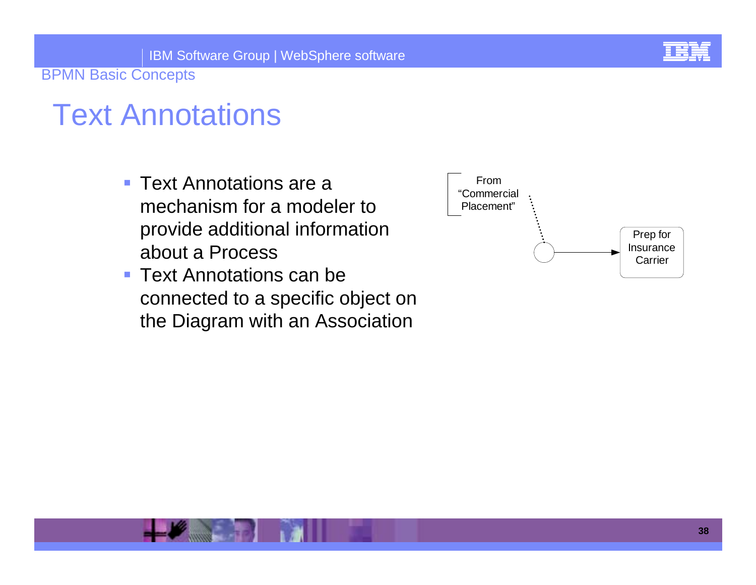# Text Annotations

- Text Annotations are a mechanism for a modeler to provide additional information about a Process
- Text Annotations can be connected to a specific object on the Diagram with an Association

From "Commercial Placement"

Prep for Insurance Carrier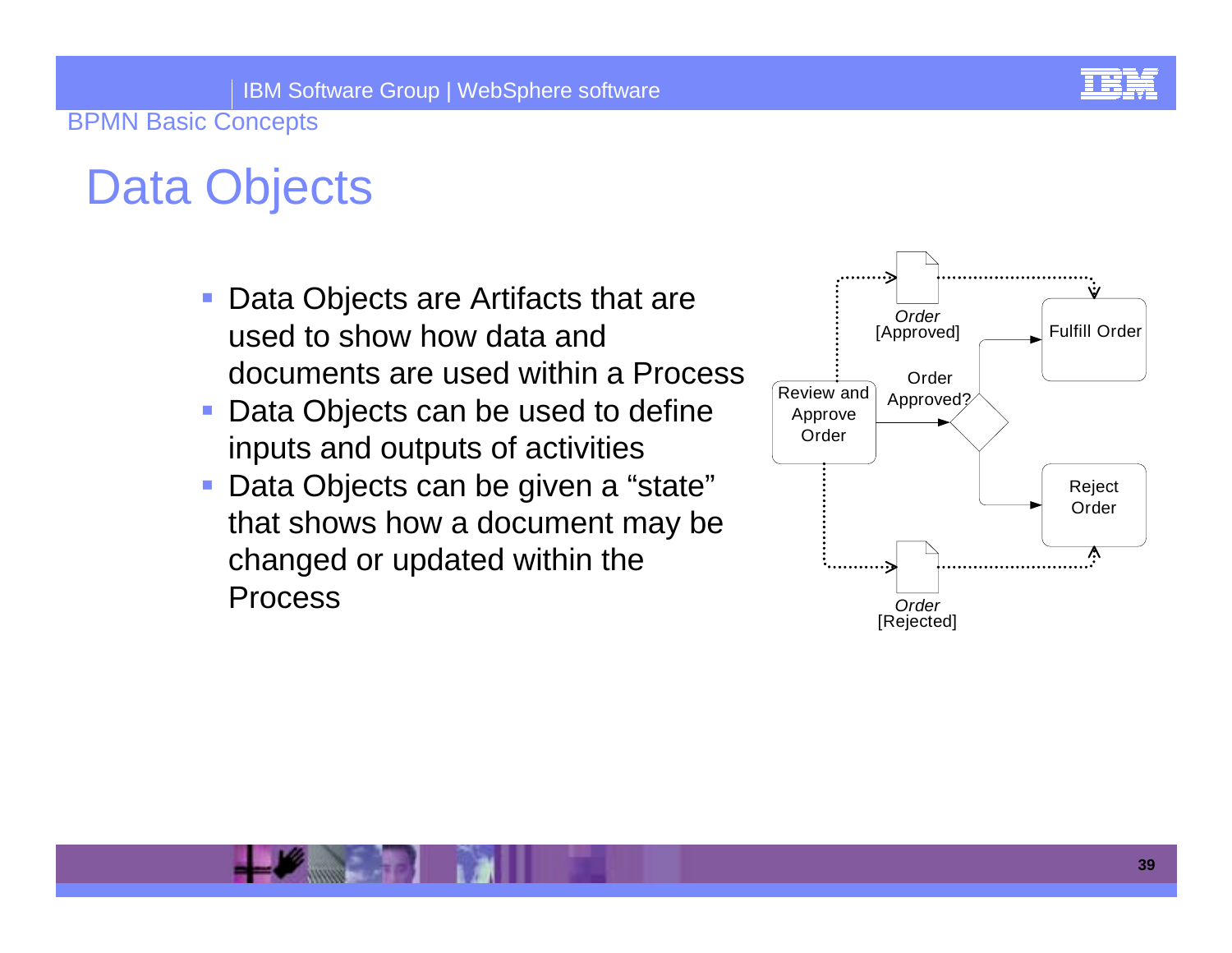# Data Objects

- Data Objects are Artifacts that are used to show how data and documents are used within a Process
- Data Objects can be used to define inputs and outputs of activities
- Data Objects can be given a “state” that shows how a document may be changed or updated within the Process

Review and Approve Order

*Order* [Approved]

Order Approved?

Fulfill Order

Reject Order

*Order* [Rejected]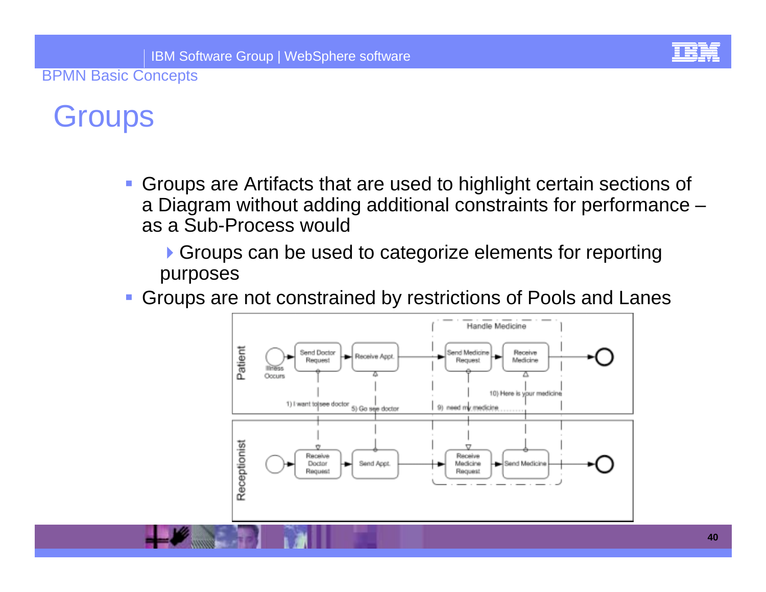# Groups

- Groups are Artifacts that are used to highlight certain sections of a Diagram without adding additional constraints for performance – as a Sub-Process would
  - Groups can be used to categorize elements for reporting purposes
- Groups are not constrained by restrictions of Pools and Lanes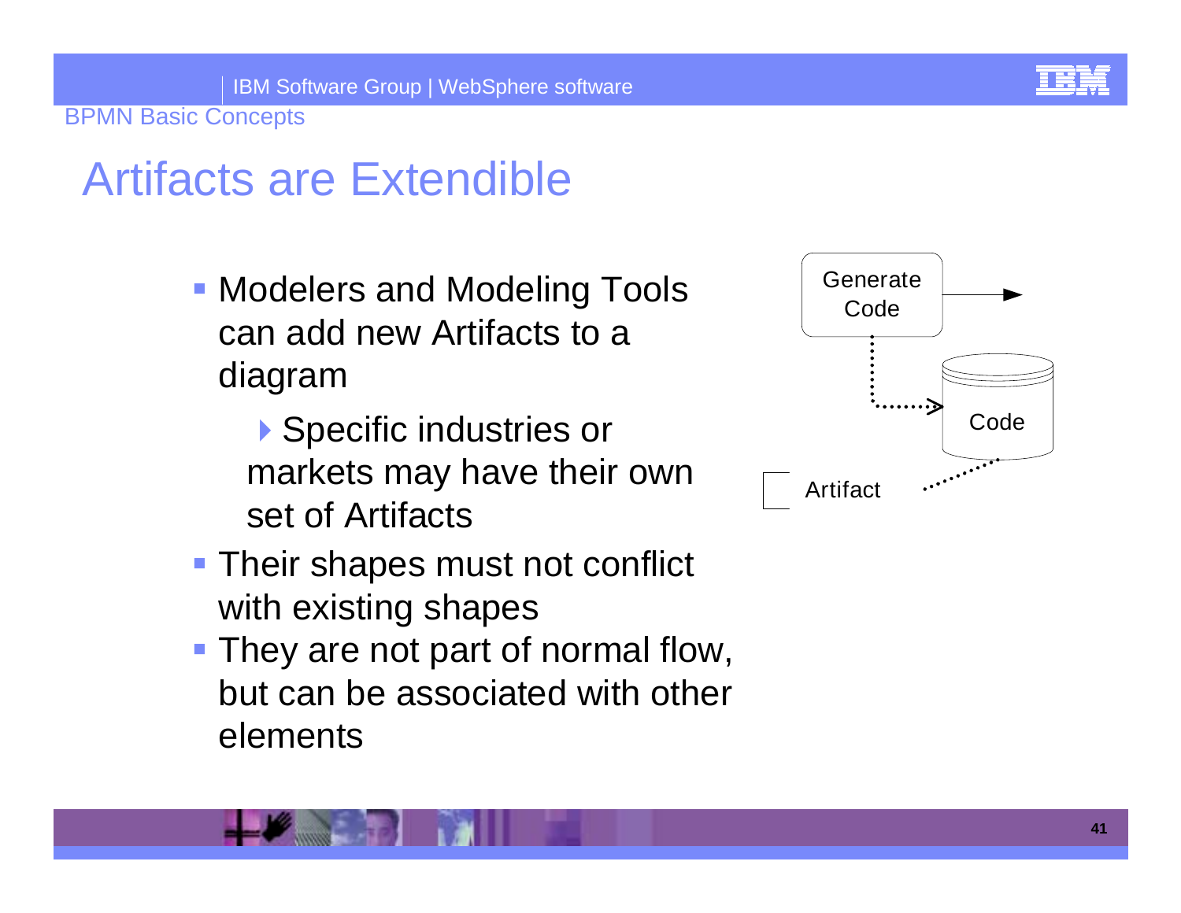# Artifacts are Extendible

- Modelers and Modeling Tools can add new Artifacts to a diagram
  - Specific industries or markets may have their own set of Artifacts
- Their shapes must not conflict with existing shapes
- They are not part of normal flow, but can be associated with other elements

Generate Code

Code

Artifact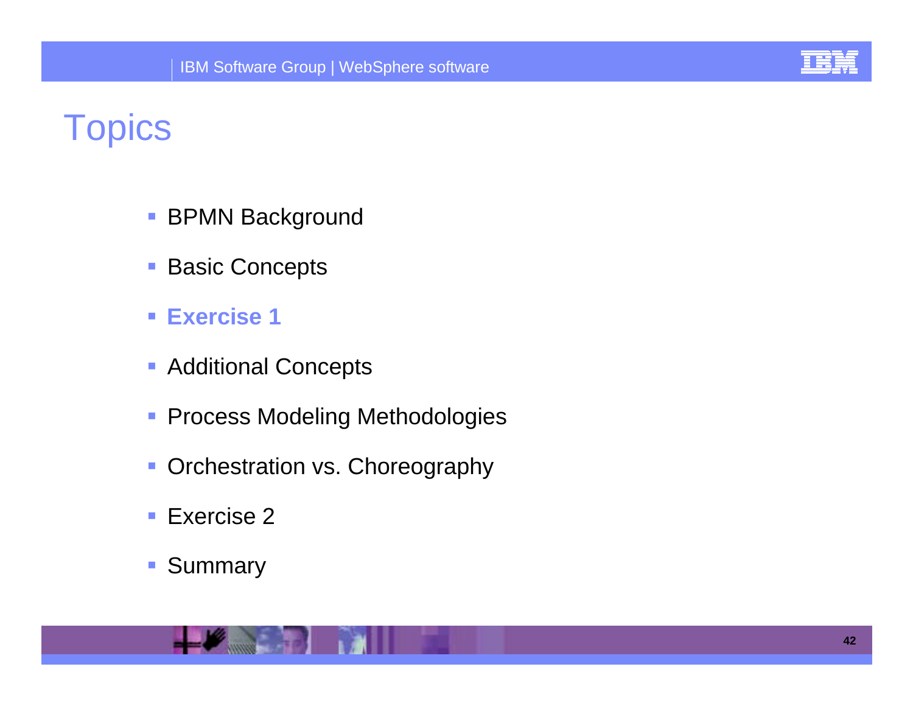# Topics

- BPMN Background
- Basic Concepts
- **Exercise 1**
- Additional Concepts
- Process Modeling Methodologies
- Orchestration vs. Choreography
- Exercise 2
- Summary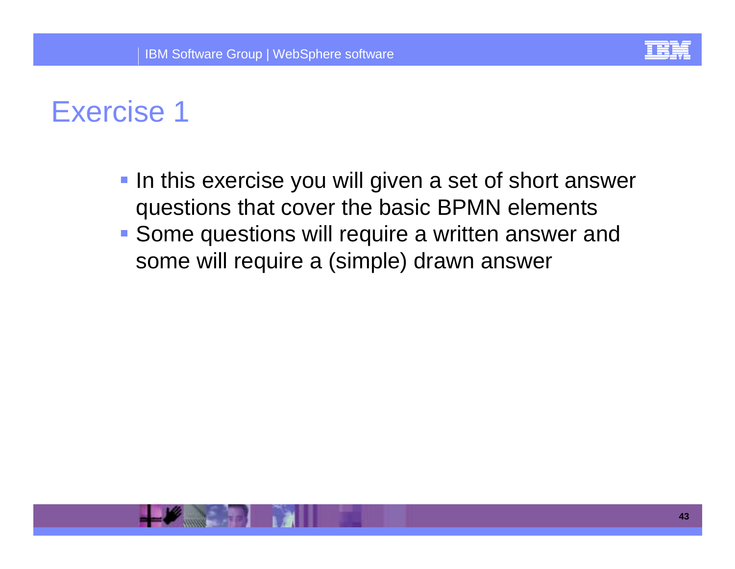# Exercise 1

- In this exercise you will given a set of short answer questions that cover the basic BPMN elements
- Some questions will require a written answer and some will require a (simple) drawn answer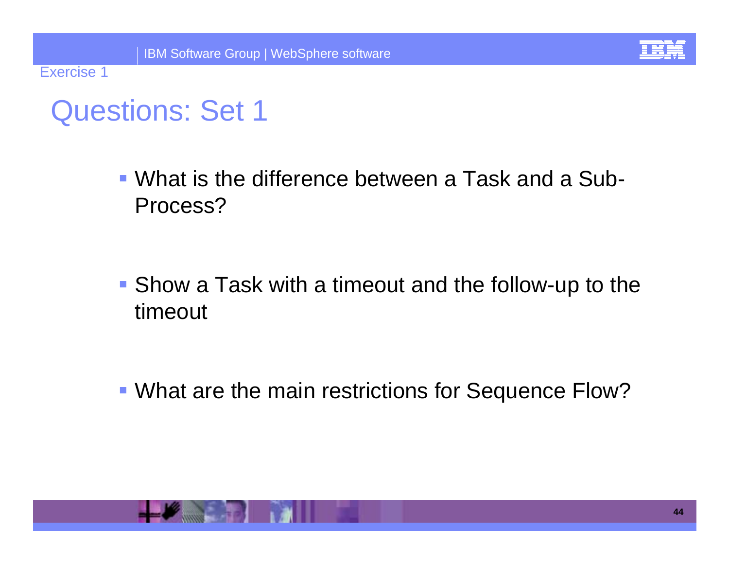Exercise 1

# Questions: Set 1

- What is the difference between a Task and a Sub-Process?

- Show a Task with a timeout and the follow-up to the timeout

- What are the main restrictions for Sequence Flow?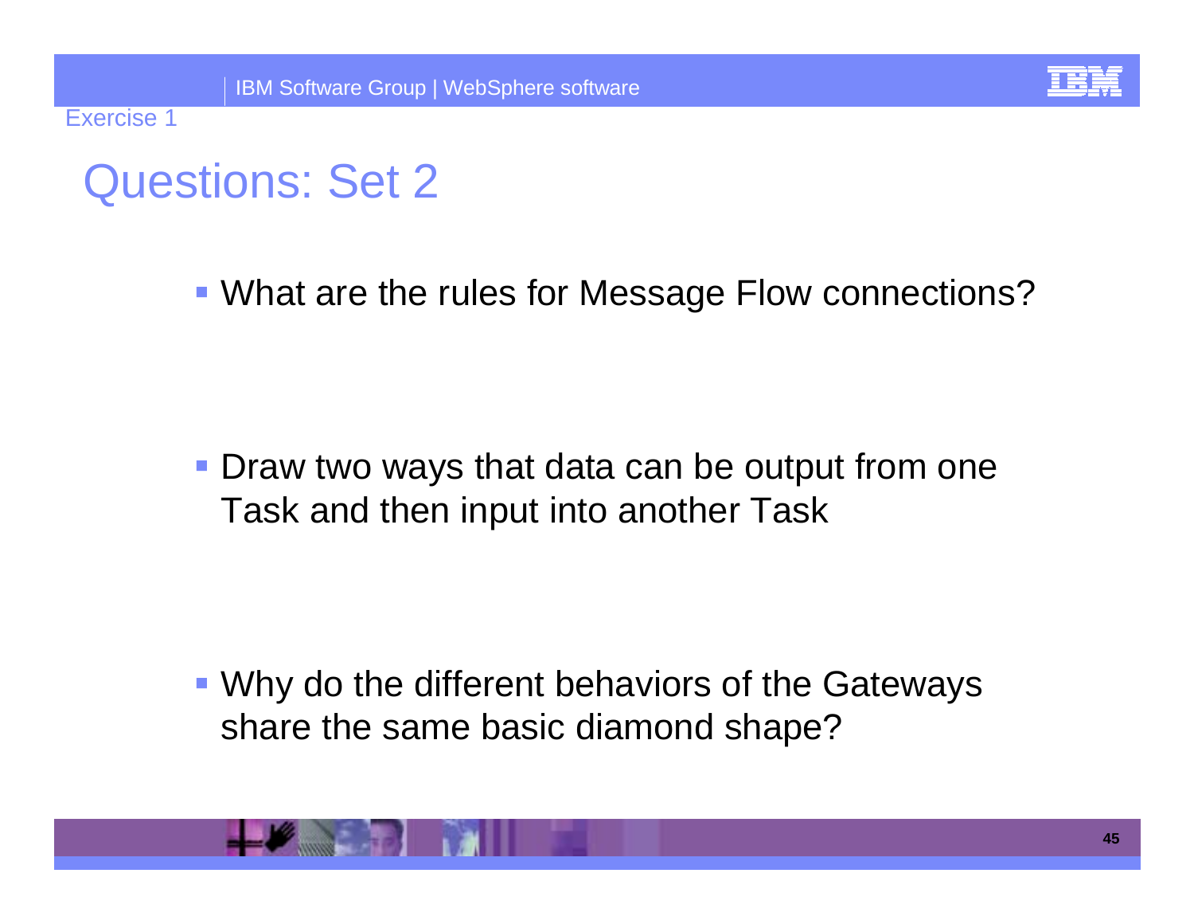Exercise 1

# Questions: Set 2

- What are the rules for Message Flow connections?

- Draw two ways that data can be output from one Task and then input into another Task

- Why do the different behaviors of the Gateways share the same basic diamond shape?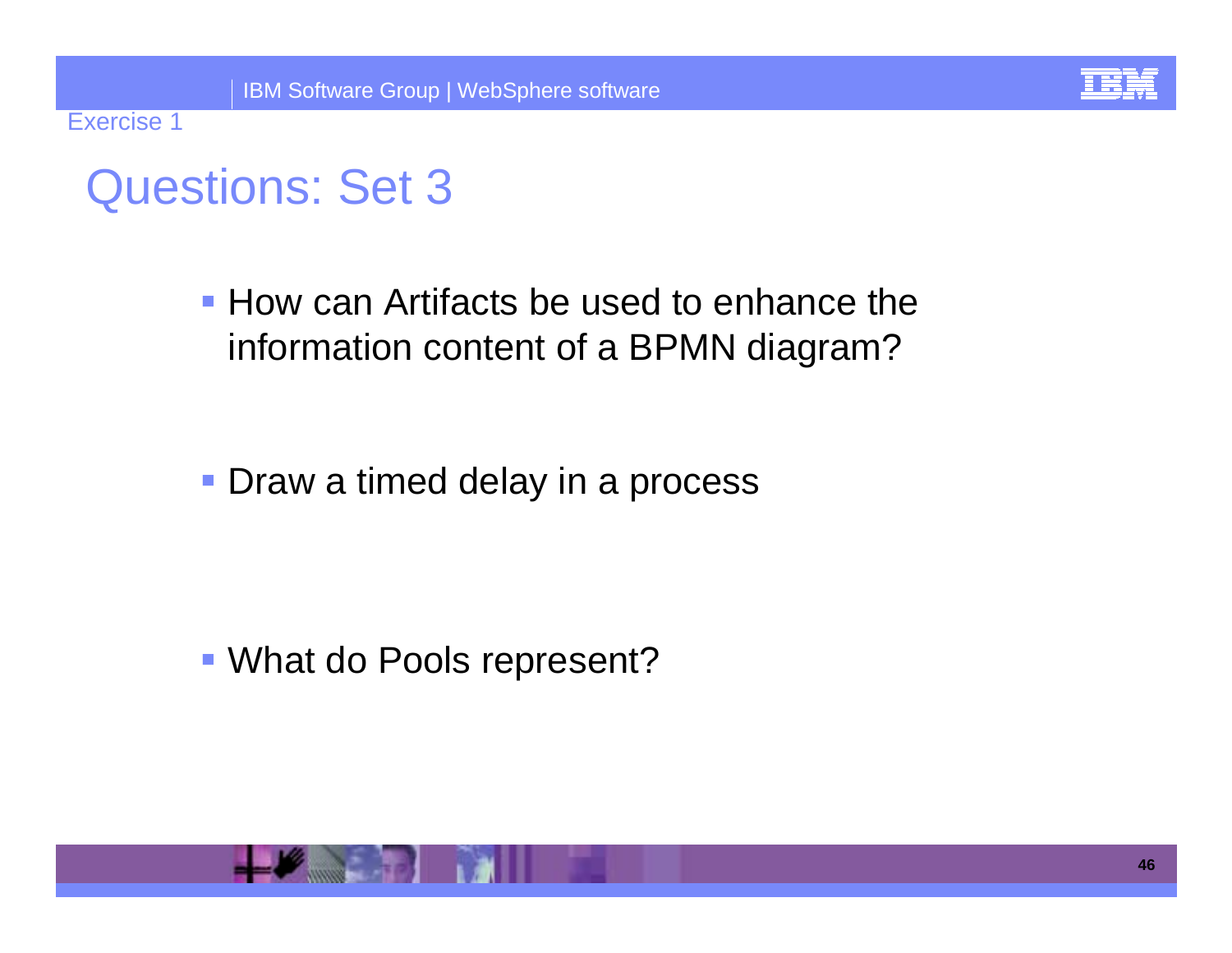Exercise 1

# Questions: Set 3

- How can Artifacts be used to enhance the information content of a BPMN diagram?
- Draw a timed delay in a process
- What do Pools represent?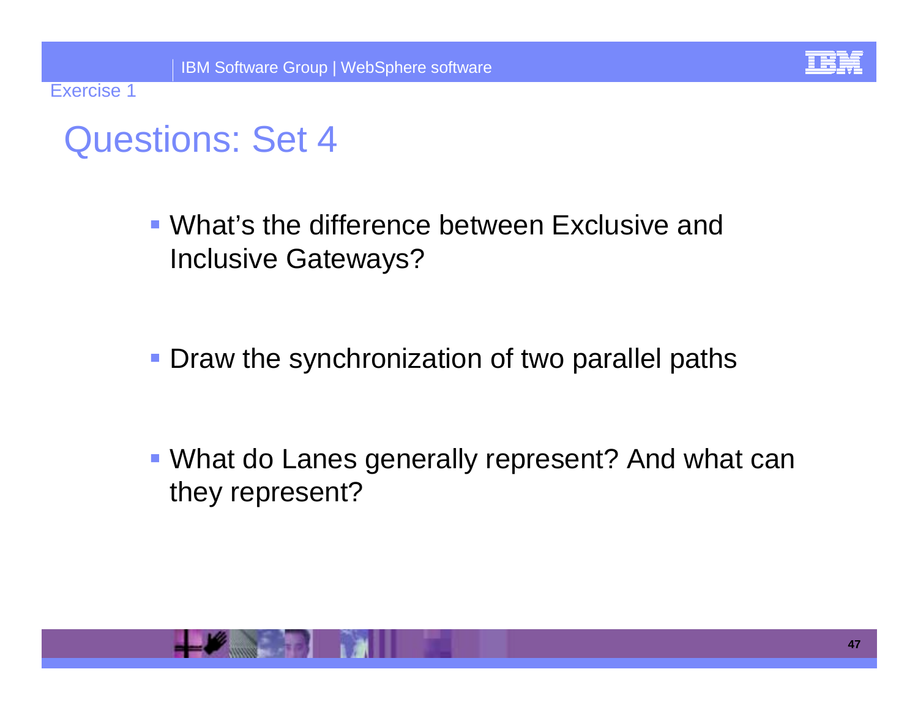Exercise 1

# Questions: Set 4

- What's the difference between Exclusive and Inclusive Gateways?

- Draw the synchronization of two parallel paths

- What do Lanes generally represent? And what can they represent?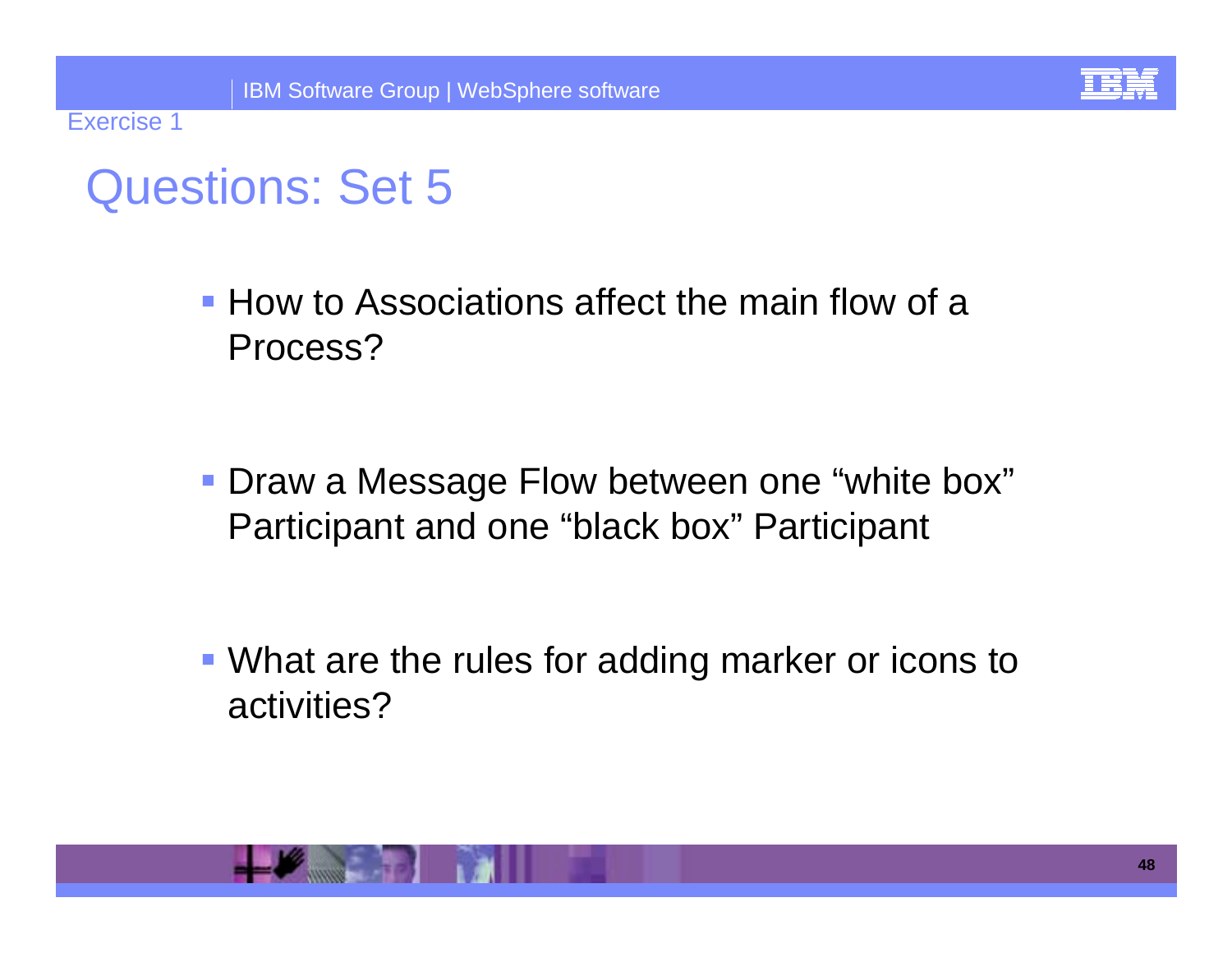Exercise 1

# Questions: Set 5

- How to Associations affect the main flow of a Process?

- Draw a Message Flow between one “white box” Participant and one “black box” Participant

- What are the rules for adding marker or icons to activities?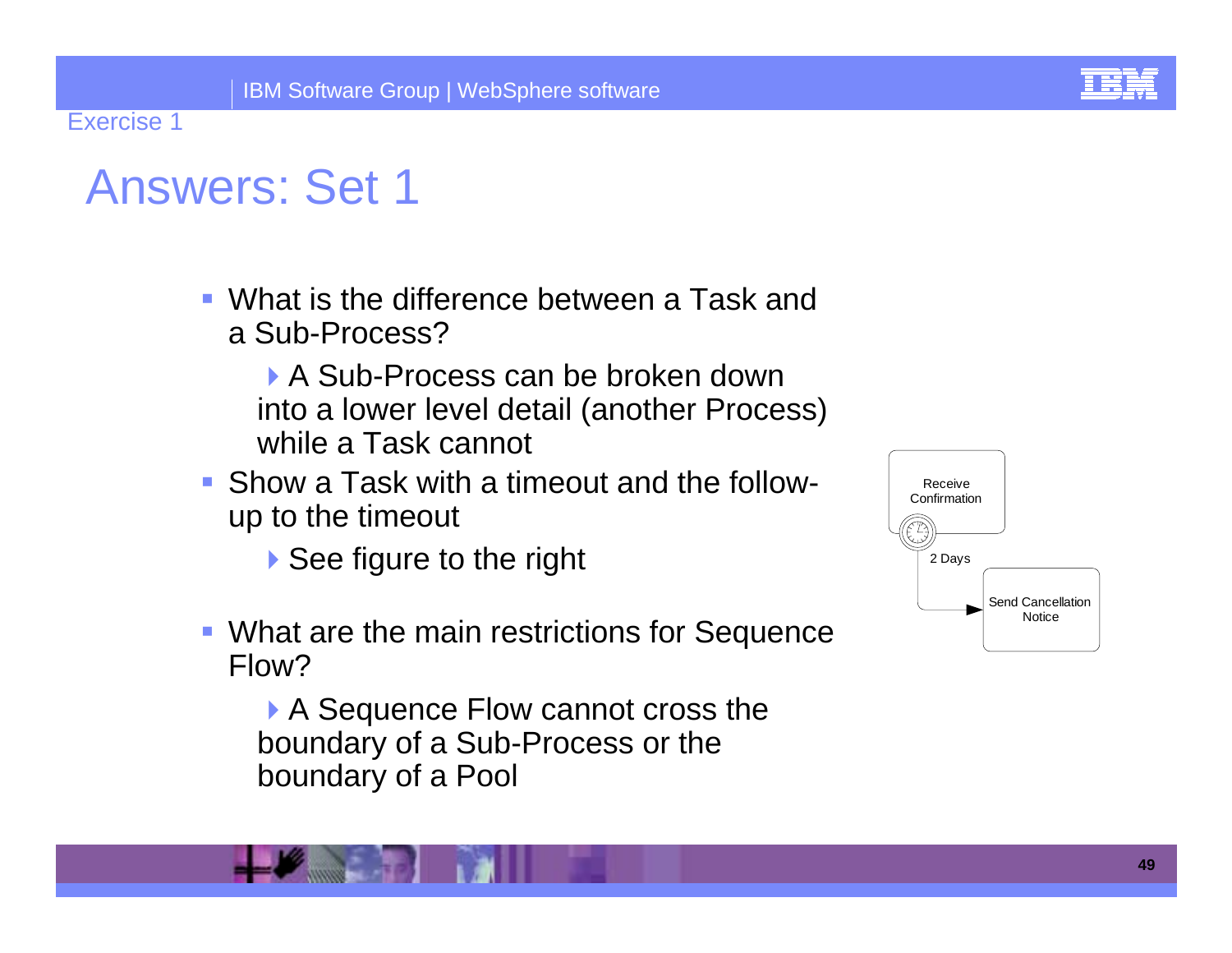Exercise 1

# Answers: Set 1

- What is the difference between a Task and a Sub-Process?
  - A Sub-Process can be broken down into a lower level detail (another Process) while a Task cannot
- Show a Task with a timeout and the follow-up to the timeout
  - See figure to the right
- What are the main restrictions for Sequence Flow?
  - A Sequence Flow cannot cross the boundary of a Sub-Process or the boundary of a Pool

Receive Confirmation

2 Days

Send Cancellation Notice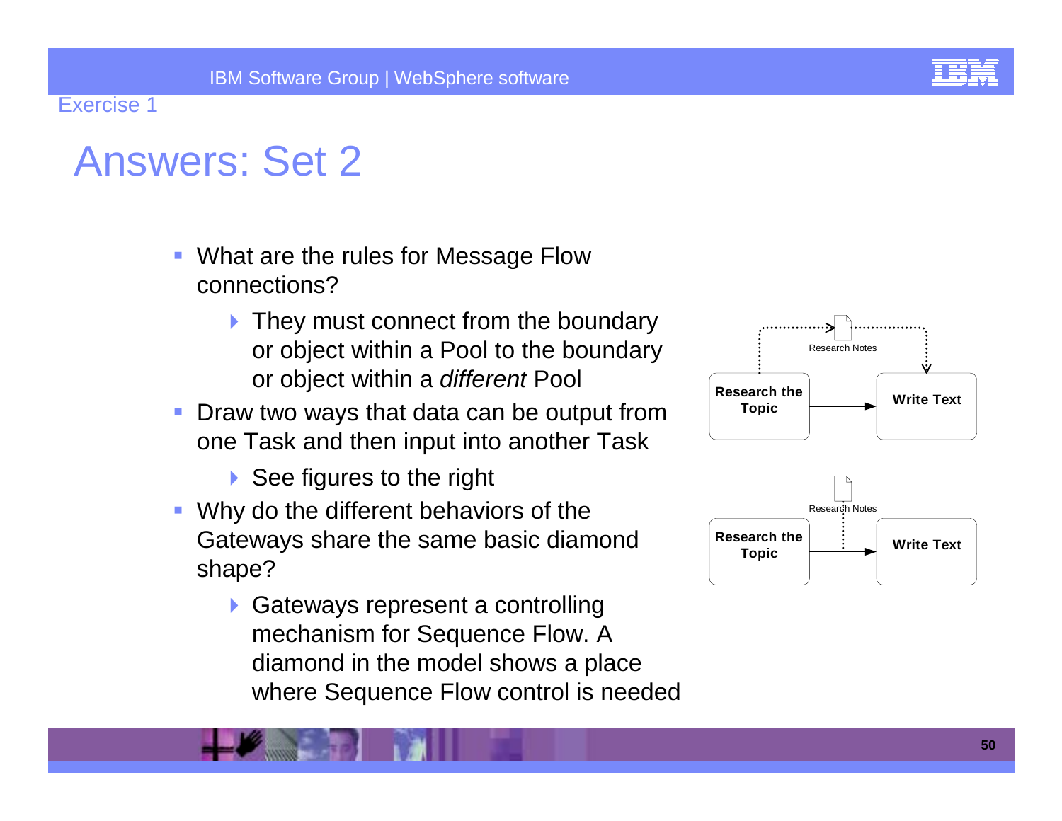# Answers: Set 2

- What are the rules for Message Flow connections?
  - They must connect from the boundary or object within a Pool to the boundary or object within a *different* Pool
- Draw two ways that data can be output from one Task and then input into another Task
  - See figures to the right
- Why do the different behaviors of the Gateways share the same basic diamond shape?
  - Gateways represent a controlling mechanism for Sequence Flow. A diamond in the model shows a place where Sequence Flow control is needed

Research Notes

Research the Topic

Write Text

Research Notes

Research the Topic

Write Text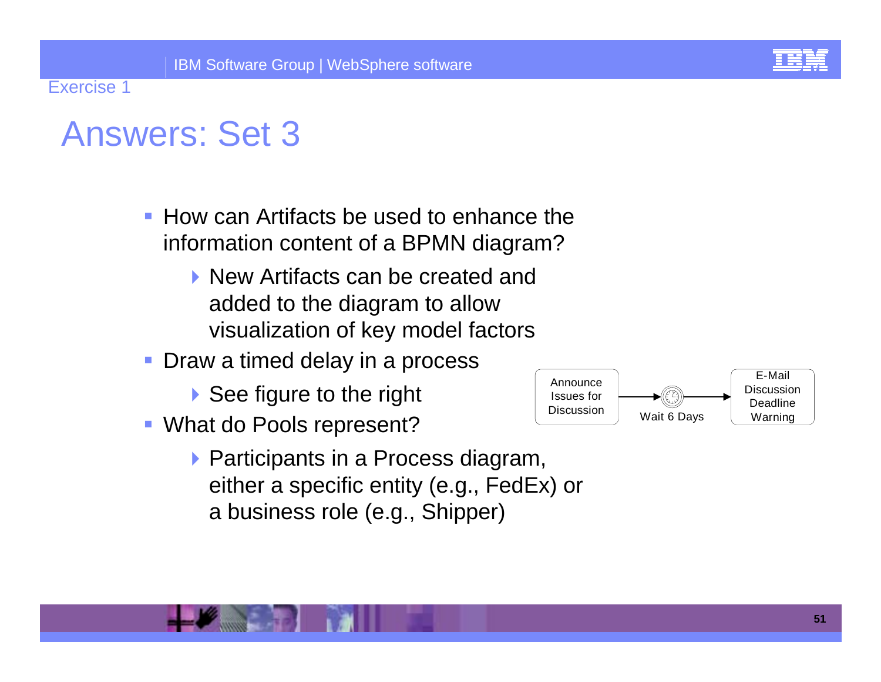Exercise 1

# Answers: Set 3

- How can Artifacts be used to enhance the information content of a BPMN diagram?
  - New Artifacts can be created and added to the diagram to allow visualization of key model factors
- Draw a timed delay in a process
  - See figure to the right
- What do Pools represent?
  - Participants in a Process diagram, either a specific entity (e.g., FedEx) or a business role (e.g., Shipper)

Announce Issues for Discussion → Wait 6 Days → E-Mail Discussion Deadline Warning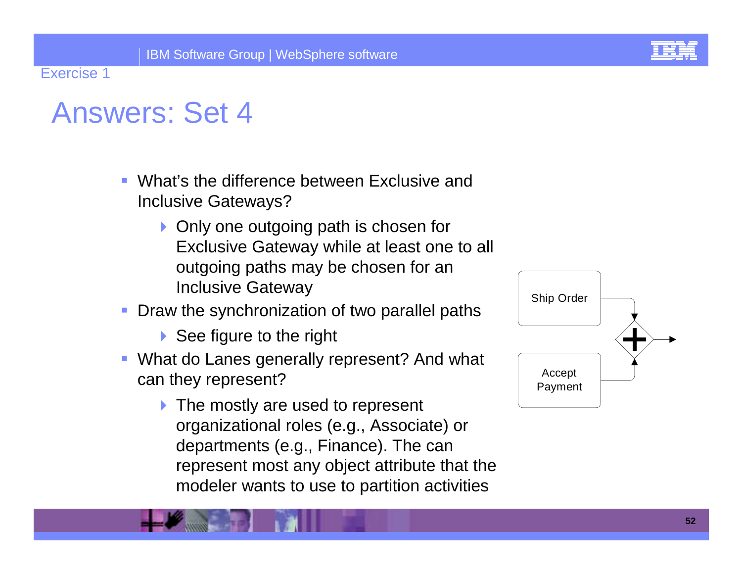# Answers: Set 4

- What's the difference between Exclusive and Inclusive Gateways?
  - Only one outgoing path is chosen for Exclusive Gateway while at least one to all outgoing paths may be chosen for an Inclusive Gateway
- Draw the synchronization of two parallel paths
  - See figure to the right
- What do Lanes generally represent? And what can they represent?
  - The mostly are used to represent organizational roles (e.g., Associate) or departments (e.g., Finance). The can represent most any object attribute that the modeler wants to use to partition activities

Ship Order

Accept Payment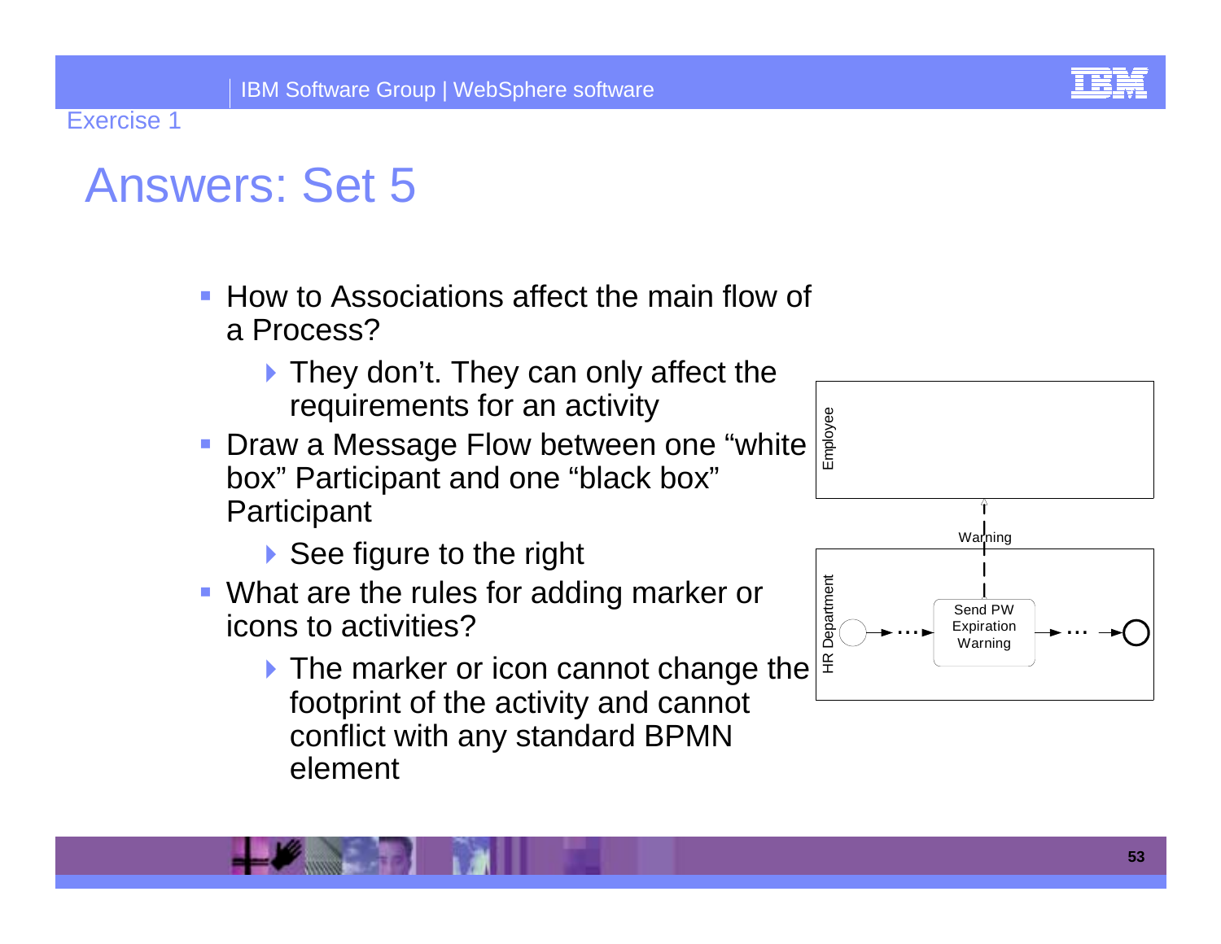Exercise 1

# Answers: Set 5

- How to Associations affect the main flow of a Process?
  - They don't. They can only affect the requirements for an activity
- Draw a Message Flow between one "white box" Participant and one "black box" Participant
  - See figure to the right
- What are the rules for adding marker or icons to activities?
  - The marker or icon cannot change the footprint of the activity and cannot conflict with any standard BPMN element

Employee

Warning

HR Department

Send PW Expiration Warning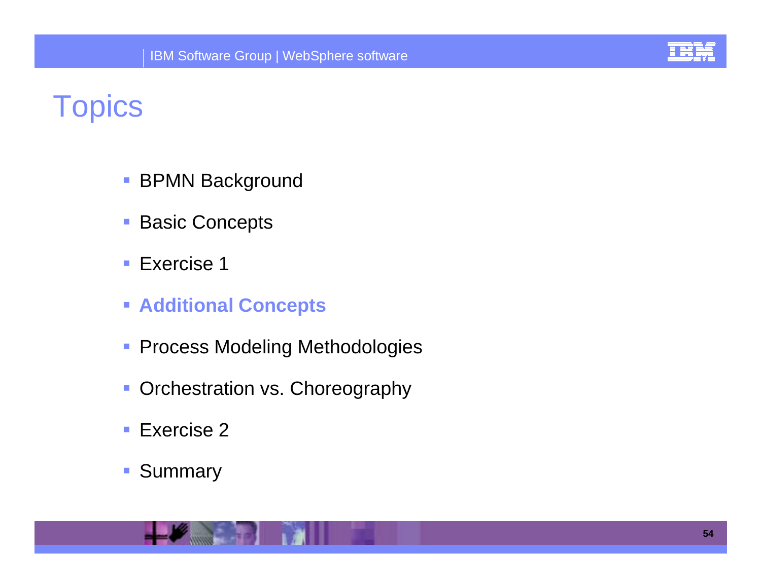# Topics

- BPMN Background
- Basic Concepts
- Exercise 1
- **Additional Concepts**
- Process Modeling Methodologies
- Orchestration vs. Choreography
- Exercise 2
- Summary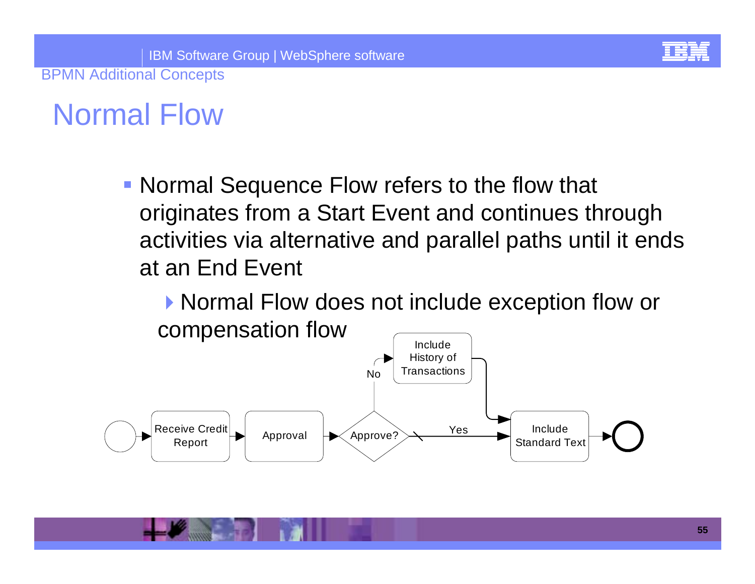# Normal Flow

- Normal Sequence Flow refers to the flow that originates from a Start Event and continues through activities via alternative and parallel paths until it ends at an End Event
  - Normal Flow does not include exception flow or compensation flow

Receive Credit Report → Approval → Approve? → Yes → Include Standard Text

Approve? → No → Include History of Transactions → Include Standard Text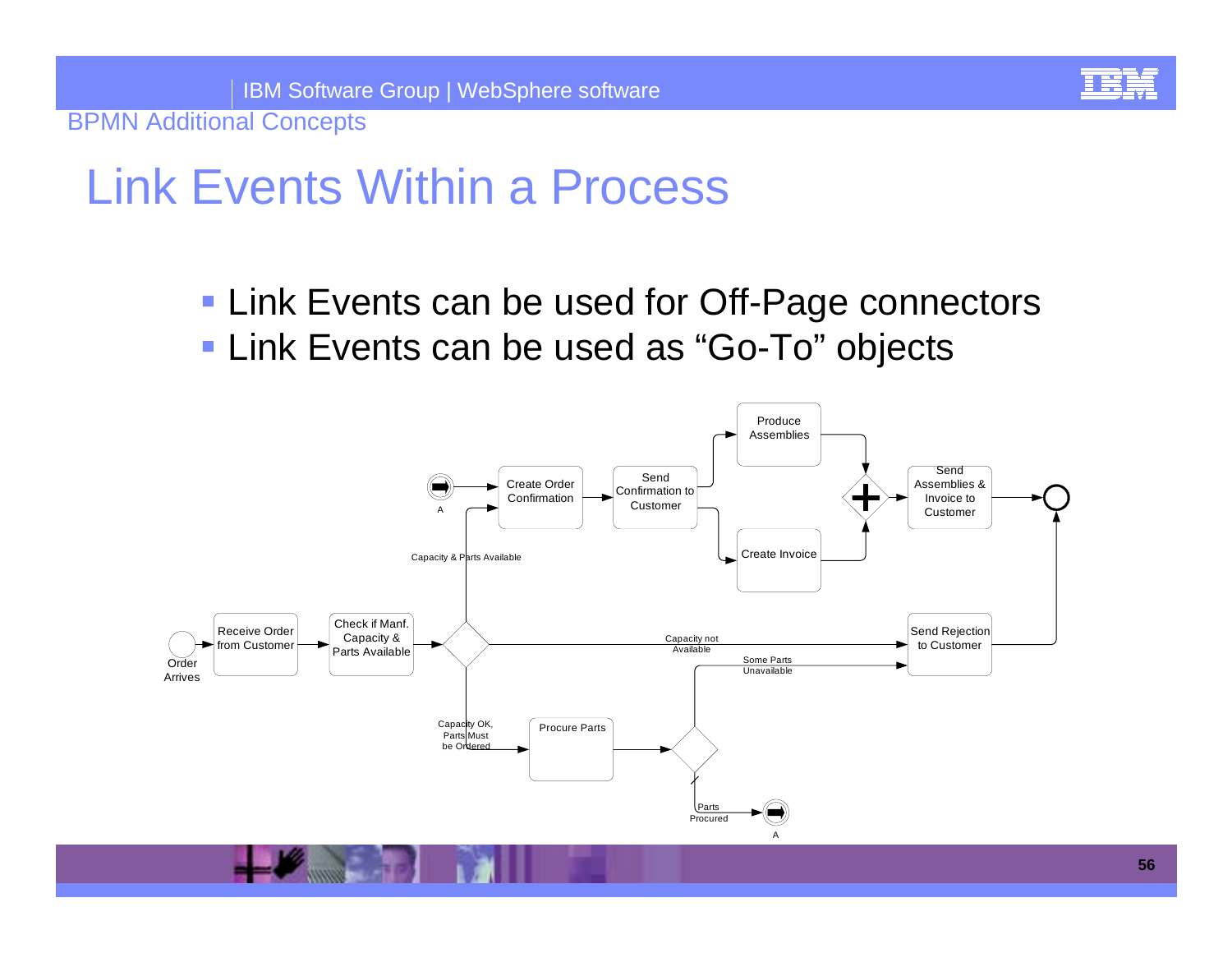# Link Events Within a Process

- Link Events can be used for Off-Page connectors
- Link Events can be used as “Go-To” objects

Order Arrives

Receive Order from Customer

Check if Manf. Capacity & Parts Available

Capacity & Parts Available

Capacity not Available

Capacity OK, Parts Must be Ordered

A

Create Order Confirmation

Send Confirmation to Customer

Produce Assemblies

Create Invoice

Send Assemblies & Invoice to Customer

Send Rejection to Customer

Procure Parts

Some Parts Unavailable

Parts Procured

A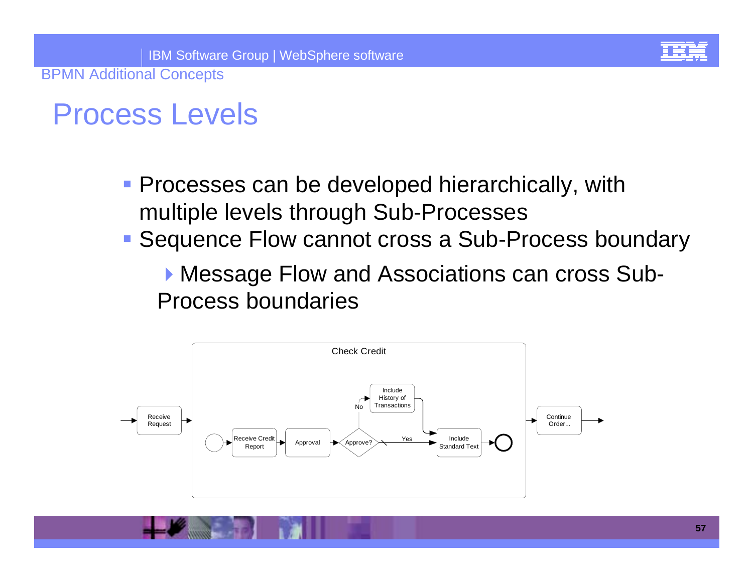# Process Levels

- Processes can be developed hierarchically, with multiple levels through Sub-Processes
- Sequence Flow cannot cross a Sub-Process boundary
  - Message Flow and Associations can cross Sub-Process boundaries

Check Credit

Receive Request

Receive Credit Report

Approval

Approve?

No

Yes

Include History of Transactions

Include Standard Text

Continue Order...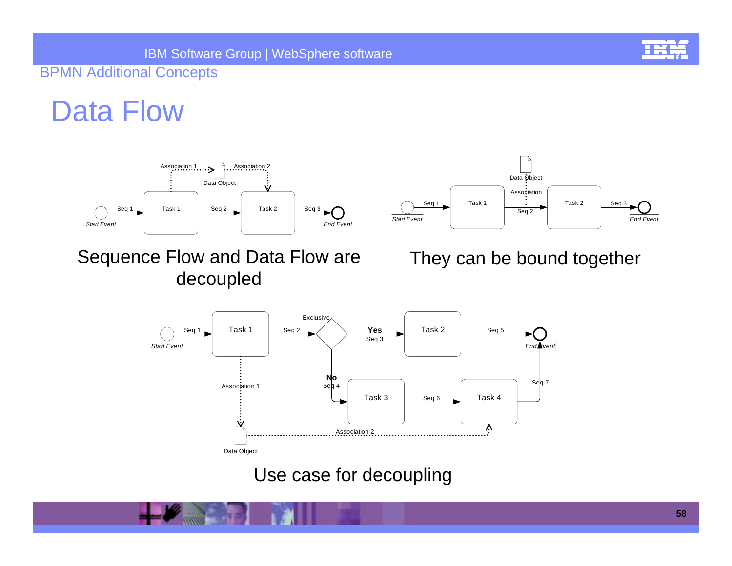# Data Flow

Association 1 · Data Object · Association 2

Start Event · Seq 1 · Task 1 · Seq 2 · Task 2 · Seq 3 · End Event

Sequence Flow and Data Flow are decoupled

Data Object · Association

Start Event · Seq 1 · Task 1 · Seq 2 · Task 2 · Seq 3 · End Event

They can be bound together

Start Event · Seq 1 · Task 1 · Seq 2 · Exclusive · **Yes** Seq 3 · Task 2 · Seq 5 · End Event

**No** Seq 4 · Task 3 · Seq 6 · Task 4 · Seq 7

Association 1 · Data Object · Association 2

Use case for decoupling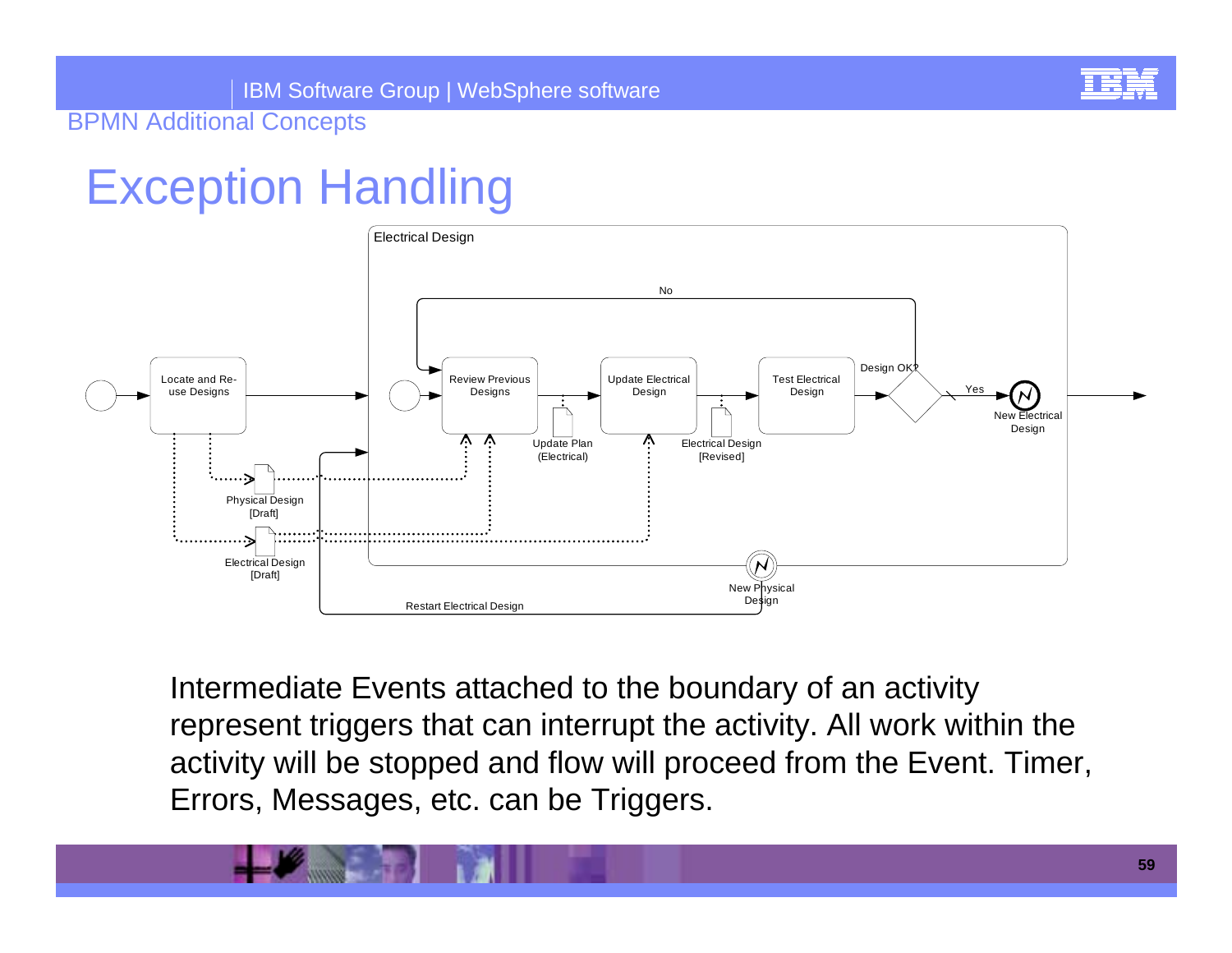# Exception Handling

Electrical Design

Locate and Re-use Designs

Review Previous Designs

Update Electrical Design

Test Electrical Design

Design OK?

No

Yes

New Electrical Design

Update Plan (Electrical)

Electrical Design [Revised]

Physical Design [Draft]

Electrical Design [Draft]

New Physical Design

Restart Electrical Design

Intermediate Events attached to the boundary of an activity represent triggers that can interrupt the activity. All work within the activity will be stopped and flow will proceed from the Event. Timer, Errors, Messages, etc. can be Triggers.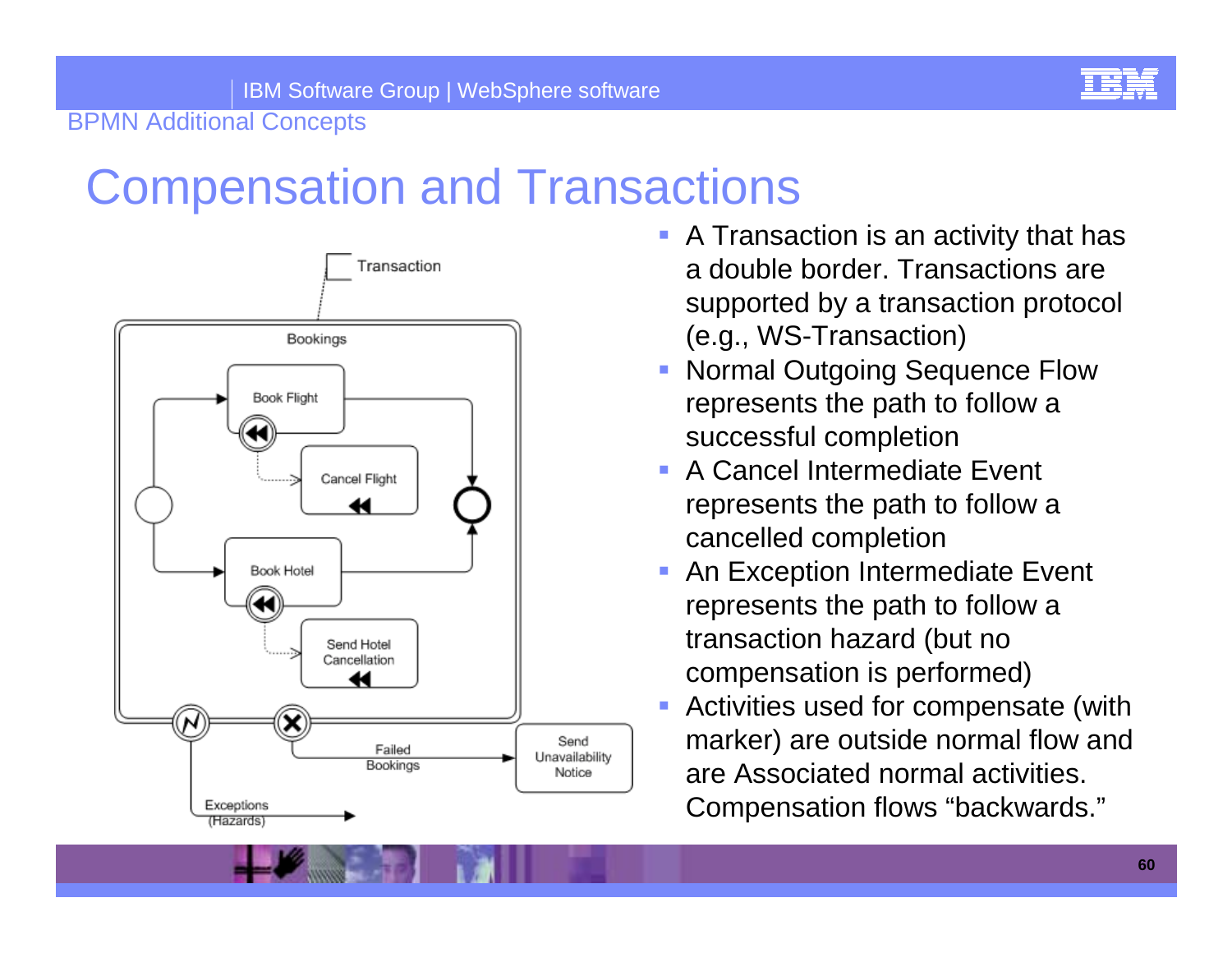# Compensation and Transactions

Transaction

Bookings

Book Flight

Cancel Flight

Book Hotel

Send Hotel Cancellation

Failed Bookings

Send Unavailability Notice

Exceptions (Hazards)

- A Transaction is an activity that has a double border. Transactions are supported by a transaction protocol (e.g., WS-Transaction)
- Normal Outgoing Sequence Flow represents the path to follow a successful completion
- A Cancel Intermediate Event represents the path to follow a cancelled completion
- An Exception Intermediate Event represents the path to follow a transaction hazard (but no compensation is performed)
- Activities used for compensate (with marker) are outside normal flow and are Associated normal activities. Compensation flows “backwards.”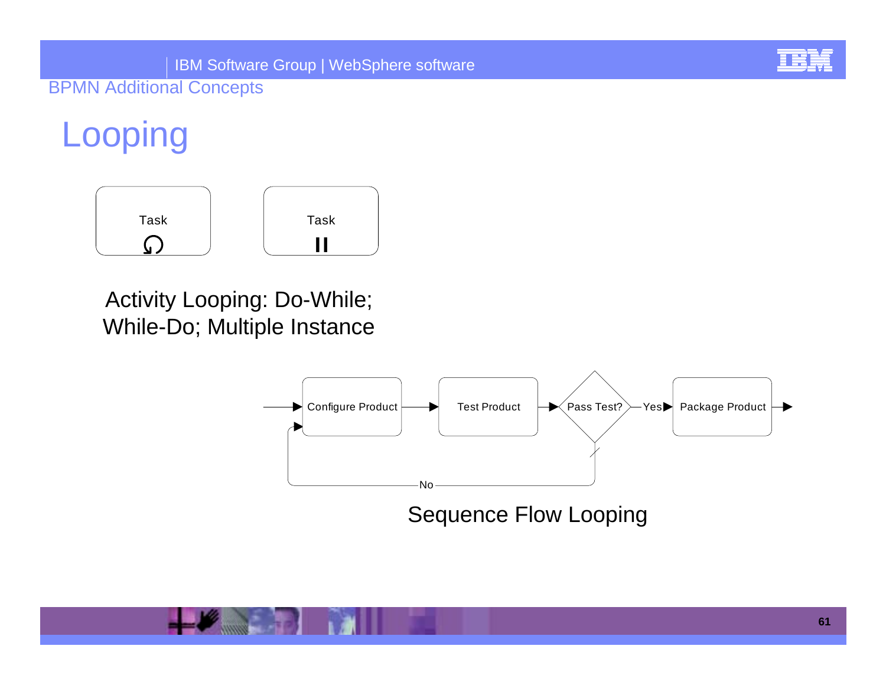# Looping

Task

Task

Activity Looping: Do-While; While-Do; Multiple Instance

Configure Product → Test Product → Pass Test? —Yes→ Package Product

No

Sequence Flow Looping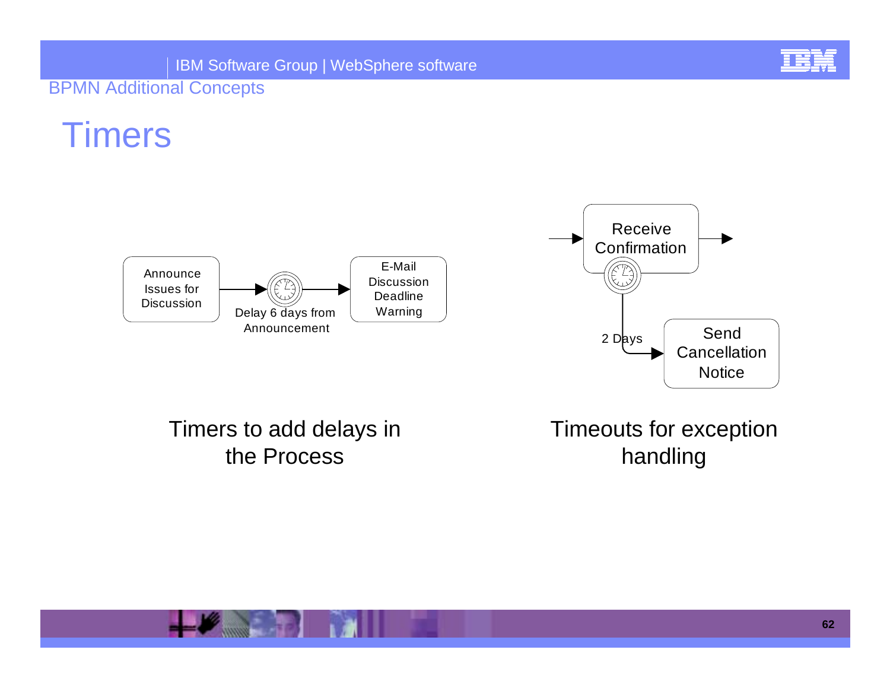# Timers

Announce Issues for Discussion → Delay 6 days from Announcement → E-Mail Discussion Deadline Warning

Receive Confirmation → 2 Days → Send Cancellation Notice

Timers to add delays in the Process

Timeouts for exception handling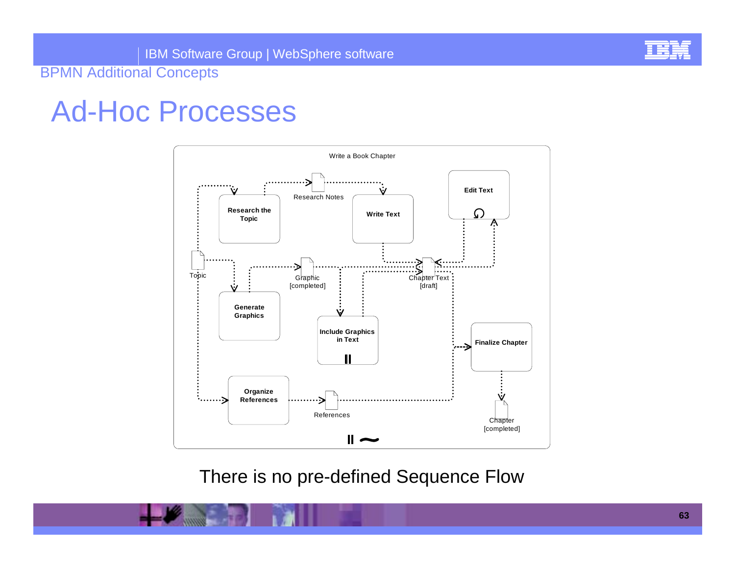BPMN Additional Concepts

# Ad-Hoc Processes

Write a Book Chapter

Research the Topic

Research Notes

Write Text

Edit Text

Topic

Generate Graphics

Graphic [completed]

Chapter Text [draft]

Include Graphics in Text

Finalize Chapter

Organize References

References

Chapter [completed]

There is no pre-defined Sequence Flow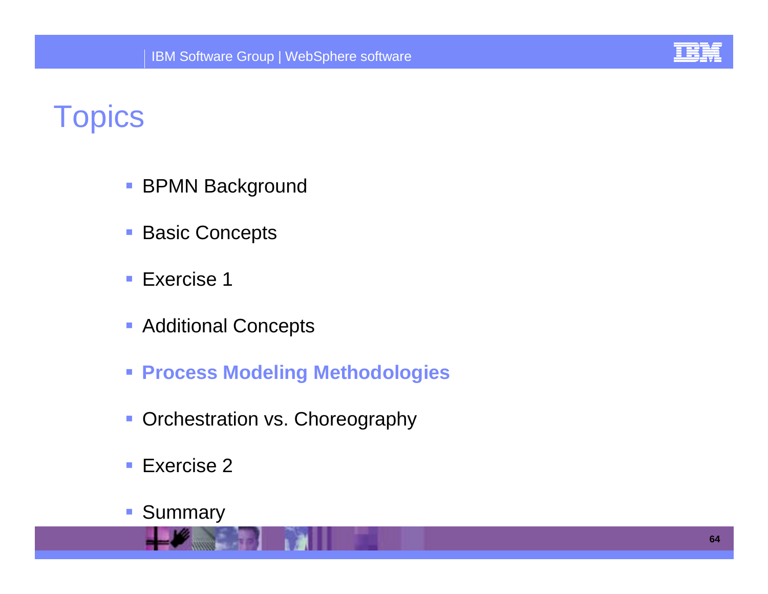# Topics

- BPMN Background
- Basic Concepts
- Exercise 1
- Additional Concepts
- **Process Modeling Methodologies**
- Orchestration vs. Choreography
- Exercise 2
- Summary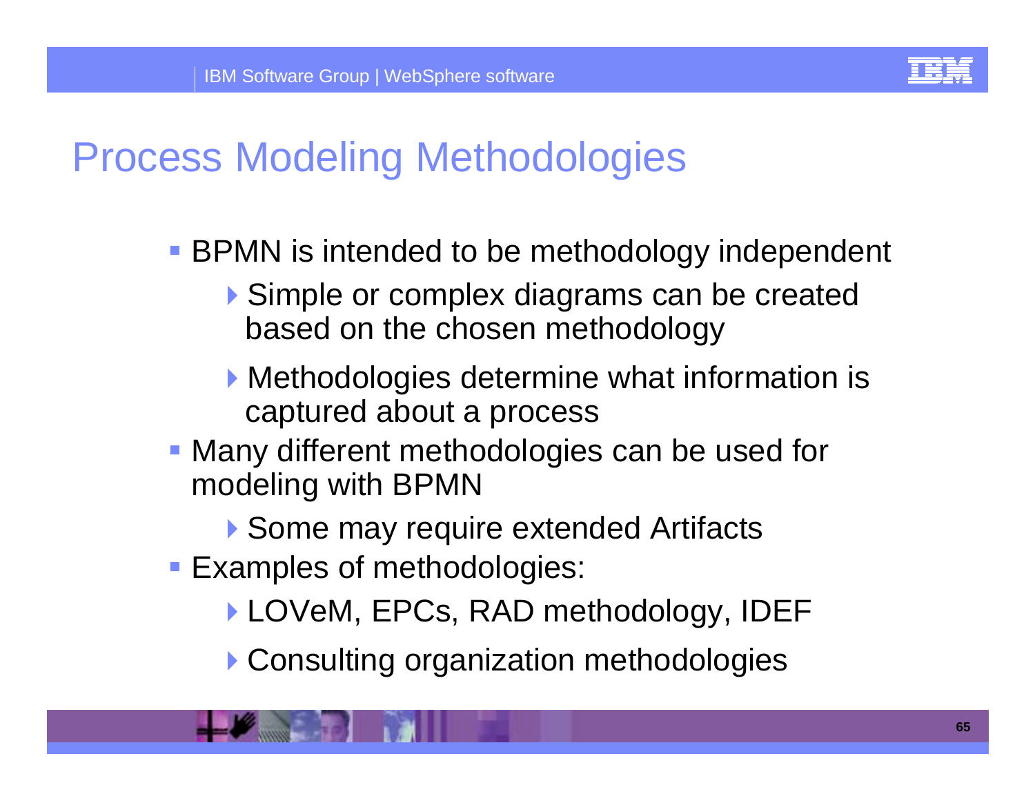# Process Modeling Methodologies

- BPMN is intended to be methodology independent
  - Simple or complex diagrams can be created based on the chosen methodology
  - Methodologies determine what information is captured about a process
- Many different methodologies can be used for modeling with BPMN
  - Some may require extended Artifacts
- Examples of methodologies:
  - LOVeM, EPCs, RAD methodology, IDEF
  - Consulting organization methodologies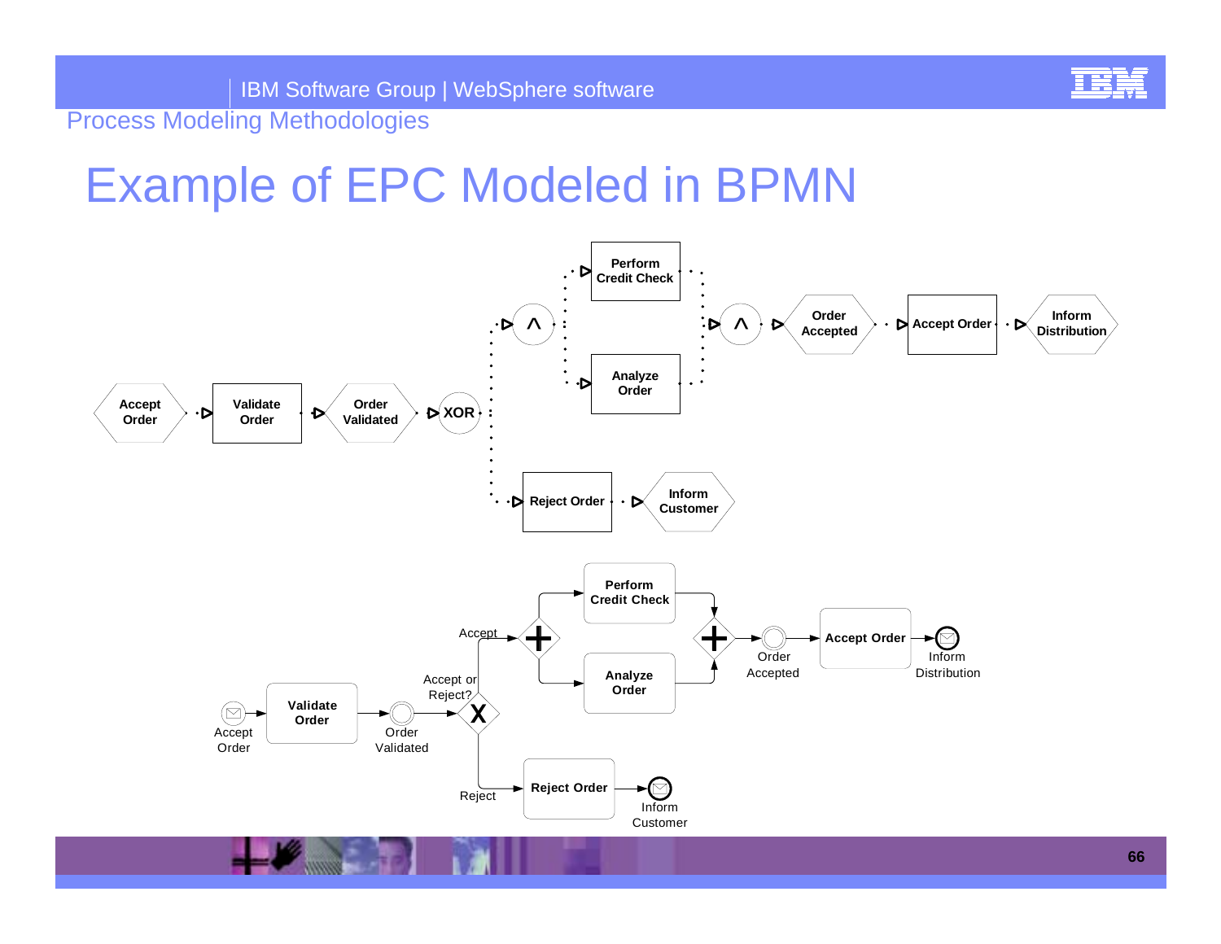# Example of EPC Modeled in BPMN

Accept Order → Validate Order → Order Validated → XOR

XOR → ∧ → Perform Credit Check / Analyze Order → ∧ → Order Accepted → Accept Order → Inform Distribution

XOR → Reject Order → Inform Customer

Accept Order → Validate Order → Order Validated → Accept or Reject? (X)

Accept → (+) → Perform Credit Check / Analyze Order → (+) → Order Accepted → Accept Order → Inform Distribution

Reject → Reject Order → Inform Customer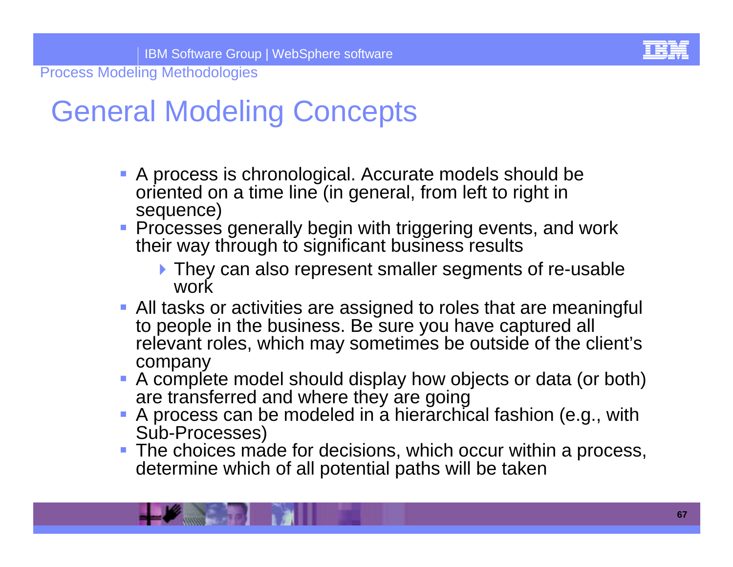# General Modeling Concepts

- A process is chronological. Accurate models should be oriented on a time line (in general, from left to right in sequence)
- Processes generally begin with triggering events, and work their way through to significant business results
  - They can also represent smaller segments of re-usable work
- All tasks or activities are assigned to roles that are meaningful to people in the business. Be sure you have captured all relevant roles, which may sometimes be outside of the client's company
- A complete model should display how objects or data (or both) are transferred and where they are going
- A process can be modeled in a hierarchical fashion (e.g., with Sub-Processes)
- The choices made for decisions, which occur within a process, determine which of all potential paths will be taken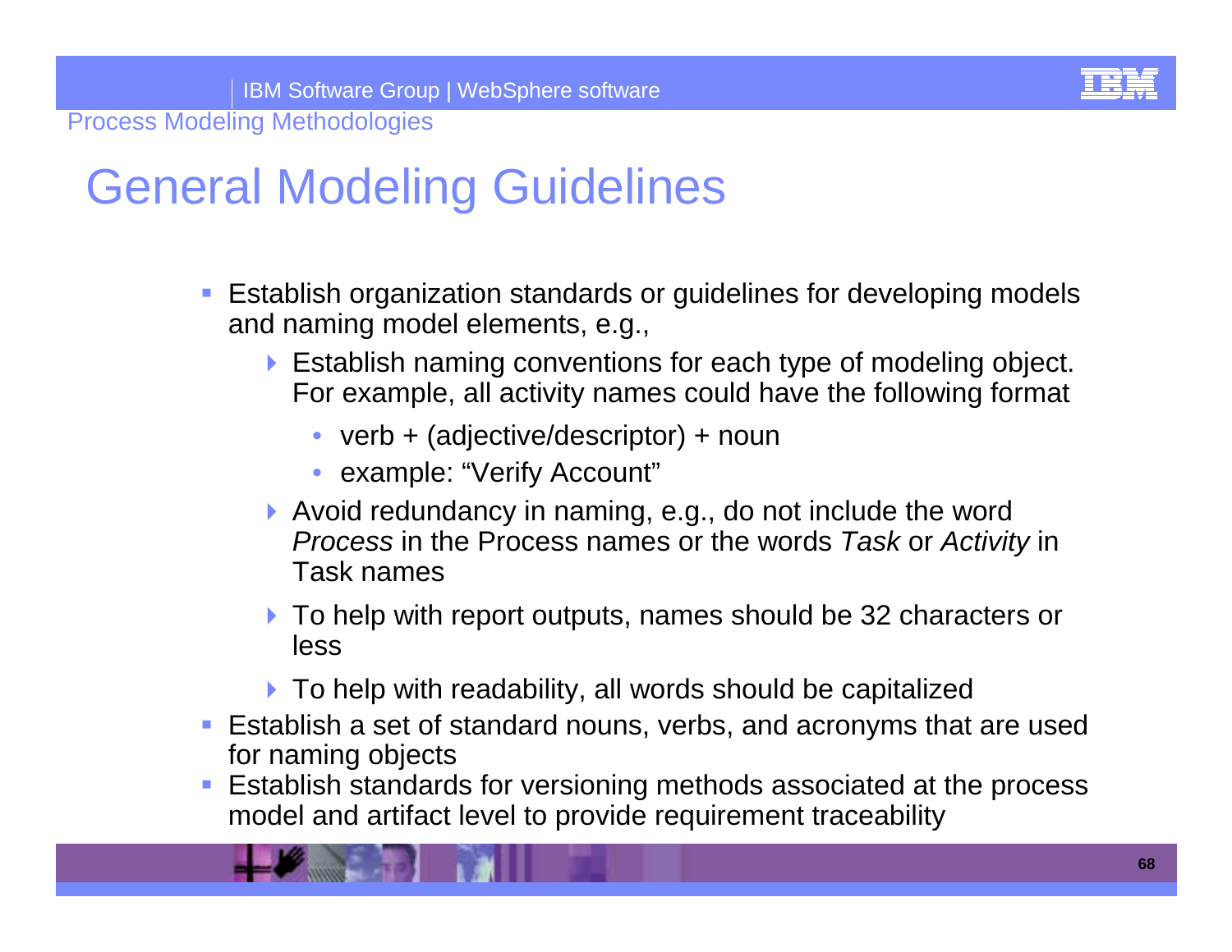# General Modeling Guidelines

- Establish organization standards or guidelines for developing models and naming model elements, e.g.,
  - Establish naming conventions for each type of modeling object. For example, all activity names could have the following format
    - verb + (adjective/descriptor) + noun
    - example: "Verify Account"
  - Avoid redundancy in naming, e.g., do not include the word *Process* in the Process names or the words *Task* or *Activity* in Task names
  - To help with report outputs, names should be 32 characters or less
  - To help with readability, all words should be capitalized
- Establish a set of standard nouns, verbs, and acronyms that are used for naming objects
- Establish standards for versioning methods associated at the process model and artifact level to provide requirement traceability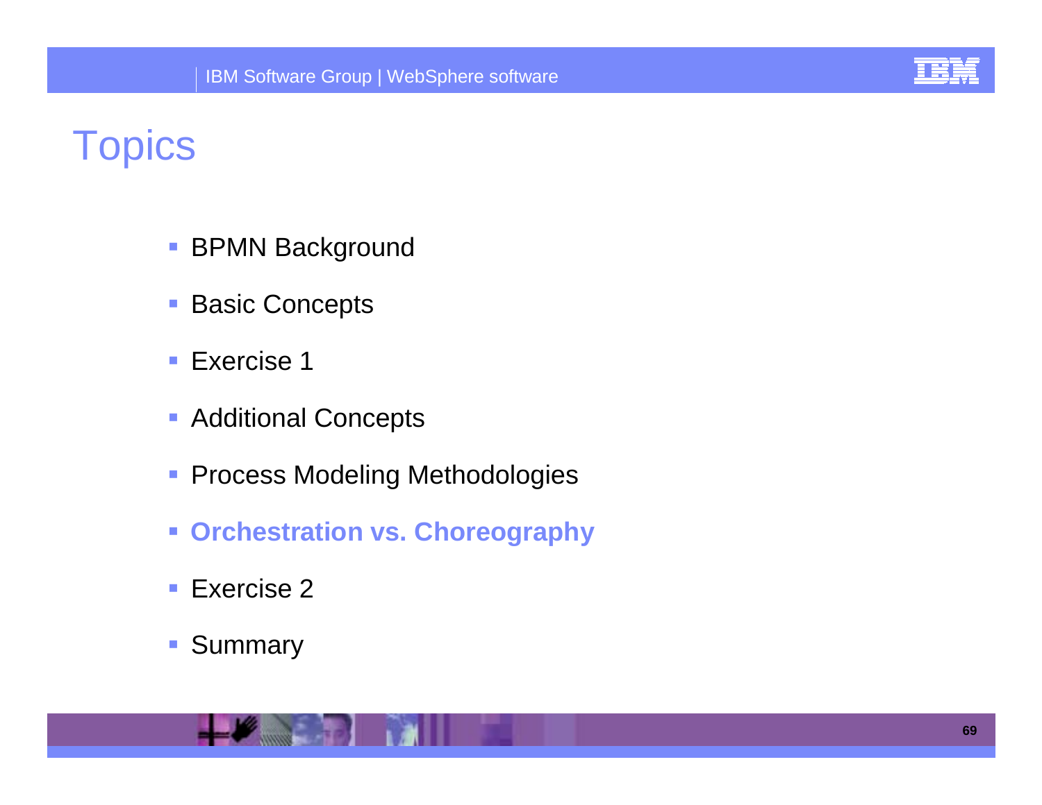# Topics

- BPMN Background
- Basic Concepts
- Exercise 1
- Additional Concepts
- Process Modeling Methodologies
- **Orchestration vs. Choreography**
- Exercise 2
- Summary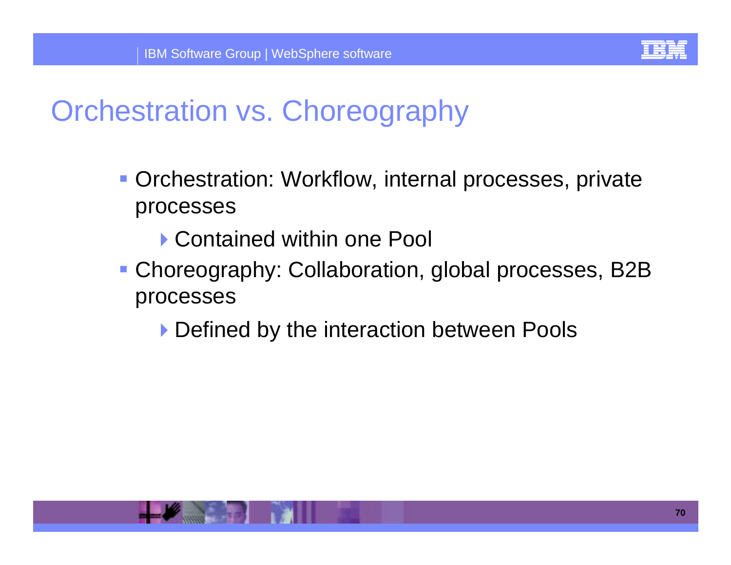# Orchestration vs. Choreography

- Orchestration: Workflow, internal processes, private processes
  - Contained within one Pool
- Choreography: Collaboration, global processes, B2B processes
  - Defined by the interaction between Pools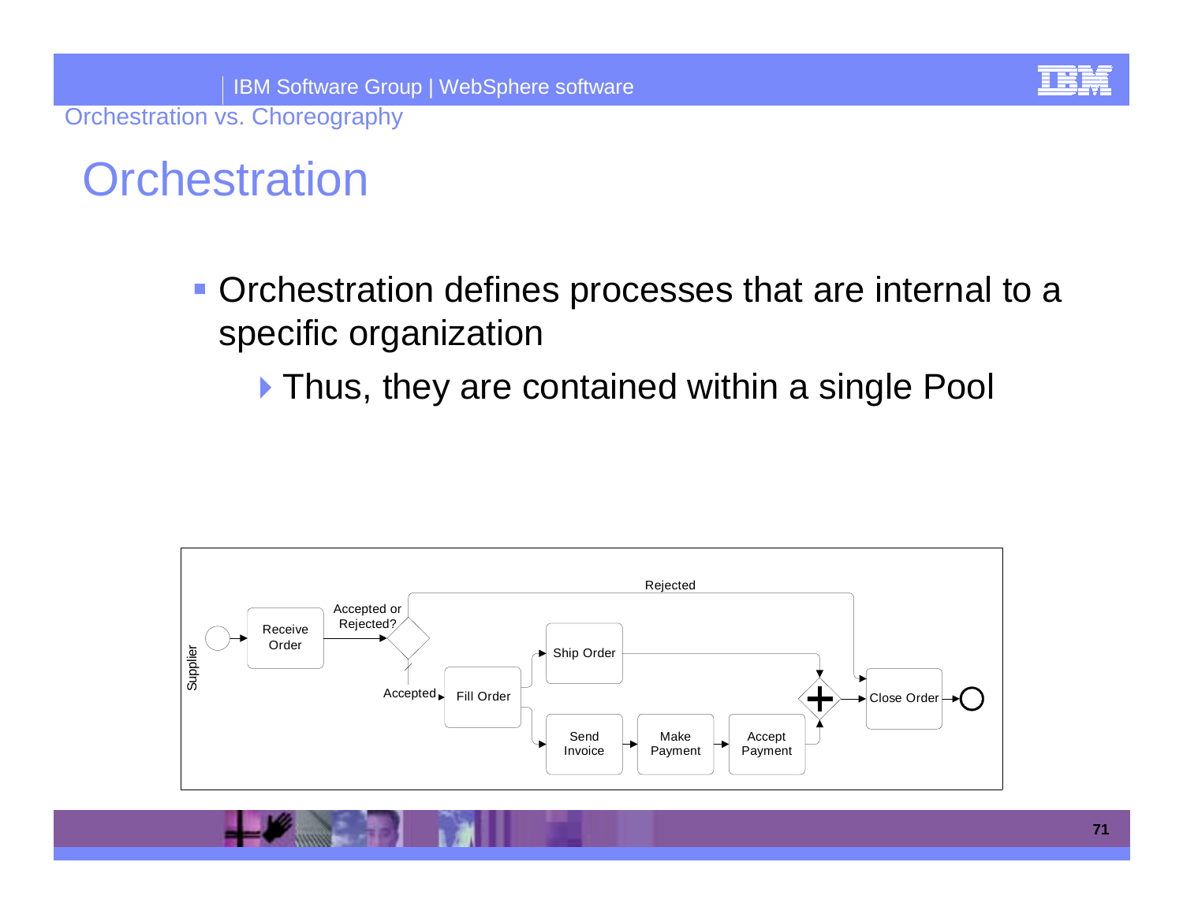# Orchestration

- Orchestration defines processes that are internal to a specific organization
  - Thus, they are contained within a single Pool

Supplier

Receive Order

Accepted or Rejected?

Rejected

Accepted

Fill Order

Ship Order

Send Invoice

Make Payment

Accept Payment

Close Order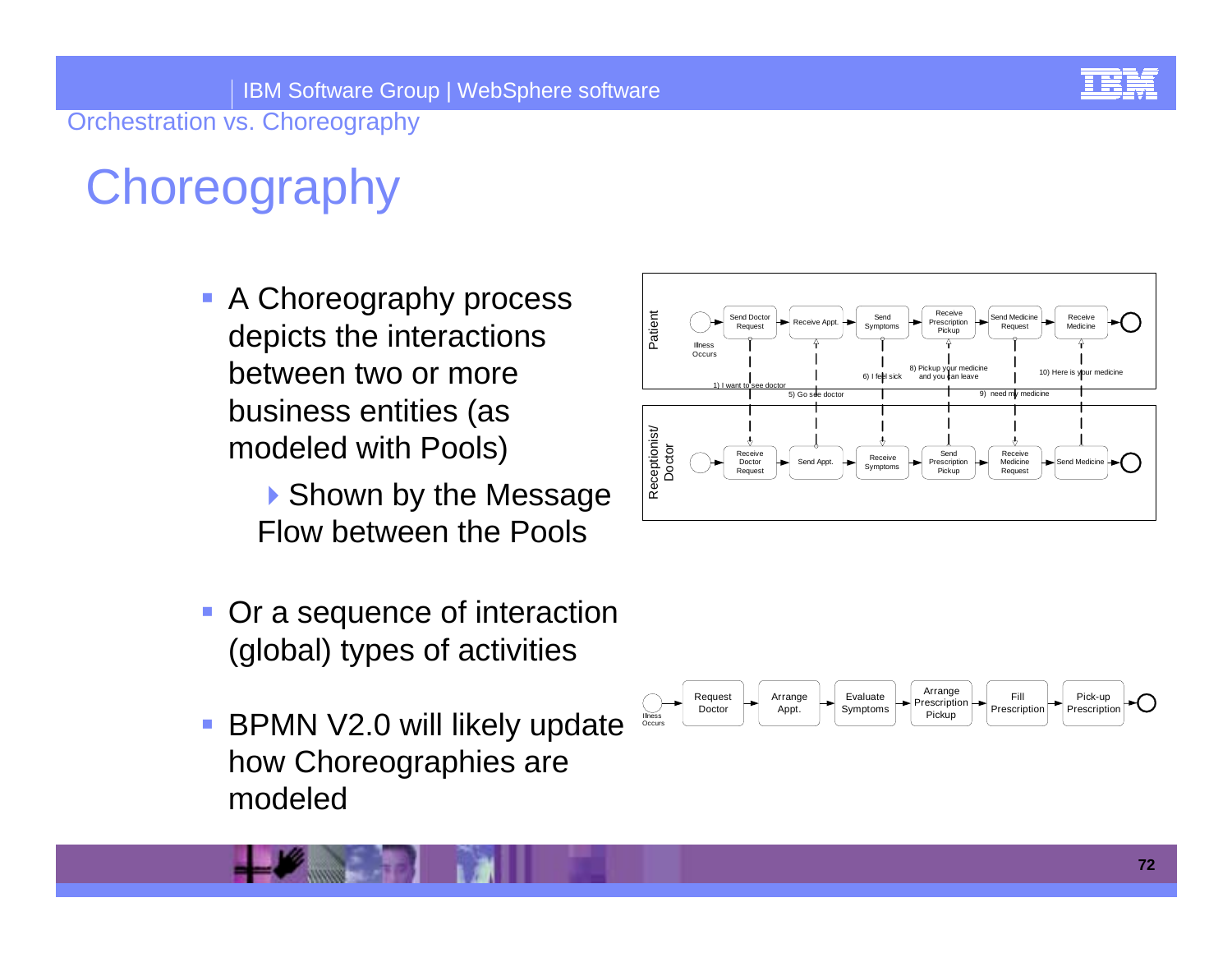# Choreography

- A Choreography process depicts the interactions between two or more business entities (as modeled with Pools)
  - Shown by the Message Flow between the Pools

- Or a sequence of interaction (global) types of activities

- BPMN V2.0 will likely update how Choreographies are modeled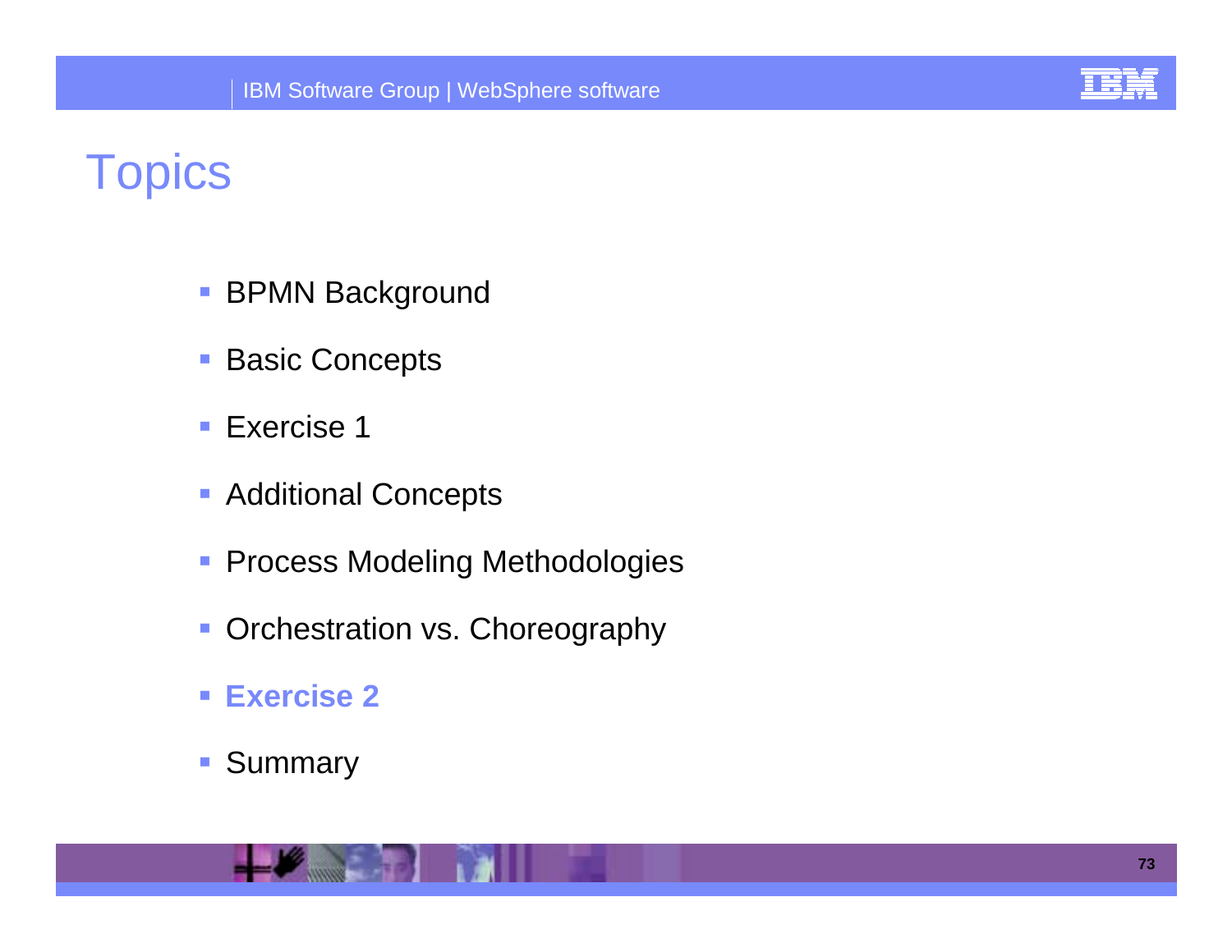# Topics

- BPMN Background
- Basic Concepts
- Exercise 1
- Additional Concepts
- Process Modeling Methodologies
- Orchestration vs. Choreography
- **Exercise 2**
- Summary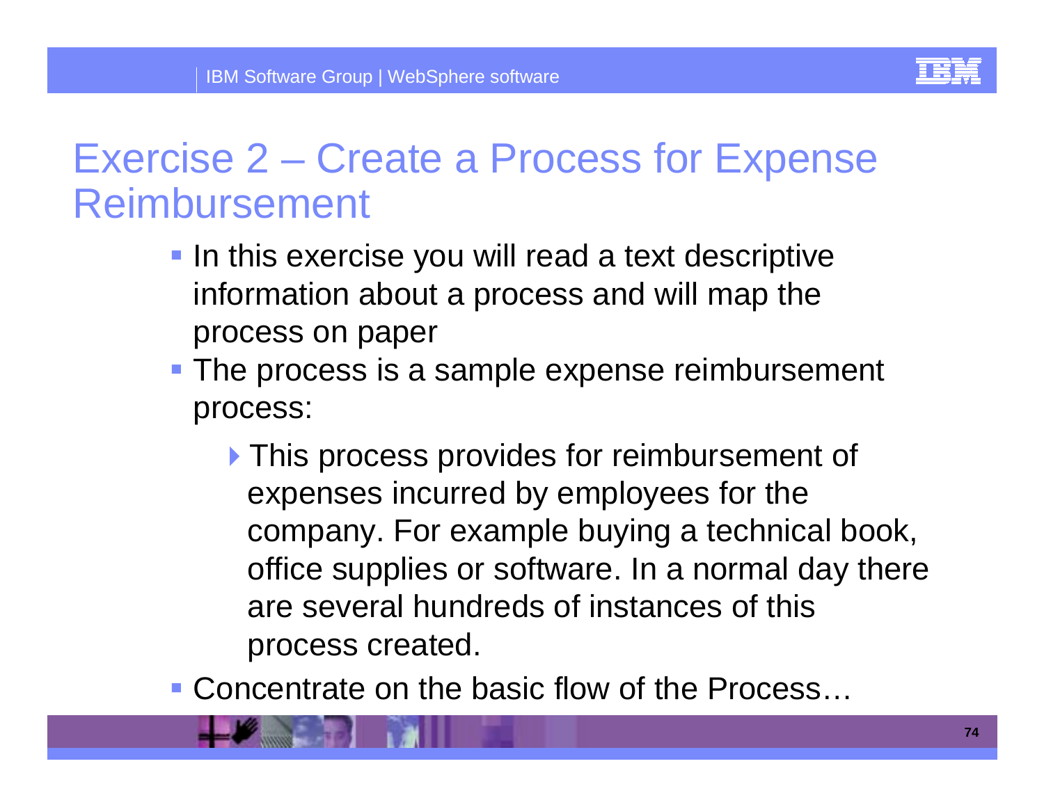# Exercise 2 – Create a Process for Expense Reimbursement

- In this exercise you will read a text descriptive information about a process and will map the process on paper
- The process is a sample expense reimbursement process:
  - This process provides for reimbursement of expenses incurred by employees for the company. For example buying a technical book, office supplies or software. In a normal day there are several hundreds of instances of this process created.
- Concentrate on the basic flow of the Process…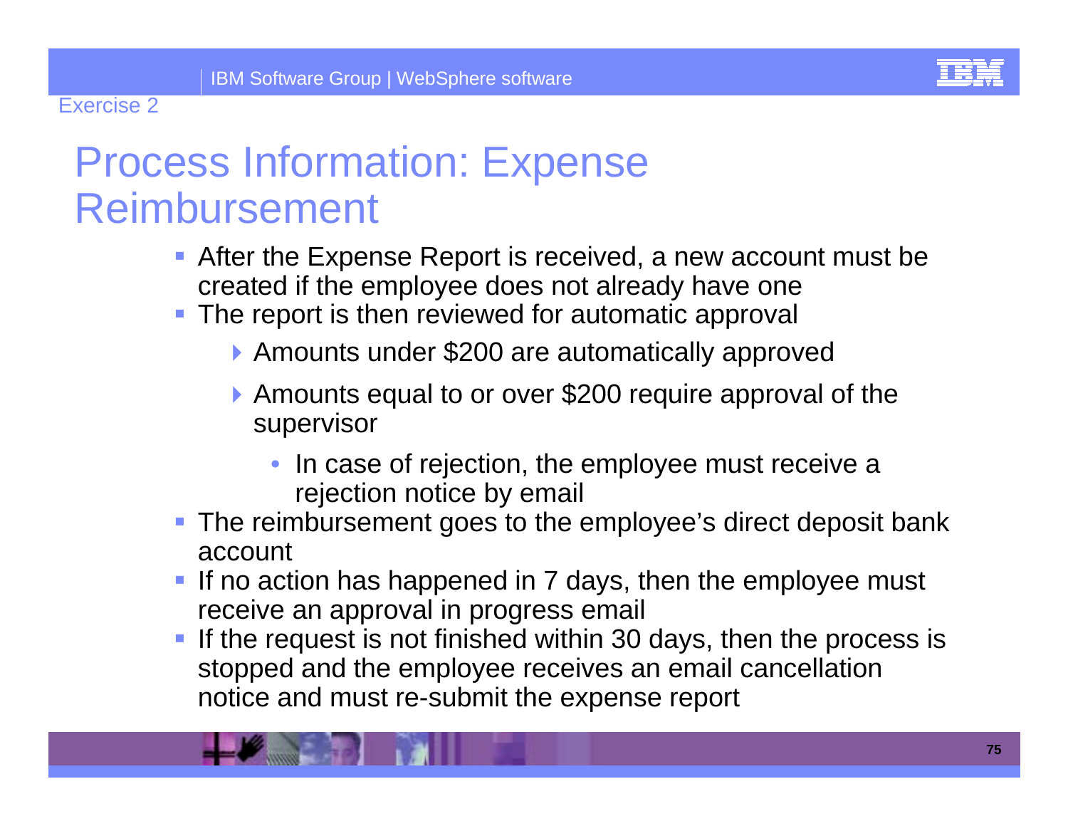Exercise 2

# Process Information: Expense Reimbursement

- After the Expense Report is received, a new account must be created if the employee does not already have one
- The report is then reviewed for automatic approval
  - Amounts under $200 are automatically approved
  - Amounts equal to or over $200 require approval of the supervisor
    - In case of rejection, the employee must receive a rejection notice by email
- The reimbursement goes to the employee's direct deposit bank account
- If no action has happened in 7 days, then the employee must receive an approval in progress email
- If the request is not finished within 30 days, then the process is stopped and the employee receives an email cancellation notice and must re-submit the expense report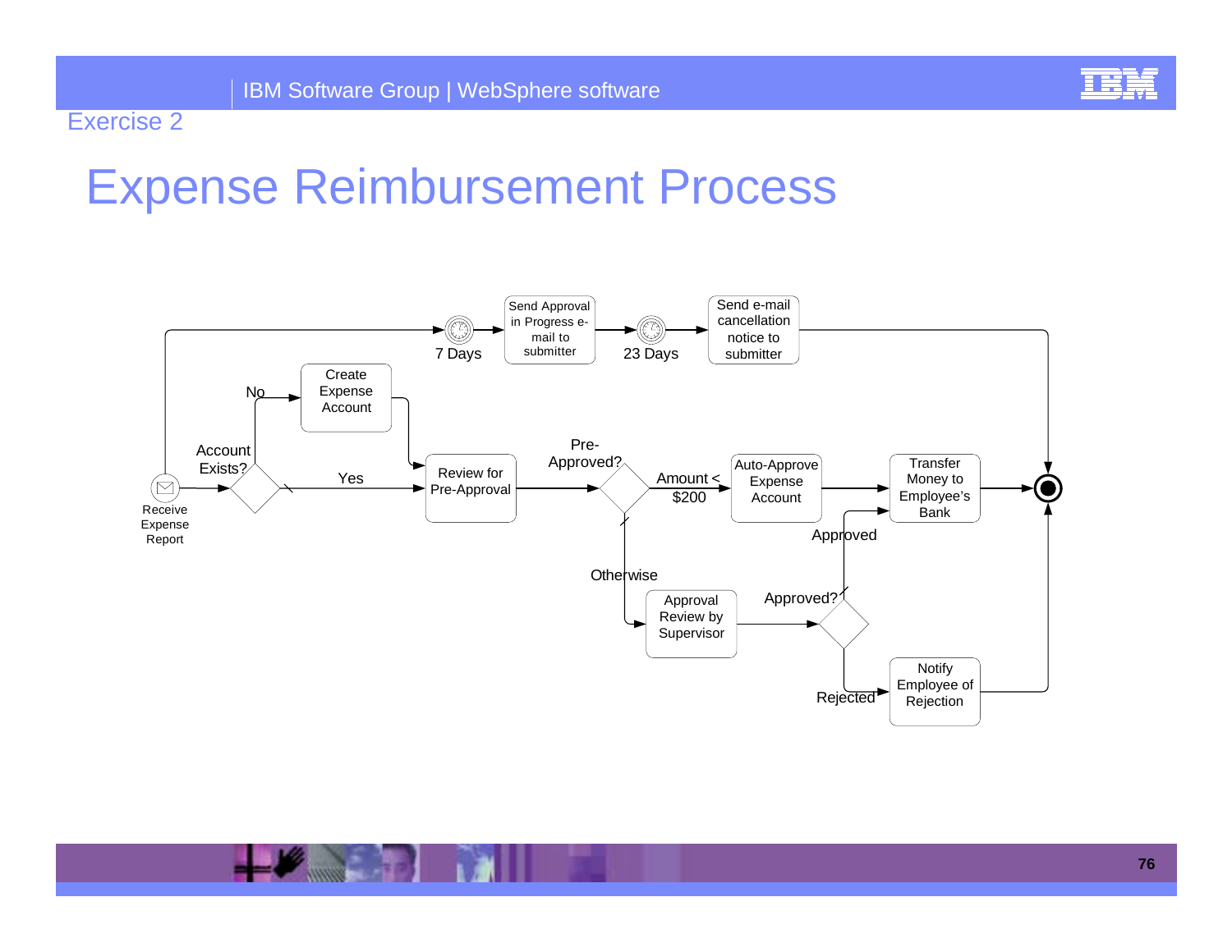Exercise 2

# Expense Reimbursement Process

Receive Expense Report

Account Exists?

No

Yes

Create Expense Account

Review for Pre-Approval

Pre-Approved?

Amount < $200

Otherwise

Auto-Approve Expense Account

Approval Review by Supervisor

Approved?

Approved

Rejected

Transfer Money to Employee's Bank

Notify Employee of Rejection

7 Days

Send Approval in Progress e-mail to submitter

23 Days

Send e-mail cancellation notice to submitter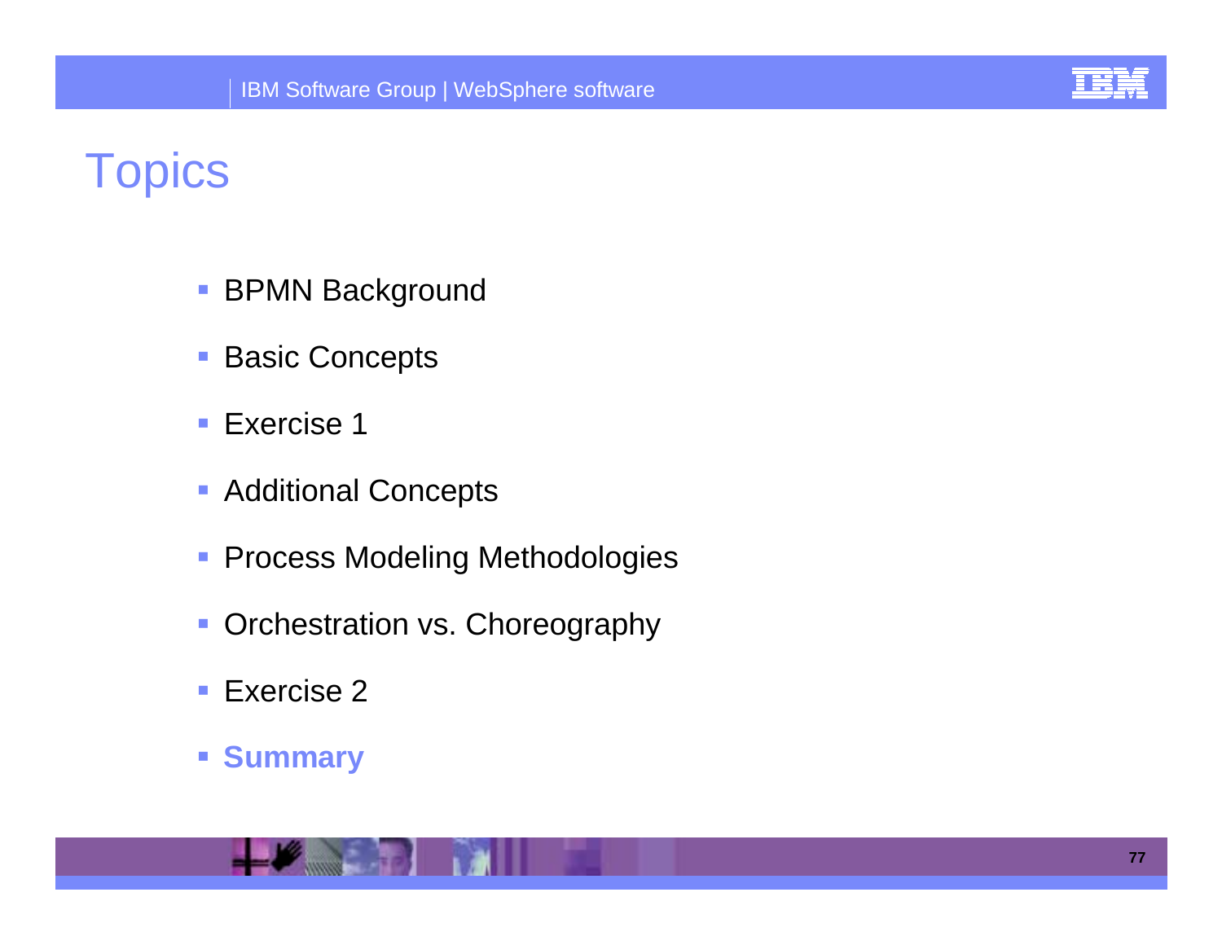# Topics

- BPMN Background
- Basic Concepts
- Exercise 1
- Additional Concepts
- Process Modeling Methodologies
- Orchestration vs. Choreography
- Exercise 2
- **Summary**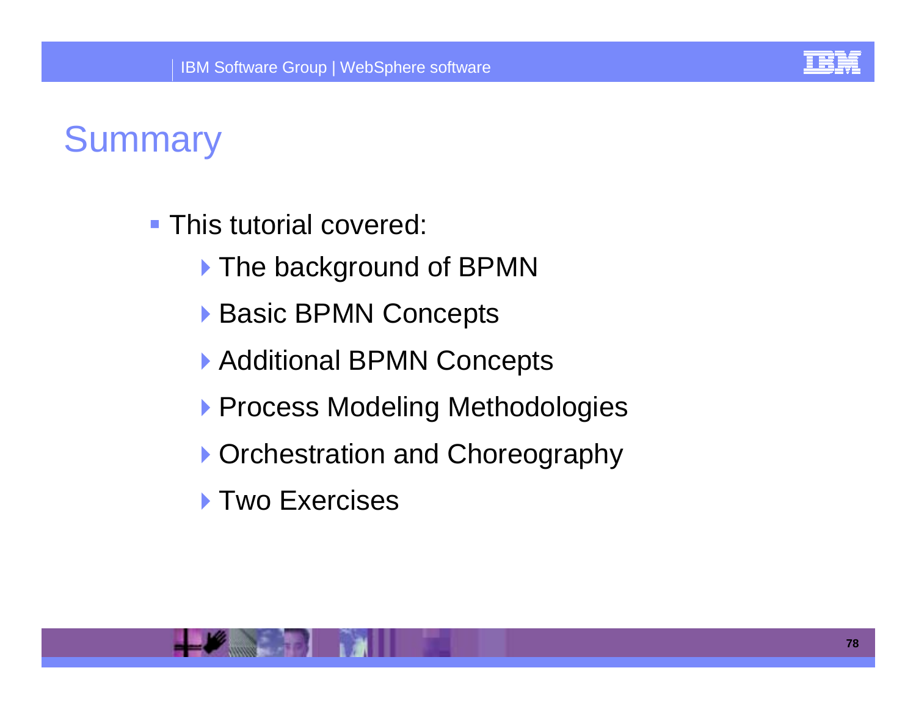# Summary

- This tutorial covered:
  - The background of BPMN
  - Basic BPMN Concepts
  - Additional BPMN Concepts
  - Process Modeling Methodologies
  - Orchestration and Choreography
  - Two Exercises